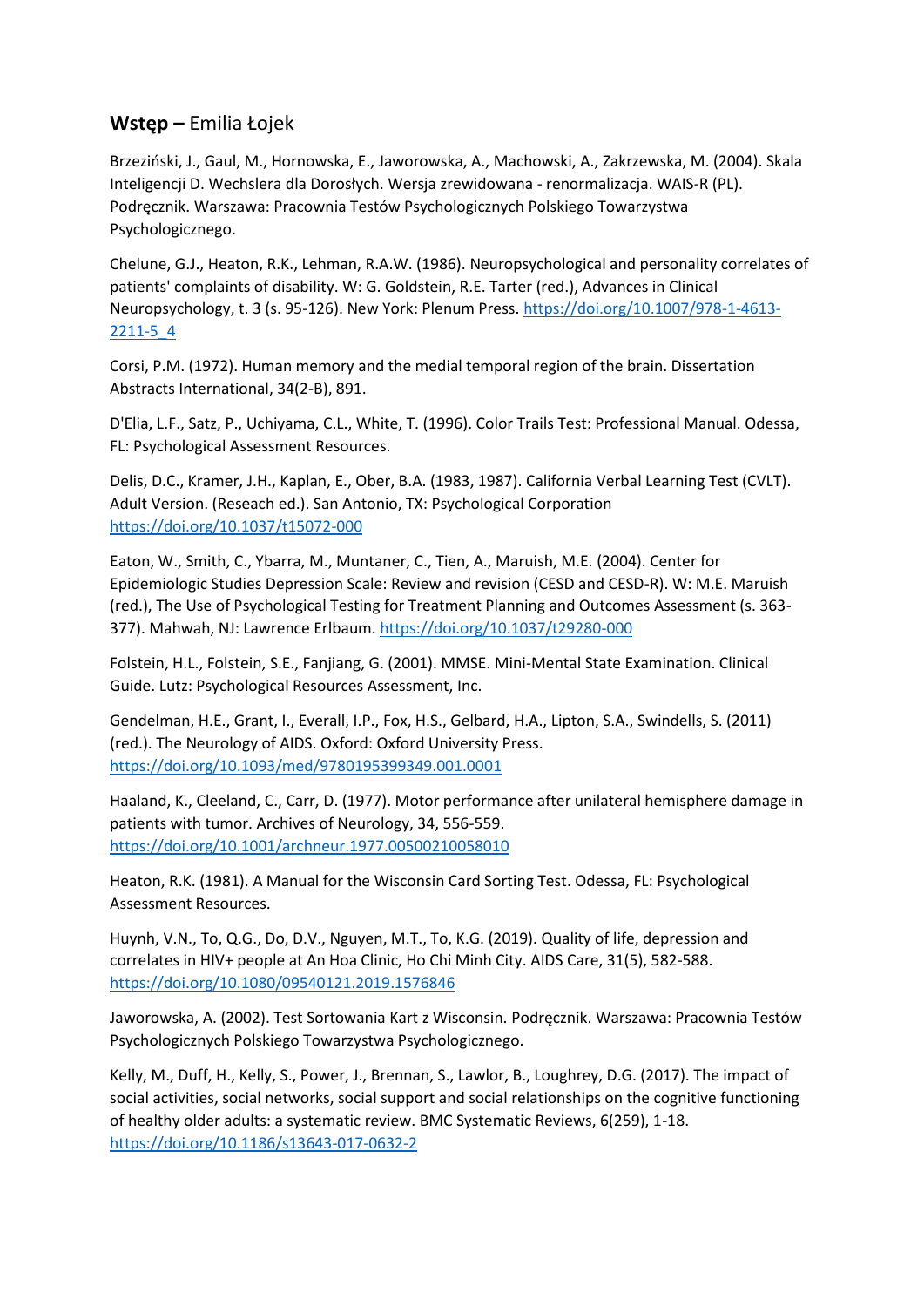## **Wstęp –** Emilia Łojek

Brzeziński, J., Gaul, M., Hornowska, E., Jaworowska, A., Machowski, A., Zakrzewska, M. (2004). Skala Inteligencji D. Wechslera dla Dorosłych. Wersja zrewidowana - renormalizacja. WAIS-R (PL). Podręcznik. Warszawa: Pracownia Testów Psychologicznych Polskiego Towarzystwa Psychologicznego.

Chelune, G.J., Heaton, R.K., Lehman, R.A.W. (1986). Neuropsychological and personality correlates of patients' complaints of disability. W: G. Goldstein, R.E. Tarter (red.), Advances in Clinical Neuropsychology, t. 3 (s. 95-126). New York: Plenum Press. https://doi.org/10.1007/978-1-4613-2211-5_4

Corsi, P.M. (1972). Human memory and the medial temporal region of the brain. Dissertation Abstracts International, 34(2-B), 891.

D'Elia, L.F., Satz, P., Uchiyama, C.L., White, T. (1996). Color Trails Test: Professional Manual. Odessa, FL: Psychological Assessment Resources.

Delis, D.C., Kramer, J.H., Kaplan, E., Ober, B.A. (1983, 1987). California Verbal Learning Test (CVLT). Adult Version. (Reseach ed.). San Antonio, TX: Psychological Corporation https://doi.org/10.1037/t15072-000

Eaton, W., Smith, C., Ybarra, M., Muntaner, C., Tien, A., Maruish, M.E. (2004). Center for Epidemiologic Studies Depression Scale: Review and revision (CESD and CESD-R). W: M.E. Maruish (red.), The Use of Psychological Testing for Treatment Planning and Outcomes Assessment (s. 363-377). Mahwah, NJ: Lawrence Erlbaum. https://doi.org/10.1037/t29280-000

Folstein, H.L., Folstein, S.E., Fanjiang, G. (2001). MMSE. Mini-Mental State Examination. Clinical Guide. Lutz: Psychological Resources Assessment, Inc.

Gendelman, H.E., Grant, I., Everall, I.P., Fox, H.S., Gelbard, H.A., Lipton, S.A., Swindells, S. (2011) (red.). The Neurology of AIDS. Oxford: Oxford University Press. https://doi.org/10.1093/med/9780195399349.001.0001

Haaland, K., Cleeland, C., Carr, D. (1977). Motor performance after unilateral hemisphere damage in patients with tumor. Archives of Neurology, 34, 556-559. https://doi.org/10.1001/archneur.1977.00500210058010

Heaton, R.K. (1981). A Manual for the Wisconsin Card Sorting Test. Odessa, FL: Psychological Assessment Resources.

Huynh, V.N., To, Q.G., Do, D.V., Nguyen, M.T., To, K.G. (2019). Quality of life, depression and correlates in HIV+ people at An Hoa Clinic, Ho Chi Minh City. AIDS Care, 31(5), 582-588. https://doi.org/10.1080/09540121.2019.1576846

Jaworowska, A. (2002). Test Sortowania Kart z Wisconsin. Podręcznik. Warszawa: Pracownia Testów Psychologicznych Polskiego Towarzystwa Psychologicznego.

Kelly, M., Duff, H., Kelly, S., Power, J., Brennan, S., Lawlor, B., Loughrey, D.G. (2017). The impact of social activities, social networks, social support and social relationships on the cognitive functioning of healthy older adults: a systematic review. BMC Systematic Reviews, 6(259), 1-18. https://doi.org/10.1186/s13643-017-0632-2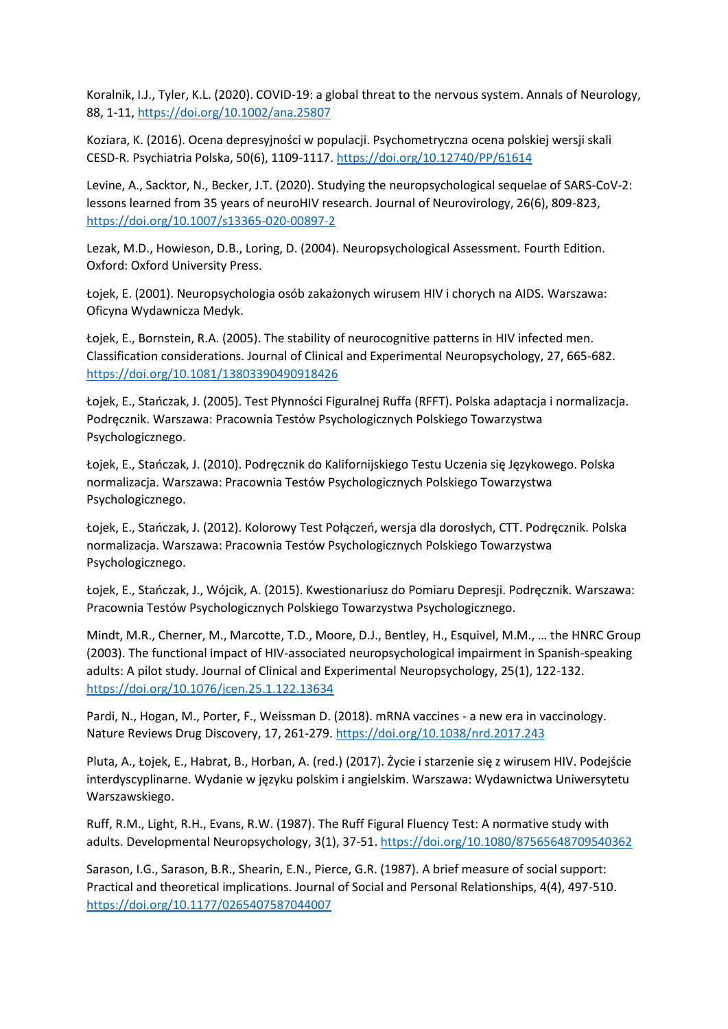Koralnik, I.J., Tyler, K.L. (2020). COVID-19: a global threat to the nervous system. Annals of Neurology, 88, 1-11, https://doi.org/10.1002/ana.25807

Koziara, K. (2016). Ocena depresyjności w populacji. Psychometryczna ocena polskiej wersji skali CESD-R. Psychiatria Polska, 50(6), 1109-1117. https://doi.org/10.12740/PP/61614

Levine, A., Sacktor, N., Becker, J.T. (2020). Studying the neuropsychological sequelae of SARS-CoV-2: lessons learned from 35 years of neuroHIV research. Journal of Neurovirology, 26(6), 809-823, https://doi.org/10.1007/s13365-020-00897-2

Lezak, M.D., Howieson, D.B., Loring, D. (2004). Neuropsychological Assessment. Fourth Edition. Oxford: Oxford University Press.

Łojek, E. (2001). Neuropsychologia osób zakażonych wirusem HIV i chorych na AIDS. Warszawa: Oficyna Wydawnicza Medyk.

Łojek, E., Bornstein, R.A. (2005). The stability of neurocognitive patterns in HIV infected men. Classification considerations. Journal of Clinical and Experimental Neuropsychology, 27, 665-682. https://doi.org/10.1081/13803390490918426

Łojek, E., Stańczak, J. (2005). Test Płynności Figuralnej Ruffa (RFFT). Polska adaptacja i normalizacja. Podręcznik. Warszawa: Pracownia Testów Psychologicznych Polskiego Towarzystwa Psychologicznego.

Łojek, E., Stańczak, J. (2010). Podręcznik do Kalifornijskiego Testu Uczenia się Językowego. Polska normalizacja. Warszawa: Pracownia Testów Psychologicznych Polskiego Towarzystwa Psychologicznego.

Łojek, E., Stańczak, J. (2012). Kolorowy Test Połączeń, wersja dla dorosłych, CTT. Podręcznik. Polska normalizacja. Warszawa: Pracownia Testów Psychologicznych Polskiego Towarzystwa Psychologicznego.

Łojek, E., Stańczak, J., Wójcik, A. (2015). Kwestionariusz do Pomiaru Depresji. Podręcznik. Warszawa: Pracownia Testów Psychologicznych Polskiego Towarzystwa Psychologicznego.

Mindt, M.R., Cherner, M., Marcotte, T.D., Moore, D.J., Bentley, H., Esquivel, M.M., … the HNRC Group (2003). The functional impact of HIV-associated neuropsychological impairment in Spanish-speaking adults: A pilot study. Journal of Clinical and Experimental Neuropsychology, 25(1), 122-132. https://doi.org/10.1076/jcen.25.1.122.13634

Pardi, N., Hogan, M., Porter, F., Weissman D. (2018). mRNA vaccines - a new era in vaccinology. Nature Reviews Drug Discovery, 17, 261-279. https://doi.org/10.1038/nrd.2017.243

Pluta, A., Łojek, E., Habrat, B., Horban, A. (red.) (2017). Życie i starzenie się z wirusem HIV. Podejście interdyscyplinarne. Wydanie w języku polskim i angielskim. Warszawa: Wydawnictwa Uniwersytetu Warszawskiego.

Ruff, R.M., Light, R.H., Evans, R.W. (1987). The Ruff Figural Fluency Test: A normative study with adults. Developmental Neuropsychology, 3(1), 37-51. https://doi.org/10.1080/87565648709540362

Sarason, I.G., Sarason, B.R., Shearin, E.N., Pierce, G.R. (1987). A brief measure of social support: Practical and theoretical implications. Journal of Social and Personal Relationships, 4(4), 497-510. https://doi.org/10.1177/0265407587044007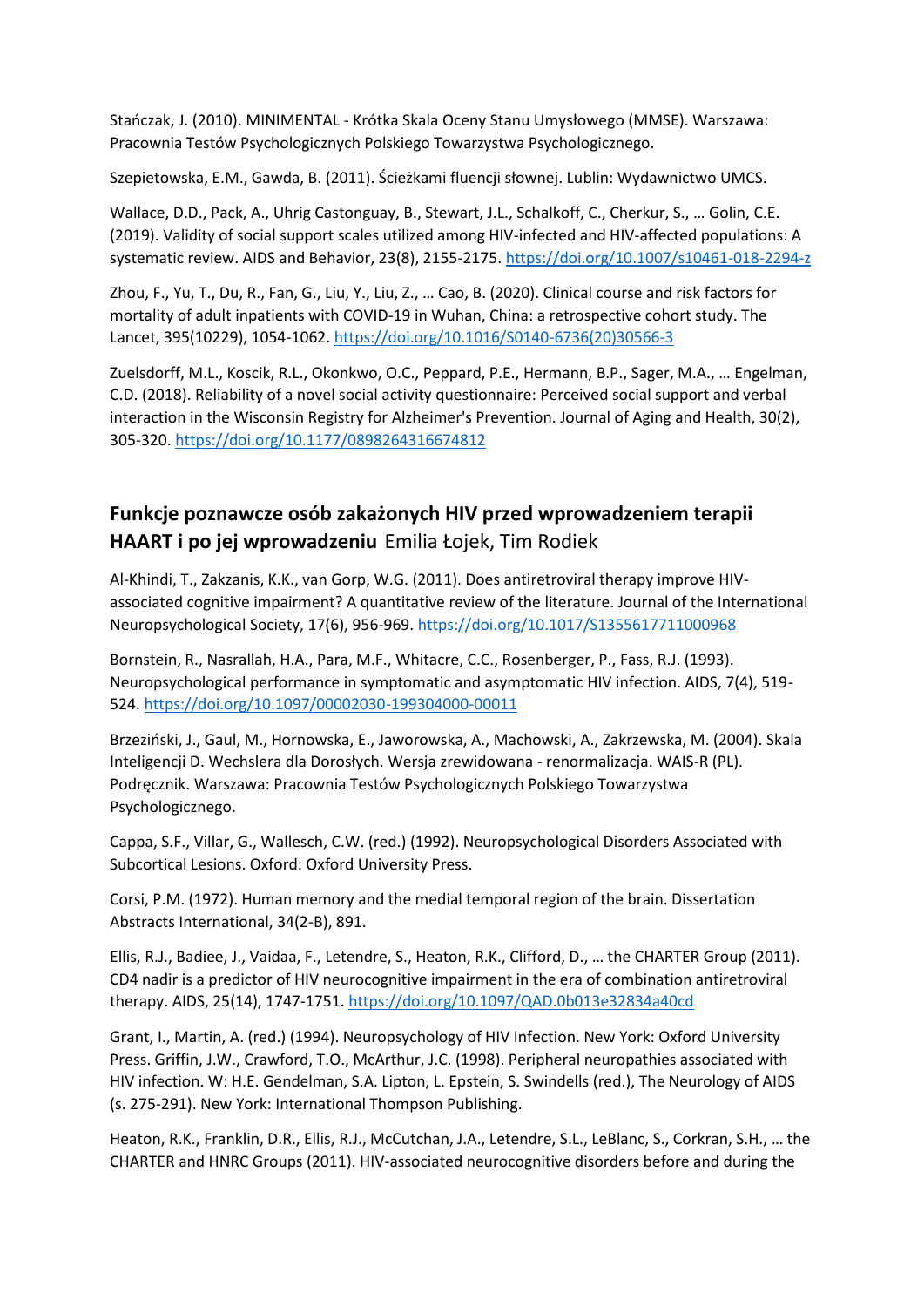Stańczak, J. (2010). MINIMENTAL - Krótka Skala Oceny Stanu Umysłowego (MMSE). Warszawa: Pracownia Testów Psychologicznych Polskiego Towarzystwa Psychologicznego.

Szepietowska, E.M., Gawda, B. (2011). Ścieżkami fluencji słownej. Lublin: Wydawnictwo UMCS.

Wallace, D.D., Pack, A., Uhrig Castonguay, B., Stewart, J.L., Schalkoff, C., Cherkur, S., … Golin, C.E. (2019). Validity of social support scales utilized among HIV-infected and HIV-affected populations: A systematic review. AIDS and Behavior, 23(8), 2155-2175. https://doi.org/10.1007/s10461-018-2294-z

Zhou, F., Yu, T., Du, R., Fan, G., Liu, Y., Liu, Z., … Cao, B. (2020). Clinical course and risk factors for mortality of adult inpatients with COVID-19 in Wuhan, China: a retrospective cohort study. The Lancet, 395(10229), 1054-1062. https://doi.org/10.1016/S0140-6736(20)30566-3

Zuelsdorff, M.L., Koscik, R.L., Okonkwo, O.C., Peppard, P.E., Hermann, B.P., Sager, M.A., … Engelman, C.D. (2018). Reliability of a novel social activity questionnaire: Perceived social support and verbal interaction in the Wisconsin Registry for Alzheimer's Prevention. Journal of Aging and Health, 30(2), 305-320. https://doi.org/10.1177/0898264316674812

## **Funkcje poznawcze osób zakażonych HIV przed wprowadzeniem terapii HAART i po jej wprowadzeniu** Emilia Łojek, Tim Rodiek

Al-Khindi, T., Zakzanis, K.K., van Gorp, W.G. (2011). Does antiretroviral therapy improve HIV-associated cognitive impairment? A quantitative review of the literature. Journal of the International Neuropsychological Society, 17(6), 956-969. https://doi.org/10.1017/S1355617711000968

Bornstein, R., Nasrallah, H.A., Para, M.F., Whitacre, C.C., Rosenberger, P., Fass, R.J. (1993). Neuropsychological performance in symptomatic and asymptomatic HIV infection. AIDS, 7(4), 519-524. https://doi.org/10.1097/00002030-199304000-00011

Brzeziński, J., Gaul, M., Hornowska, E., Jaworowska, A., Machowski, A., Zakrzewska, M. (2004). Skala Inteligencji D. Wechslera dla Dorosłych. Wersja zrewidowana - renormalizacja. WAIS-R (PL). Podręcznik. Warszawa: Pracownia Testów Psychologicznych Polskiego Towarzystwa Psychologicznego.

Cappa, S.F., Villar, G., Wallesch, C.W. (red.) (1992). Neuropsychological Disorders Associated with Subcortical Lesions. Oxford: Oxford University Press.

Corsi, P.M. (1972). Human memory and the medial temporal region of the brain. Dissertation Abstracts International, 34(2-B), 891.

Ellis, R.J., Badiee, J., Vaidaa, F., Letendre, S., Heaton, R.K., Clifford, D., … the CHARTER Group (2011). CD4 nadir is a predictor of HIV neurocognitive impairment in the era of combination antiretroviral therapy. AIDS, 25(14), 1747-1751. https://doi.org/10.1097/QAD.0b013e32834a40cd

Grant, I., Martin, A. (red.) (1994). Neuropsychology of HIV Infection. New York: Oxford University Press. Griffin, J.W., Crawford, T.O., McArthur, J.C. (1998). Peripheral neuropathies associated with HIV infection. W: H.E. Gendelman, S.A. Lipton, L. Epstein, S. Swindells (red.), The Neurology of AIDS (s. 275-291). New York: International Thompson Publishing.

Heaton, R.K., Franklin, D.R., Ellis, R.J., McCutchan, J.A., Letendre, S.L., LeBlanc, S., Corkran, S.H., … the CHARTER and HNRC Groups (2011). HIV-associated neurocognitive disorders before and during the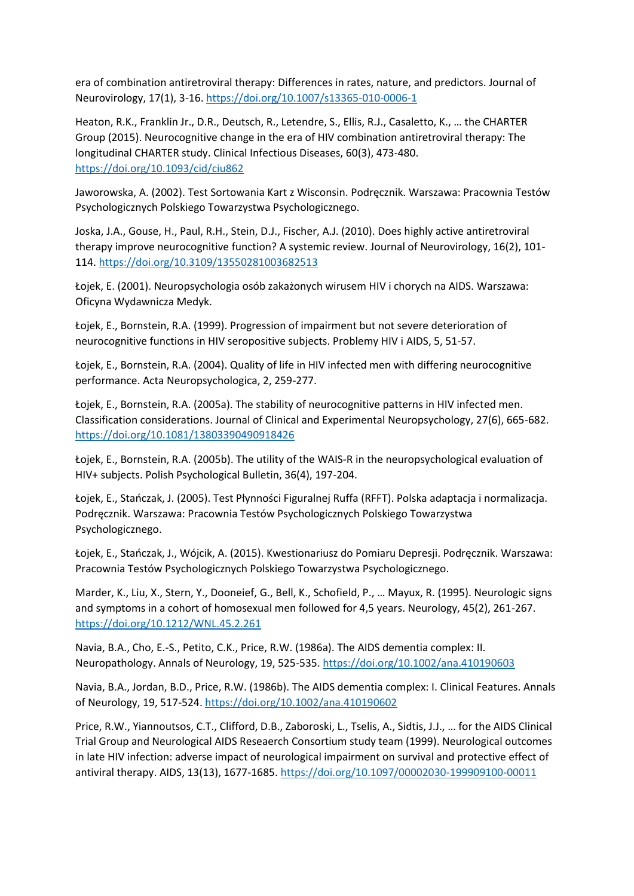era of combination antiretroviral therapy: Differences in rates, nature, and predictors. Journal of Neurovirology, 17(1), 3-16. https://doi.org/10.1007/s13365-010-0006-1

Heaton, R.K., Franklin Jr., D.R., Deutsch, R., Letendre, S., Ellis, R.J., Casaletto, K., … the CHARTER Group (2015). Neurocognitive change in the era of HIV combination antiretroviral therapy: The longitudinal CHARTER study. Clinical Infectious Diseases, 60(3), 473-480. https://doi.org/10.1093/cid/ciu862

Jaworowska, A. (2002). Test Sortowania Kart z Wisconsin. Podręcznik. Warszawa: Pracownia Testów Psychologicznych Polskiego Towarzystwa Psychologicznego.

Joska, J.A., Gouse, H., Paul, R.H., Stein, D.J., Fischer, A.J. (2010). Does highly active antiretroviral therapy improve neurocognitive function? A systemic review. Journal of Neurovirology, 16(2), 101-114. https://doi.org/10.3109/13550281003682513

Łojek, E. (2001). Neuropsychologia osób zakażonych wirusem HIV i chorych na AIDS. Warszawa: Oficyna Wydawnicza Medyk.

Łojek, E., Bornstein, R.A. (1999). Progression of impairment but not severe deterioration of neurocognitive functions in HIV seropositive subjects. Problemy HIV i AIDS, 5, 51-57.

Łojek, E., Bornstein, R.A. (2004). Quality of life in HIV infected men with differing neurocognitive performance. Acta Neuropsychologica, 2, 259-277.

Łojek, E., Bornstein, R.A. (2005a). The stability of neurocognitive patterns in HIV infected men. Classification considerations. Journal of Clinical and Experimental Neuropsychology, 27(6), 665-682. https://doi.org/10.1081/13803390490918426

Łojek, E., Bornstein, R.A. (2005b). The utility of the WAIS-R in the neuropsychological evaluation of HIV+ subjects. Polish Psychological Bulletin, 36(4), 197-204.

Łojek, E., Stańczak, J. (2005). Test Płynności Figuralnej Ruffa (RFFT). Polska adaptacja i normalizacja. Podręcznik. Warszawa: Pracownia Testów Psychologicznych Polskiego Towarzystwa Psychologicznego.

Łojek, E., Stańczak, J., Wójcik, A. (2015). Kwestionariusz do Pomiaru Depresji. Podręcznik. Warszawa: Pracownia Testów Psychologicznych Polskiego Towarzystwa Psychologicznego.

Marder, K., Liu, X., Stern, Y., Dooneief, G., Bell, K., Schofield, P., … Mayux, R. (1995). Neurologic signs and symptoms in a cohort of homosexual men followed for 4,5 years. Neurology, 45(2), 261-267. https://doi.org/10.1212/WNL.45.2.261

Navia, B.A., Cho, E.-S., Petito, C.K., Price, R.W. (1986a). The AIDS dementia complex: II. Neuropathology. Annals of Neurology, 19, 525-535. https://doi.org/10.1002/ana.410190603

Navia, B.A., Jordan, B.D., Price, R.W. (1986b). The AIDS dementia complex: I. Clinical Features. Annals of Neurology, 19, 517-524. https://doi.org/10.1002/ana.410190602

Price, R.W., Yiannoutsos, C.T., Clifford, D.B., Zaboroski, L., Tselis, A., Sidtis, J.J., … for the AIDS Clinical Trial Group and Neurological AIDS Reseaerch Consortium study team (1999). Neurological outcomes in late HIV infection: adverse impact of neurological impairment on survival and protective effect of antiviral therapy. AIDS, 13(13), 1677-1685. https://doi.org/10.1097/00002030-199909100-00011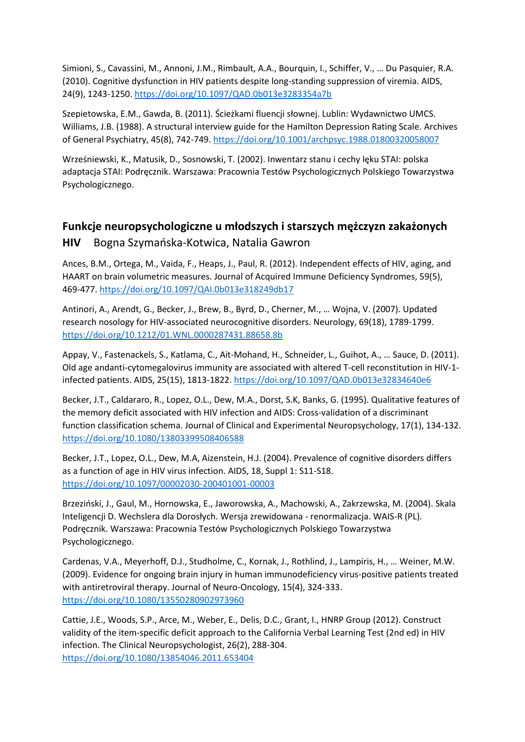Simioni, S., Cavassini, M., Annoni, J.M., Rimbault, A.A., Bourquin, I., Schiffer, V., … Du Pasquier, R.A. (2010). Cognitive dysfunction in HIV patients despite long-standing suppression of viremia. AIDS, 24(9), 1243-1250. https://doi.org/10.1097/QAD.0b013e3283354a7b

Szepietowska, E.M., Gawda, B. (2011). Ścieżkami fluencji słownej. Lublin: Wydawnictwo UMCS. Williams, J.B. (1988). A structural interview guide for the Hamilton Depression Rating Scale. Archives of General Psychiatry, 45(8), 742-749. https://doi.org/10.1001/archpsyc.1988.01800320058007

Wrześniewski, K., Matusik, D., Sosnowski, T. (2002). Inwentarz stanu i cechy lęku STAI: polska adaptacja STAI: Podręcznik. Warszawa: Pracownia Testów Psychologicznych Polskiego Towarzystwa Psychologicznego.

## **Funkcje neuropsychologiczne u młodszych i starszych mężczyzn zakażonych HIV** Bogna Szymańska-Kotwica, Natalia Gawron

Ances, B.M., Ortega, M., Vaida, F., Heaps, J., Paul, R. (2012). Independent effects of HIV, aging, and HAART on brain volumetric measures. Journal of Acquired Immune Deficiency Syndromes, 59(5), 469-477. https://doi.org/10.1097/QAI.0b013e318249db17

Antinori, A., Arendt, G., Becker, J., Brew, B., Byrd, D., Cherner, M., … Wojna, V. (2007). Updated research nosology for HIV-associated neurocognitive disorders. Neurology, 69(18), 1789-1799. https://doi.org/10.1212/01.WNL.0000287431.88658.8b

Appay, V., Fastenackels, S., Katlama, C., Ait-Mohand, H., Schneider, L., Guihot, A., … Sauce, D. (2011). Old age andanti-cytomegalovirus immunity are associated with altered T-cell reconstitution in HIV-1-infected patients. AIDS, 25(15), 1813-1822. https://doi.org/10.1097/QAD.0b013e32834640e6

Becker, J.T., Caldararo, R., Lopez, O.L., Dew, M.A., Dorst, S.K, Banks, G. (1995). Qualitative features of the memory deficit associated with HIV infection and AIDS: Cross-validation of a discriminant function classification schema. Journal of Clinical and Experimental Neuropsychology, 17(1), 134-132. https://doi.org/10.1080/13803399508406588

Becker, J.T., Lopez, O.L., Dew, M.A, Aizenstein, H.J. (2004). Prevalence of cognitive disorders differs as a function of age in HIV virus infection. AIDS, 18, Suppl 1: S11-S18. https://doi.org/10.1097/00002030-200401001-00003

Brzeziński, J., Gaul, M., Hornowska, E., Jaworowska, A., Machowski, A., Zakrzewska, M. (2004). Skala Inteligencji D. Wechslera dla Dorosłych. Wersja zrewidowana - renormalizacja. WAIS-R (PL). Podręcznik. Warszawa: Pracownia Testów Psychologicznych Polskiego Towarzystwa Psychologicznego.

Cardenas, V.A., Meyerhoff, D.J., Studholme, C., Kornak, J., Rothlind, J., Lampiris, H., … Weiner, M.W. (2009). Evidence for ongoing brain injury in human immunodeficiency virus-positive patients treated with antiretroviral therapy. Journal of Neuro-Oncology, 15(4), 324-333. https://doi.org/10.1080/13550280902973960

Cattie, J.E., Woods, S.P., Arce, M., Weber, E., Delis, D.C., Grant, I., HNRP Group (2012). Construct validity of the item-specific deficit approach to the California Verbal Learning Test (2nd ed) in HIV infection. The Clinical Neuropsychologist, 26(2), 288-304. https://doi.org/10.1080/13854046.2011.653404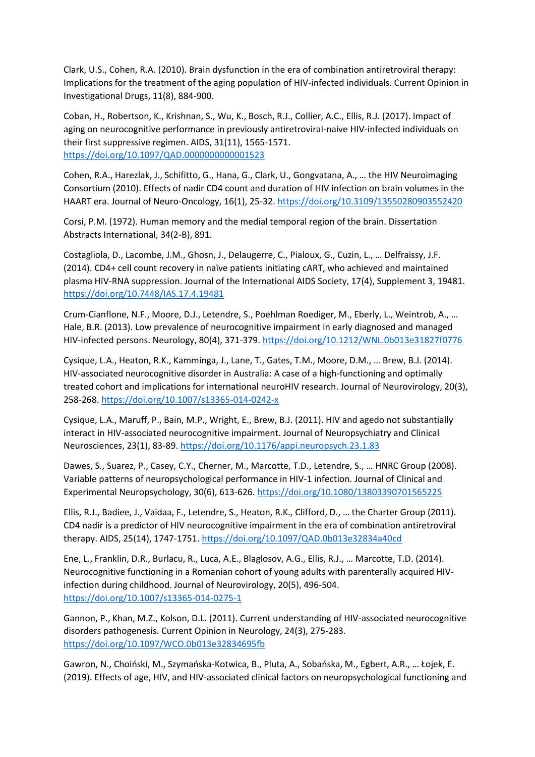Clark, U.S., Cohen, R.A. (2010). Brain dysfunction in the era of combination antiretroviral therapy: Implications for the treatment of the aging population of HIV-infected individuals. Current Opinion in Investigational Drugs, 11(8), 884-900.

Coban, H., Robertson, K., Krishnan, S., Wu, K., Bosch, R.J., Collier, A.C., Ellis, R.J. (2017). Impact of aging on neurocognitive performance in previously antiretroviral-naive HIV-infected individuals on their first suppressive regimen. AIDS, 31(11), 1565-1571. https://doi.org/10.1097/QAD.0000000000001523

Cohen, R.A., Harezlak, J., Schifitto, G., Hana, G., Clark, U., Gongvatana, A., … the HIV Neuroimaging Consortium (2010). Effects of nadir CD4 count and duration of HIV infection on brain volumes in the HAART era. Journal of Neuro-Oncology, 16(1), 25-32. https://doi.org/10.3109/13550280903552420

Corsi, P.M. (1972). Human memory and the medial temporal region of the brain. Dissertation Abstracts International, 34(2-B), 891.

Costagliola, D., Lacombe, J.M., Ghosn, J., Delaugerre, C., Pialoux, G., Cuzin, L., … Delfraissy, J.F. (2014). CD4+ cell count recovery in naïve patients initiating cART, who achieved and maintained plasma HIV-RNA suppression. Journal of the International AIDS Society, 17(4), Supplement 3, 19481. https://doi.org/10.7448/IAS.17.4.19481

Crum-Cianflone, N.F., Moore, D.J., Letendre, S., Poehlman Roediger, M., Eberly, L., Weintrob, A., … Hale, B.R. (2013). Low prevalence of neurocognitive impairment in early diagnosed and managed HIV-infected persons. Neurology, 80(4), 371-379. https://doi.org/10.1212/WNL.0b013e31827f0776

Cysique, L.A., Heaton, R.K., Kamminga, J., Lane, T., Gates, T.M., Moore, D.M., … Brew, B.J. (2014). HIV-associated neurocognitive disorder in Australia: A case of a high-functioning and optimally treated cohort and implications for international neuroHIV research. Journal of Neurovirology, 20(3), 258-268. https://doi.org/10.1007/s13365-014-0242-x

Cysique, L.A., Maruff, P., Bain, M.P., Wright, E., Brew, B.J. (2011). HIV and agedo not substantially interact in HIV-associated neurocognitive impairment. Journal of Neuropsychiatry and Clinical Neurosciences, 23(1), 83-89. https://doi.org/10.1176/appi.neuropsych.23.1.83

Dawes, S., Suarez, P., Casey, C.Y., Cherner, M., Marcotte, T.D., Letendre, S., … HNRC Group (2008). Variable patterns of neuropsychological performance in HIV-1 infection. Journal of Clinical and Experimental Neuropsychology, 30(6), 613-626. https://doi.org/10.1080/13803390701565225

Ellis, R.J., Badiee, J., Vaidaa, F., Letendre, S., Heaton, R.K., Clifford, D., … the Charter Group (2011). CD4 nadir is a predictor of HIV neurocognitive impairment in the era of combination antiretroviral therapy. AIDS, 25(14), 1747-1751. https://doi.org/10.1097/QAD.0b013e32834a40cd

Ene, L., Franklin, D.R., Burlacu, R., Luca, A.E., Blaglosov, A.G., Ellis, R.J., … Marcotte, T.D. (2014). Neurocognitive functioning in a Romanian cohort of young adults with parenterally acquired HIV-infection during childhood. Journal of Neurovirology, 20(5), 496-504. https://doi.org/10.1007/s13365-014-0275-1

Gannon, P., Khan, M.Z., Kolson, D.L. (2011). Current understanding of HIV-associated neurocognitive disorders pathogenesis. Current Opinion in Neurology, 24(3), 275-283. https://doi.org/10.1097/WCO.0b013e32834695fb

Gawron, N., Choiński, M., Szymańska-Kotwica, B., Pluta, A., Sobańska, M., Egbert, A.R., … Łojek, E. (2019). Effects of age, HIV, and HIV-associated clinical factors on neuropsychological functioning and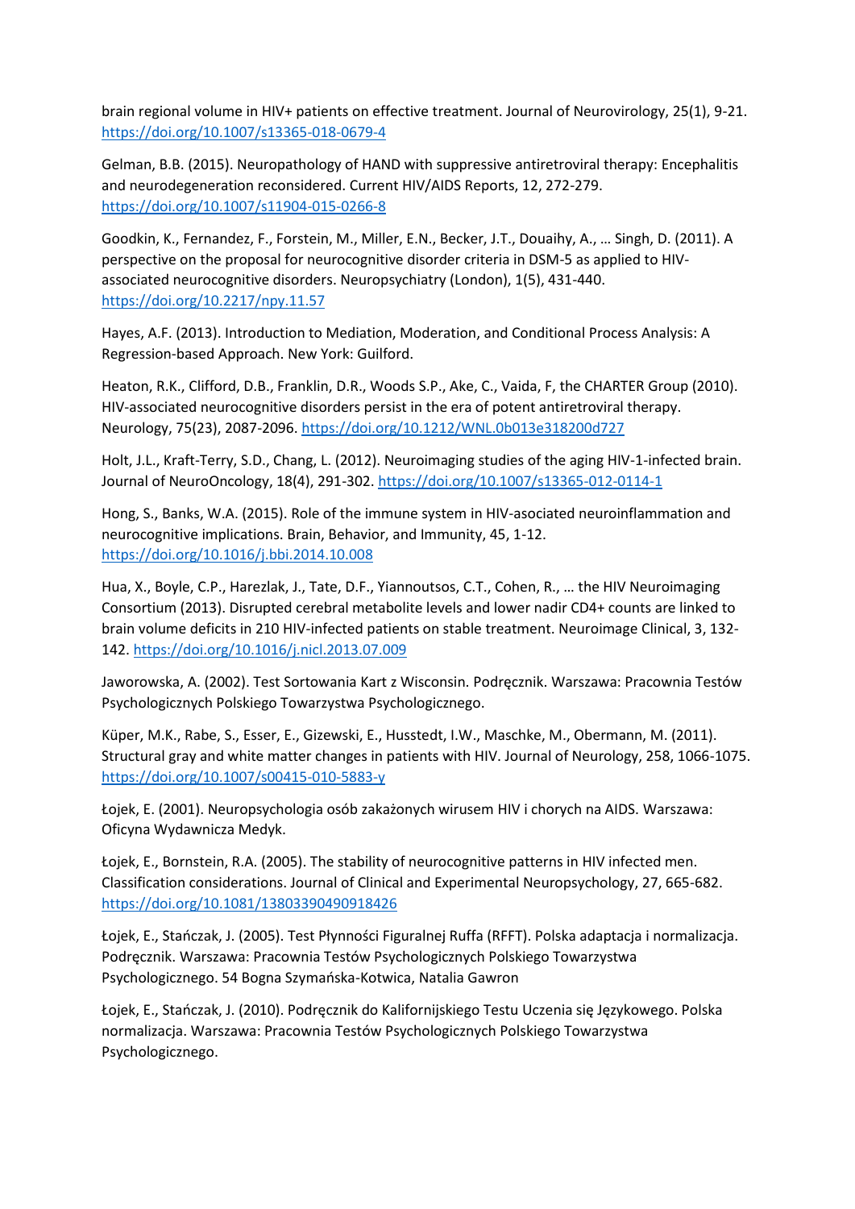brain regional volume in HIV+ patients on effective treatment. Journal of Neurovirology, 25(1), 9-21. https://doi.org/10.1007/s13365-018-0679-4

Gelman, B.B. (2015). Neuropathology of HAND with suppressive antiretroviral therapy: Encephalitis and neurodegeneration reconsidered. Current HIV/AIDS Reports, 12, 272-279. https://doi.org/10.1007/s11904-015-0266-8

Goodkin, K., Fernandez, F., Forstein, M., Miller, E.N., Becker, J.T., Douaihy, A., … Singh, D. (2011). A perspective on the proposal for neurocognitive disorder criteria in DSM-5 as applied to HIV-associated neurocognitive disorders. Neuropsychiatry (London), 1(5), 431-440. https://doi.org/10.2217/npy.11.57

Hayes, A.F. (2013). Introduction to Mediation, Moderation, and Conditional Process Analysis: A Regression-based Approach. New York: Guilford.

Heaton, R.K., Clifford, D.B., Franklin, D.R., Woods S.P., Ake, C., Vaida, F, the CHARTER Group (2010). HIV-associated neurocognitive disorders persist in the era of potent antiretroviral therapy. Neurology, 75(23), 2087-2096. https://doi.org/10.1212/WNL.0b013e318200d727

Holt, J.L., Kraft-Terry, S.D., Chang, L. (2012). Neuroimaging studies of the aging HIV-1-infected brain. Journal of NeuroOncology, 18(4), 291-302. https://doi.org/10.1007/s13365-012-0114-1

Hong, S., Banks, W.A. (2015). Role of the immune system in HIV-associated neuroinflammation and neurocognitive implications. Brain, Behavior, and Immunity, 45, 1-12. https://doi.org/10.1016/j.bbi.2014.10.008

Hua, X., Boyle, C.P., Harezlak, J., Tate, D.F., Yiannoutsos, C.T., Cohen, R., … the HIV Neuroimaging Consortium (2013). Disrupted cerebral metabolite levels and lower nadir CD4+ counts are linked to brain volume deficits in 210 HIV-infected patients on stable treatment. Neuroimage Clinical, 3, 132-142. https://doi.org/10.1016/j.nicl.2013.07.009

Jaworowska, A. (2002). Test Sortowania Kart z Wisconsin. Podręcznik. Warszawa: Pracownia Testów Psychologicznych Polskiego Towarzystwa Psychologicznego.

Küper, M.K., Rabe, S., Esser, E., Gizewski, E., Husstedt, I.W., Maschke, M., Obermann, M. (2011). Structural gray and white matter changes in patients with HIV. Journal of Neurology, 258, 1066-1075. https://doi.org/10.1007/s00415-010-5883-y

Łojek, E. (2001). Neuropsychologia osób zakażonych wirusem HIV i chorych na AIDS. Warszawa: Oficyna Wydawnicza Medyk.

Łojek, E., Bornstein, R.A. (2005). The stability of neurocognitive patterns in HIV infected men. Classification considerations. Journal of Clinical and Experimental Neuropsychology, 27, 665-682. https://doi.org/10.1081/13803390490918426

Łojek, E., Stańczak, J. (2005). Test Płynności Figuralnej Ruffa (RFFT). Polska adaptacja i normalizacja. Podręcznik. Warszawa: Pracownia Testów Psychologicznych Polskiego Towarzystwa Psychologicznego. 54 Bogna Szymańska-Kotwica, Natalia Gawron

Łojek, E., Stańczak, J. (2010). Podręcznik do Kalifornijskiego Testu Uczenia się Językowego. Polska normalizacja. Warszawa: Pracownia Testów Psychologicznych Polskiego Towarzystwa Psychologicznego.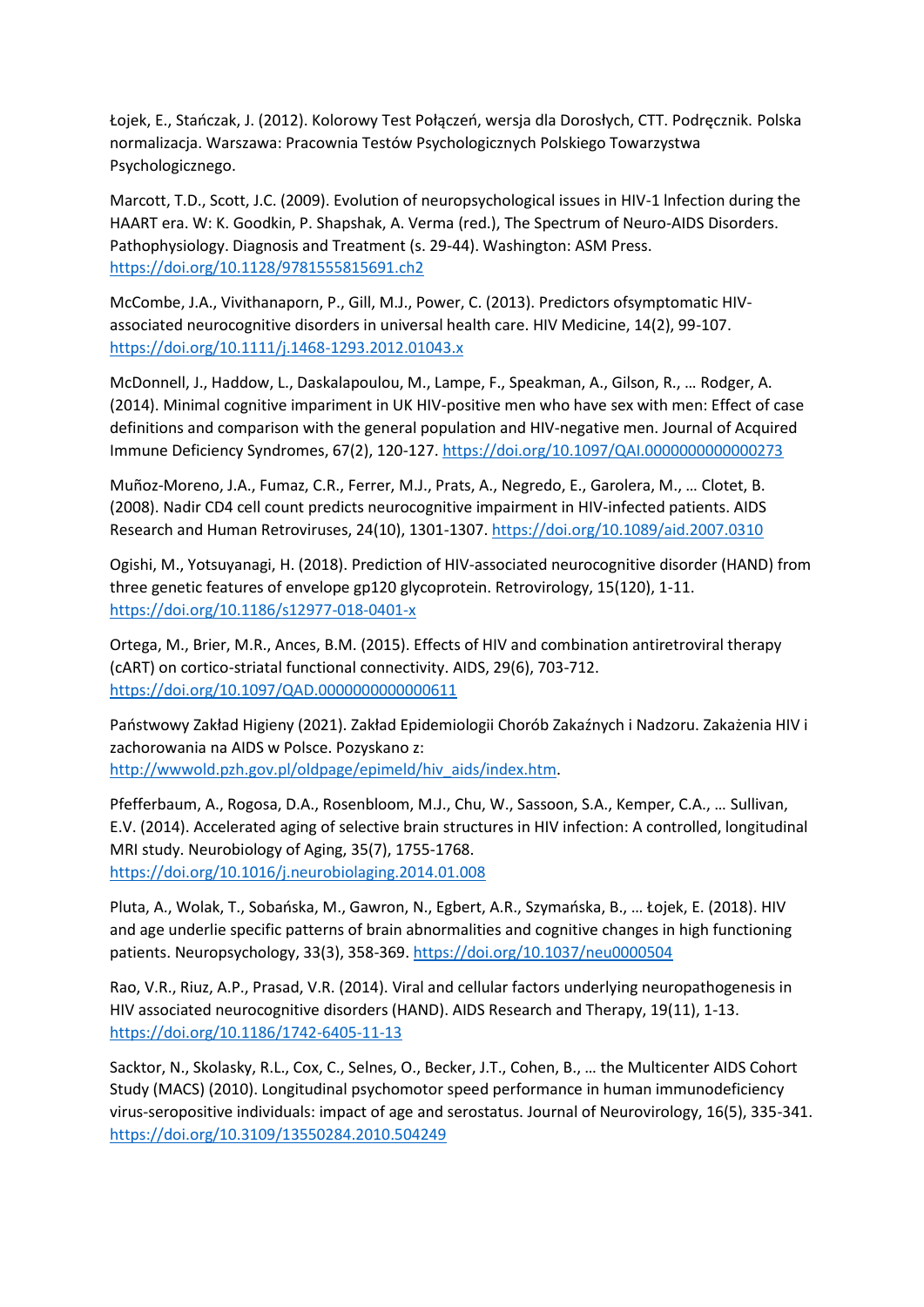Łojek, E., Stańczak, J. (2012). Kolorowy Test Połączeń, wersja dla Dorosłych, CTT. Podręcznik. Polska normalizacja. Warszawa: Pracownia Testów Psychologicznych Polskiego Towarzystwa Psychologicznego.

Marcott, T.D., Scott, J.C. (2009). Evolution of neuropsychological issues in HIV-1 lnfection during the HAART era. W: K. Goodkin, P. Shapshak, A. Verma (red.), The Spectrum of Neuro-AIDS Disorders. Pathophysiology. Diagnosis and Treatment (s. 29-44). Washington: ASM Press. https://doi.org/10.1128/9781555815691.ch2

McCombe, J.A., Vivithanaporn, P., Gill, M.J., Power, C. (2013). Predictors ofsymptomatic HIV-associated neurocognitive disorders in universal health care. HIV Medicine, 14(2), 99-107. https://doi.org/10.1111/j.1468-1293.2012.01043.x

McDonnell, J., Haddow, L., Daskalapoulou, M., Lampe, F., Speakman, A., Gilson, R., … Rodger, A. (2014). Minimal cognitive impariment in UK HIV-positive men who have sex with men: Effect of case definitions and comparison with the general population and HIV-negative men. Journal of Acquired Immune Deficiency Syndromes, 67(2), 120-127. https://doi.org/10.1097/QAI.0000000000000273

Muñoz-Moreno, J.A., Fumaz, C.R., Ferrer, M.J., Prats, A., Negredo, E., Garolera, M., … Clotet, B. (2008). Nadir CD4 cell count predicts neurocognitive impairment in HIV-infected patients. AIDS Research and Human Retroviruses, 24(10), 1301-1307. https://doi.org/10.1089/aid.2007.0310

Ogishi, M., Yotsuyanagi, H. (2018). Prediction of HIV-associated neurocognitive disorder (HAND) from three genetic features of envelope gp120 glycoprotein. Retrovirology, 15(120), 1-11. https://doi.org/10.1186/s12977-018-0401-x

Ortega, M., Brier, M.R., Ances, B.M. (2015). Effects of HIV and combination antiretroviral therapy (cART) on cortico-striatal functional connectivity. AIDS, 29(6), 703-712. https://doi.org/10.1097/QAD.0000000000000611

Państwowy Zakład Higieny (2021). Zakład Epidemiologii Chorób Zakaźnych i Nadzoru. Zakażenia HIV i zachorowania na AIDS w Polsce. Pozyskano z: http://wwwold.pzh.gov.pl/oldpage/epimeld/hiv_aids/index.htm.

Pfefferbaum, A., Rogosa, D.A., Rosenbloom, M.J., Chu, W., Sassoon, S.A., Kemper, C.A., … Sullivan, E.V. (2014). Accelerated aging of selective brain structures in HIV infection: A controlled, longitudinal MRI study. Neurobiology of Aging, 35(7), 1755-1768. https://doi.org/10.1016/j.neurobiolaging.2014.01.008

Pluta, A., Wolak, T., Sobańska, M., Gawron, N., Egbert, A.R., Szymańska, B., … Łojek, E. (2018). HIV and age underlie specific patterns of brain abnormalities and cognitive changes in high functioning patients. Neuropsychology, 33(3), 358-369. https://doi.org/10.1037/neu0000504

Rao, V.R., Riuz, A.P., Prasad, V.R. (2014). Viral and cellular factors underlying neuropathogenesis in HIV associated neurocognitive disorders (HAND). AIDS Research and Therapy, 19(11), 1-13. https://doi.org/10.1186/1742-6405-11-13

Sacktor, N., Skolasky, R.L., Cox, C., Selnes, O., Becker, J.T., Cohen, B., … the Multicenter AIDS Cohort Study (MACS) (2010). Longitudinal psychomotor speed performance in human immunodeficiency virus-seropositive individuals: impact of age and serostatus. Journal of Neurovirology, 16(5), 335-341. https://doi.org/10.3109/13550284.2010.504249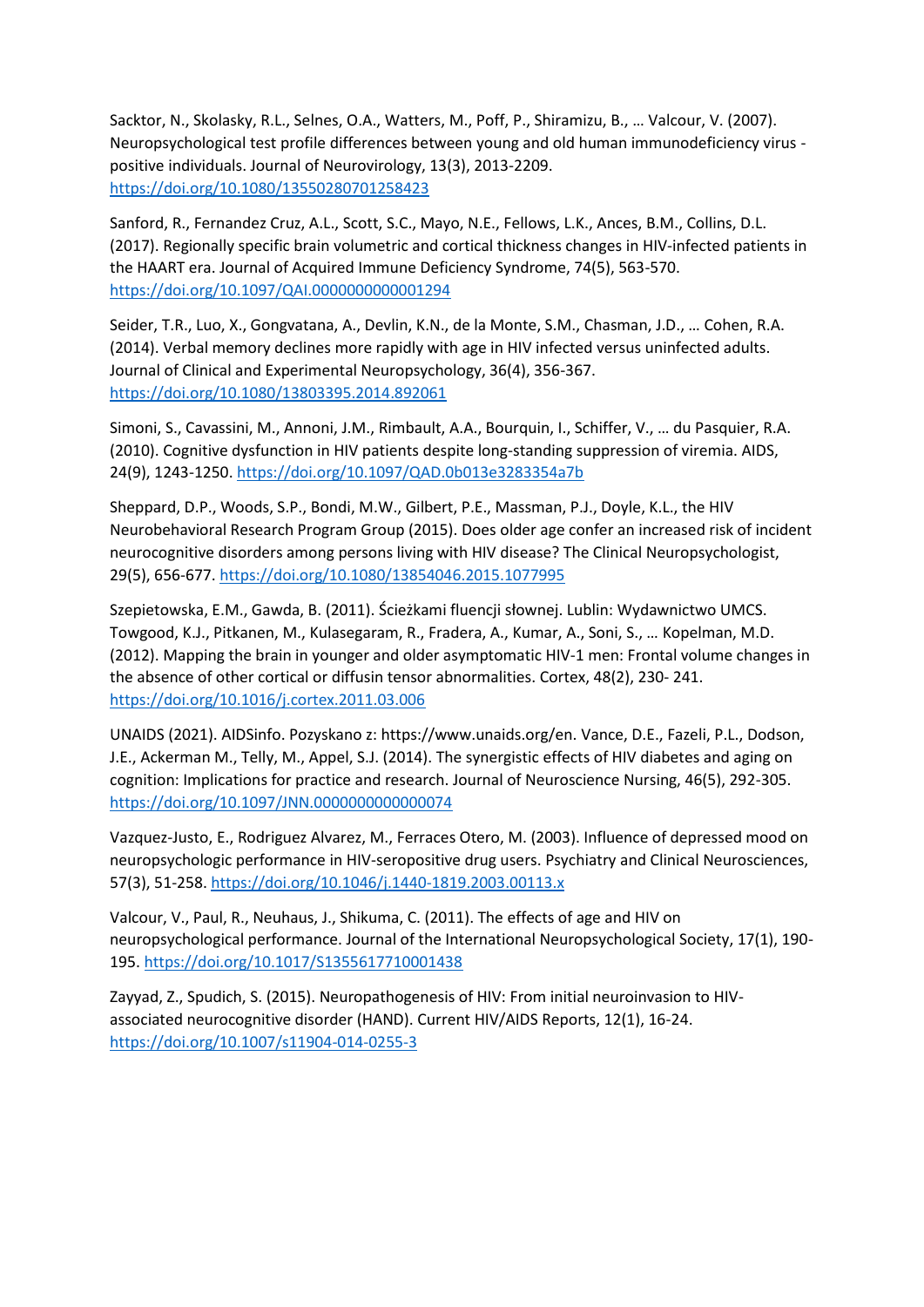Sacktor, N., Skolasky, R.L., Selnes, O.A., Watters, M., Poff, P., Shiramizu, B., … Valcour, V. (2007). Neuropsychological test profile differences between young and old human immunodeficiency virus - positive individuals. Journal of Neurovirology, 13(3), 2013-2209. https://doi.org/10.1080/13550280701258423

Sanford, R., Fernandez Cruz, A.L., Scott, S.C., Mayo, N.E., Fellows, L.K., Ances, B.M., Collins, D.L. (2017). Regionally specific brain volumetric and cortical thickness changes in HIV-infected patients in the HAART era. Journal of Acquired Immune Deficiency Syndrome, 74(5), 563-570. https://doi.org/10.1097/QAI.0000000000001294

Seider, T.R., Luo, X., Gongvatana, A., Devlin, K.N., de la Monte, S.M., Chasman, J.D., … Cohen, R.A. (2014). Verbal memory declines more rapidly with age in HIV infected versus uninfected adults. Journal of Clinical and Experimental Neuropsychology, 36(4), 356-367. https://doi.org/10.1080/13803395.2014.892061

Simoni, S., Cavassini, M., Annoni, J.M., Rimbault, A.A., Bourquin, I., Schiffer, V., … du Pasquier, R.A. (2010). Cognitive dysfunction in HIV patients despite long-standing suppression of viremia. AIDS, 24(9), 1243-1250. https://doi.org/10.1097/QAD.0b013e3283354a7b

Sheppard, D.P., Woods, S.P., Bondi, M.W., Gilbert, P.E., Massman, P.J., Doyle, K.L., the HIV Neurobehavioral Research Program Group (2015). Does older age confer an increased risk of incident neurocognitive disorders among persons living with HIV disease? The Clinical Neuropsychologist, 29(5), 656-677. https://doi.org/10.1080/13854046.2015.1077995

Szepietowska, E.M., Gawda, B. (2011). Ścieżkami fluencji słownej. Lublin: Wydawnictwo UMCS. Towgood, K.J., Pitkanen, M., Kulasegaram, R., Fradera, A., Kumar, A., Soni, S., … Kopelman, M.D. (2012). Mapping the brain in younger and older asymptomatic HIV-1 men: Frontal volume changes in the absence of other cortical or diffusin tensor abnormalities. Cortex, 48(2), 230- 241. https://doi.org/10.1016/j.cortex.2011.03.006

UNAIDS (2021). AIDSinfo. Pozyskano z: https://www.unaids.org/en. Vance, D.E., Fazeli, P.L., Dodson, J.E., Ackerman M., Telly, M., Appel, S.J. (2014). The synergistic effects of HIV diabetes and aging on cognition: Implications for practice and research. Journal of Neuroscience Nursing, 46(5), 292-305. https://doi.org/10.1097/JNN.0000000000000074

Vazquez-Justo, E., Rodriguez Alvarez, M., Ferraces Otero, M. (2003). Influence of depressed mood on neuropsychologic performance in HIV-seropositive drug users. Psychiatry and Clinical Neurosciences, 57(3), 51-258. https://doi.org/10.1046/j.1440-1819.2003.00113.x

Valcour, V., Paul, R., Neuhaus, J., Shikuma, C. (2011). The effects of age and HIV on neuropsychological performance. Journal of the International Neuropsychological Society, 17(1), 190-195. https://doi.org/10.1017/S1355617710001438

Zayyad, Z., Spudich, S. (2015). Neuropathogenesis of HIV: From initial neuroinvasion to HIV-associated neurocognitive disorder (HAND). Current HIV/AIDS Reports, 12(1), 16-24. https://doi.org/10.1007/s11904-014-0255-3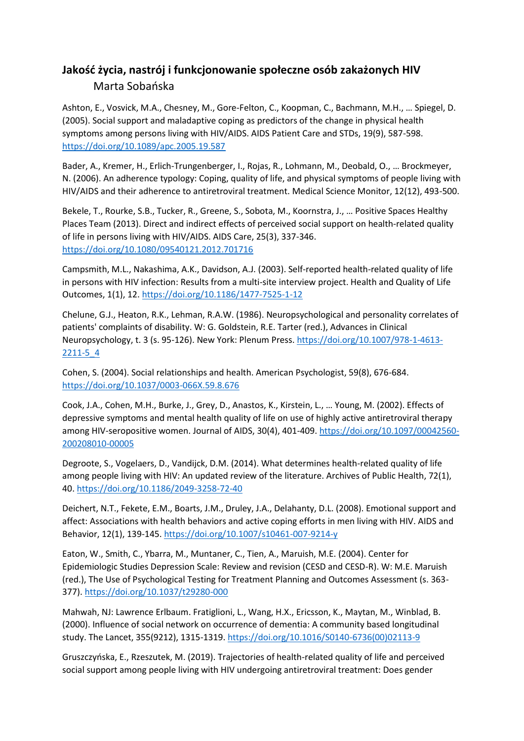## Jakość życia, nastrój i funkcjonowanie społeczne osób zakażonych HIV

Marta Sobańska

Ashton, E., Vosvick, M.A., Chesney, M., Gore-Felton, C., Koopman, C., Bachmann, M.H., … Spiegel, D. (2005). Social support and maladaptive coping as predictors of the change in physical health symptoms among persons living with HIV/AIDS. AIDS Patient Care and STDs, 19(9), 587-598. https://doi.org/10.1089/apc.2005.19.587

Bader, A., Kremer, H., Erlich-Trungenberger, I., Rojas, R., Lohmann, M., Deobald, O., … Brockmeyer, N. (2006). An adherence typology: Coping, quality of life, and physical symptoms of people living with HIV/AIDS and their adherence to antiretroviral treatment. Medical Science Monitor, 12(12), 493-500.

Bekele, T., Rourke, S.B., Tucker, R., Greene, S., Sobota, M., Koornstra, J., … Positive Spaces Healthy Places Team (2013). Direct and indirect effects of perceived social support on health-related quality of life in persons living with HIV/AIDS. AIDS Care, 25(3), 337-346. https://doi.org/10.1080/09540121.2012.701716

Campsmith, M.L., Nakashima, A.K., Davidson, A.J. (2003). Self-reported health-related quality of life in persons with HIV infection: Results from a multi-site interview project. Health and Quality of Life Outcomes, 1(1), 12. https://doi.org/10.1186/1477-7525-1-12

Chelune, G.J., Heaton, R.K., Lehman, R.A.W. (1986). Neuropsychological and personality correlates of patients' complaints of disability. W: G. Goldstein, R.E. Tarter (red.), Advances in Clinical Neuropsychology, t. 3 (s. 95-126). New York: Plenum Press. https://doi.org/10.1007/978-1-4613-2211-5_4

Cohen, S. (2004). Social relationships and health. American Psychologist, 59(8), 676-684. https://doi.org/10.1037/0003-066X.59.8.676

Cook, J.A., Cohen, M.H., Burke, J., Grey, D., Anastos, K., Kirstein, L., … Young, M. (2002). Effects of depressive symptoms and mental health quality of life on use of highly active antiretroviral therapy among HIV-seropositive women. Journal of AIDS, 30(4), 401-409. https://doi.org/10.1097/00042560-200208010-00005

Degroote, S., Vogelaers, D., Vandijck, D.M. (2014). What determines health-related quality of life among people living with HIV: An updated review of the literature. Archives of Public Health, 72(1), 40. https://doi.org/10.1186/2049-3258-72-40

Deichert, N.T., Fekete, E.M., Boarts, J.M., Druley, J.A., Delahanty, D.L. (2008). Emotional support and affect: Associations with health behaviors and active coping efforts in men living with HIV. AIDS and Behavior, 12(1), 139-145. https://doi.org/10.1007/s10461-007-9214-y

Eaton, W., Smith, C., Ybarra, M., Muntaner, C., Tien, A., Maruish, M.E. (2004). Center for Epidemiologic Studies Depression Scale: Review and revision (CESD and CESD-R). W: M.E. Maruish (red.), The Use of Psychological Testing for Treatment Planning and Outcomes Assessment (s. 363-377). https://doi.org/10.1037/t29280-000

Mahwah, NJ: Lawrence Erlbaum. Fratiglioni, L., Wang, H.X., Ericsson, K., Maytan, M., Winblad, B. (2000). Influence of social network on occurrence of dementia: A community based longitudinal study. The Lancet, 355(9212), 1315-1319. https://doi.org/10.1016/S0140-6736(00)02113-9

Gruszczyńska, E., Rzeszutek, M. (2019). Trajectories of health-related quality of life and perceived social support among people living with HIV undergoing antiretroviral treatment: Does gender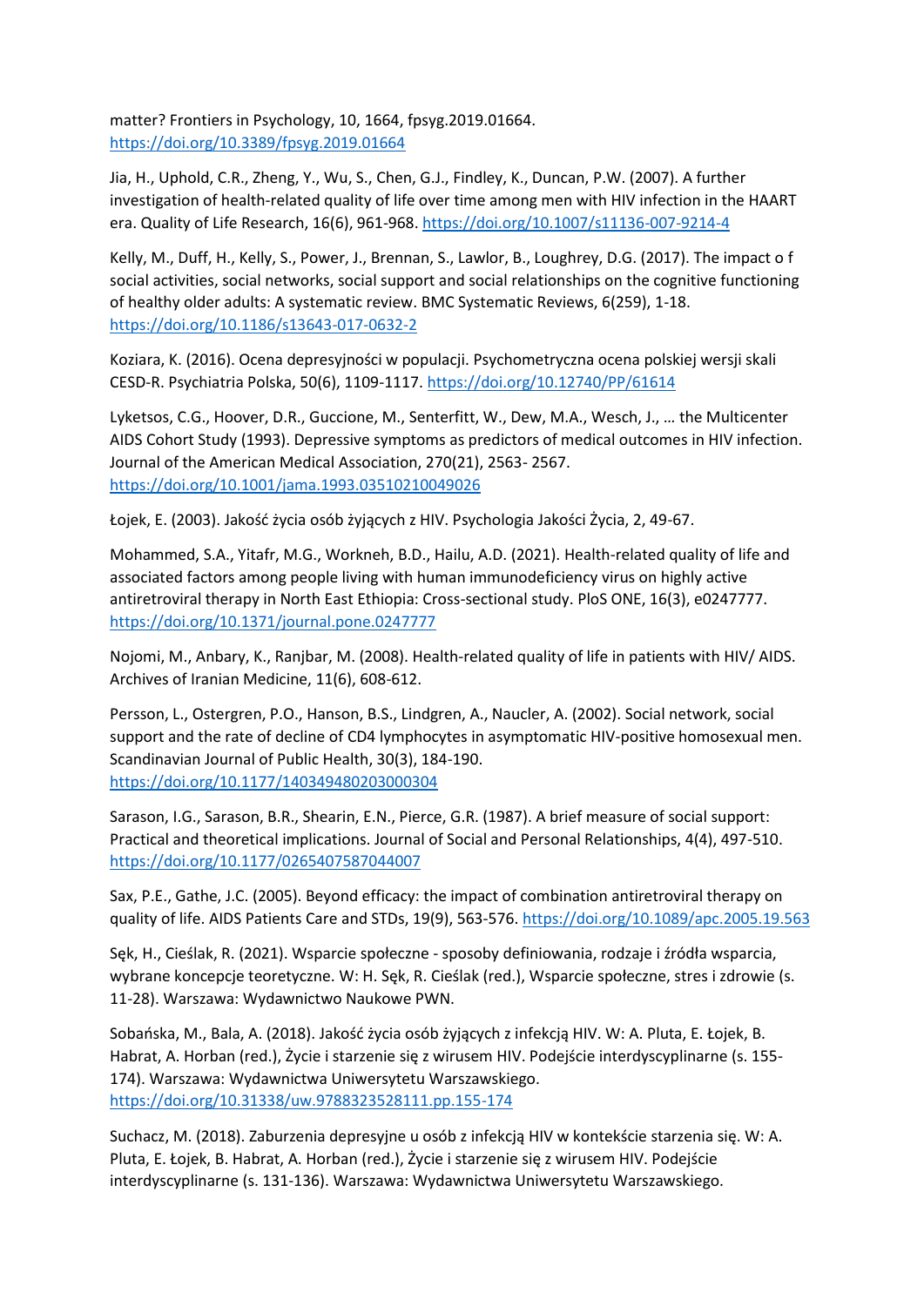matter? Frontiers in Psychology, 10, 1664, fpsyg.2019.01664. https://doi.org/10.3389/fpsyg.2019.01664

Jia, H., Uphold, C.R., Zheng, Y., Wu, S., Chen, G.J., Findley, K., Duncan, P.W. (2007). A further investigation of health-related quality of life over time among men with HIV infection in the HAART era. Quality of Life Research, 16(6), 961-968. https://doi.org/10.1007/s11136-007-9214-4

Kelly, M., Duff, H., Kelly, S., Power, J., Brennan, S., Lawlor, B., Loughrey, D.G. (2017). The impact o f social activities, social networks, social support and social relationships on the cognitive functioning of healthy older adults: A systematic review. BMC Systematic Reviews, 6(259), 1-18. https://doi.org/10.1186/s13643-017-0632-2

Koziara, K. (2016). Ocena depresyjności w populacji. Psychometryczna ocena polskiej wersji skali CESD-R. Psychiatria Polska, 50(6), 1109-1117. https://doi.org/10.12740/PP/61614

Lyketsos, C.G., Hoover, D.R., Guccione, M., Senterfitt, W., Dew, M.A., Wesch, J., … the Multicenter AIDS Cohort Study (1993). Depressive symptoms as predictors of medical outcomes in HIV infection. Journal of the American Medical Association, 270(21), 2563- 2567. https://doi.org/10.1001/jama.1993.03510210049026

Łojek, E. (2003). Jakość życia osób żyjących z HIV. Psychologia Jakości Życia, 2, 49-67.

Mohammed, S.A., Yitafr, M.G., Workneh, B.D., Hailu, A.D. (2021). Health-related quality of life and associated factors among people living with human immunodeficiency virus on highly active antiretroviral therapy in North East Ethiopia: Cross-sectional study. PloS ONE, 16(3), e0247777. https://doi.org/10.1371/journal.pone.0247777

Nojomi, M., Anbary, K., Ranjbar, M. (2008). Health-related quality of life in patients with HIV/ AIDS. Archives of Iranian Medicine, 11(6), 608-612.

Persson, L., Ostergren, P.O., Hanson, B.S., Lindgren, A., Naucler, A. (2002). Social network, social support and the rate of decline of CD4 lymphocytes in asymptomatic HIV-positive homosexual men. Scandinavian Journal of Public Health, 30(3), 184-190. https://doi.org/10.1177/140349480203000304

Sarason, I.G., Sarason, B.R., Shearin, E.N., Pierce, G.R. (1987). A brief measure of social support: Practical and theoretical implications. Journal of Social and Personal Relationships, 4(4), 497-510. https://doi.org/10.1177/0265407587044007

Sax, P.E., Gathe, J.C. (2005). Beyond efficacy: the impact of combination antiretroviral therapy on quality of life. AIDS Patients Care and STDs, 19(9), 563-576. https://doi.org/10.1089/apc.2005.19.563

Sęk, H., Cieślak, R. (2021). Wsparcie społeczne - sposoby definiowania, rodzaje i źródła wsparcia, wybrane koncepcje teoretyczne. W: H. Sęk, R. Cieślak (red.), Wsparcie społeczne, stres i zdrowie (s. 11-28). Warszawa: Wydawnictwo Naukowe PWN.

Sobańska, M., Bala, A. (2018). Jakość życia osób żyjących z infekcją HIV. W: A. Pluta, E. Łojek, B. Habrat, A. Horban (red.), Życie i starzenie się z wirusem HIV. Podejście interdyscyplinarne (s. 155-174). Warszawa: Wydawnictwa Uniwersytetu Warszawskiego. https://doi.org/10.31338/uw.9788323528111.pp.155-174

Suchacz, M. (2018). Zaburzenia depresyjne u osób z infekcją HIV w kontekście starzenia się. W: A. Pluta, E. Łojek, B. Habrat, A. Horban (red.), Życie i starzenie się z wirusem HIV. Podejście interdyscyplinarne (s. 131-136). Warszawa: Wydawnictwa Uniwersytetu Warszawskiego.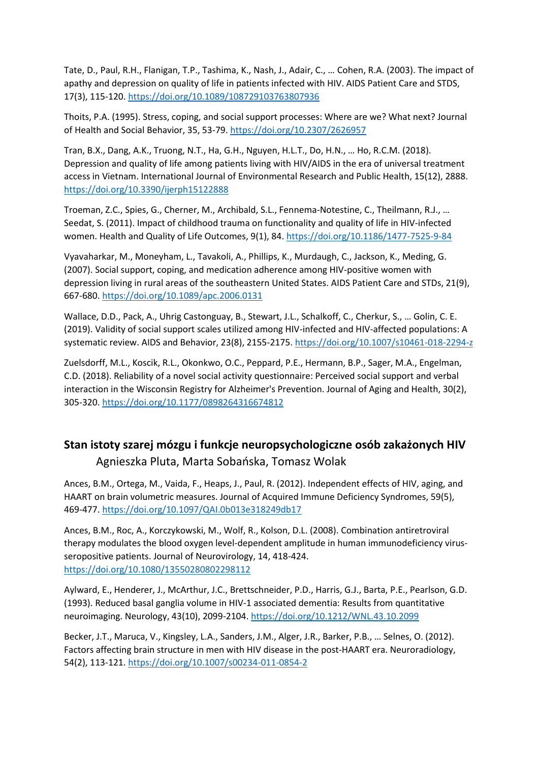Tate, D., Paul, R.H., Flanigan, T.P., Tashima, K., Nash, J., Adair, C., … Cohen, R.A. (2003). The impact of apathy and depression on quality of life in patients infected with HIV. AIDS Patient Care and STDS, 17(3), 115-120. https://doi.org/10.1089/108729103763807936

Thoits, P.A. (1995). Stress, coping, and social support processes: Where are we? What next? Journal of Health and Social Behavior, 35, 53-79. https://doi.org/10.2307/2626957

Tran, B.X., Dang, A.K., Truong, N.T., Ha, G.H., Nguyen, H.L.T., Do, H.N., … Ho, R.C.M. (2018). Depression and quality of life among patients living with HIV/AIDS in the era of universal treatment access in Vietnam. International Journal of Environmental Research and Public Health, 15(12), 2888. https://doi.org/10.3390/ijerph15122888

Troeman, Z.C., Spies, G., Cherner, M., Archibald, S.L., Fennema-Notestine, C., Theilmann, R.J., … Seedat, S. (2011). Impact of childhood trauma on functionality and quality of life in HIV-infected women. Health and Quality of Life Outcomes, 9(1), 84. https://doi.org/10.1186/1477-7525-9-84

Vyavaharkar, M., Moneyham, L., Tavakoli, A., Phillips, K., Murdaugh, C., Jackson, K., Meding, G. (2007). Social support, coping, and medication adherence among HIV-positive women with depression living in rural areas of the southeastern United States. AIDS Patient Care and STDs, 21(9), 667-680. https://doi.org/10.1089/apc.2006.0131

Wallace, D.D., Pack, A., Uhrig Castonguay, B., Stewart, J.L., Schalkoff, C., Cherkur, S., … Golin, C. E. (2019). Validity of social support scales utilized among HIV-infected and HIV-affected populations: A systematic review. AIDS and Behavior, 23(8), 2155-2175. https://doi.org/10.1007/s10461-018-2294-z

Zuelsdorff, M.L., Koscik, R.L., Okonkwo, O.C., Peppard, P.E., Hermann, B.P., Sager, M.A., Engelman, C.D. (2018). Reliability of a novel social activity questionnaire: Perceived social support and verbal interaction in the Wisconsin Registry for Alzheimer's Prevention. Journal of Aging and Health, 30(2), 305-320. https://doi.org/10.1177/0898264316674812

## Stan istoty szarej mózgu i funkcje neuropsychologiczne osób zakażonych HIV

Agnieszka Pluta, Marta Sobańska, Tomasz Wolak

Ances, B.M., Ortega, M., Vaida, F., Heaps, J., Paul, R. (2012). Independent effects of HIV, aging, and HAART on brain volumetric measures. Journal of Acquired Immune Deficiency Syndromes, 59(5), 469-477. https://doi.org/10.1097/QAI.0b013e318249db17

Ances, B.M., Roc, A., Korczykowski, M., Wolf, R., Kolson, D.L. (2008). Combination antiretroviral therapy modulates the blood oxygen level-dependent amplitude in human immunodeficiency virus-seropositive patients. Journal of Neurovirology, 14, 418-424. https://doi.org/10.1080/13550280802298112

Aylward, E., Henderer, J., McArthur, J.C., Brettschneider, P.D., Harris, G.J., Barta, P.E., Pearlson, G.D. (1993). Reduced basal ganglia volume in HIV-1 associated dementia: Results from quantitative neuroimaging. Neurology, 43(10), 2099-2104. https://doi.org/10.1212/WNL.43.10.2099

Becker, J.T., Maruca, V., Kingsley, L.A., Sanders, J.M., Alger, J.R., Barker, P.B., … Selnes, O. (2012). Factors affecting brain structure in men with HIV disease in the post-HAART era. Neuroradiology, 54(2), 113-121. https://doi.org/10.1007/s00234-011-0854-2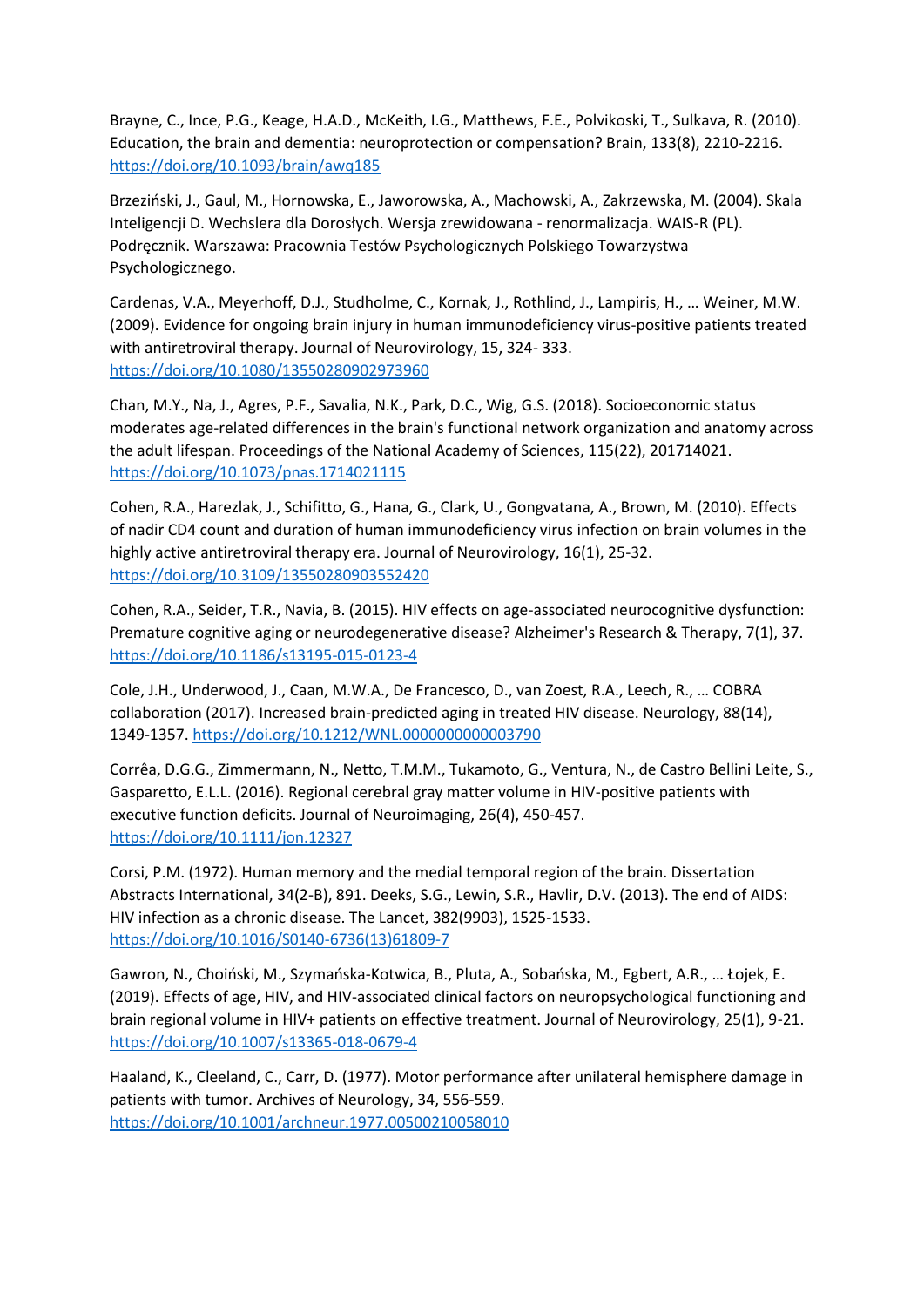Brayne, C., Ince, P.G., Keage, H.A.D., McKeith, I.G., Matthews, F.E., Polvikoski, T., Sulkava, R. (2010). Education, the brain and dementia: neuroprotection or compensation? Brain, 133(8), 2210-2216. https://doi.org/10.1093/brain/awq185

Brzeziński, J., Gaul, M., Hornowska, E., Jaworowska, A., Machowski, A., Zakrzewska, M. (2004). Skala Inteligencji D. Wechslera dla Dorosłych. Wersja zrewidowana - renormalizacja. WAIS-R (PL). Podręcznik. Warszawa: Pracownia Testów Psychologicznych Polskiego Towarzystwa Psychologicznego.

Cardenas, V.A., Meyerhoff, D.J., Studholme, C., Kornak, J., Rothlind, J., Lampiris, H., … Weiner, M.W. (2009). Evidence for ongoing brain injury in human immunodeficiency virus-positive patients treated with antiretroviral therapy. Journal of Neurovirology, 15, 324- 333. https://doi.org/10.1080/13550280902973960

Chan, M.Y., Na, J., Agres, P.F., Savalia, N.K., Park, D.C., Wig, G.S. (2018). Socioeconomic status moderates age-related differences in the brain's functional network organization and anatomy across the adult lifespan. Proceedings of the National Academy of Sciences, 115(22), 201714021. https://doi.org/10.1073/pnas.1714021115

Cohen, R.A., Harezlak, J., Schifitto, G., Hana, G., Clark, U., Gongvatana, A., Brown, M. (2010). Effects of nadir CD4 count and duration of human immunodeficiency virus infection on brain volumes in the highly active antiretroviral therapy era. Journal of Neurovirology, 16(1), 25-32. https://doi.org/10.3109/13550280903552420

Cohen, R.A., Seider, T.R., Navia, B. (2015). HIV effects on age-associated neurocognitive dysfunction: Premature cognitive aging or neurodegenerative disease? Alzheimer's Research & Therapy, 7(1), 37. https://doi.org/10.1186/s13195-015-0123-4

Cole, J.H., Underwood, J., Caan, M.W.A., De Francesco, D., van Zoest, R.A., Leech, R., … COBRA collaboration (2017). Increased brain-predicted aging in treated HIV disease. Neurology, 88(14), 1349-1357. https://doi.org/10.1212/WNL.0000000000003790

Corrêa, D.G.G., Zimmermann, N., Netto, T.M.M., Tukamoto, G., Ventura, N., de Castro Bellini Leite, S., Gasparetto, E.L.L. (2016). Regional cerebral gray matter volume in HIV-positive patients with executive function deficits. Journal of Neuroimaging, 26(4), 450-457. https://doi.org/10.1111/jon.12327

Corsi, P.M. (1972). Human memory and the medial temporal region of the brain. Dissertation Abstracts International, 34(2-B), 891. Deeks, S.G., Lewin, S.R., Havlir, D.V. (2013). The end of AIDS: HIV infection as a chronic disease. The Lancet, 382(9903), 1525-1533. https://doi.org/10.1016/S0140-6736(13)61809-7

Gawron, N., Choiński, M., Szymańska-Kotwica, B., Pluta, A., Sobańska, M., Egbert, A.R., … Łojek, E. (2019). Effects of age, HIV, and HIV-associated clinical factors on neuropsychological functioning and brain regional volume in HIV+ patients on effective treatment. Journal of Neurovirology, 25(1), 9-21. https://doi.org/10.1007/s13365-018-0679-4

Haaland, K., Cleeland, C., Carr, D. (1977). Motor performance after unilateral hemisphere damage in patients with tumor. Archives of Neurology, 34, 556-559. https://doi.org/10.1001/archneur.1977.00500210058010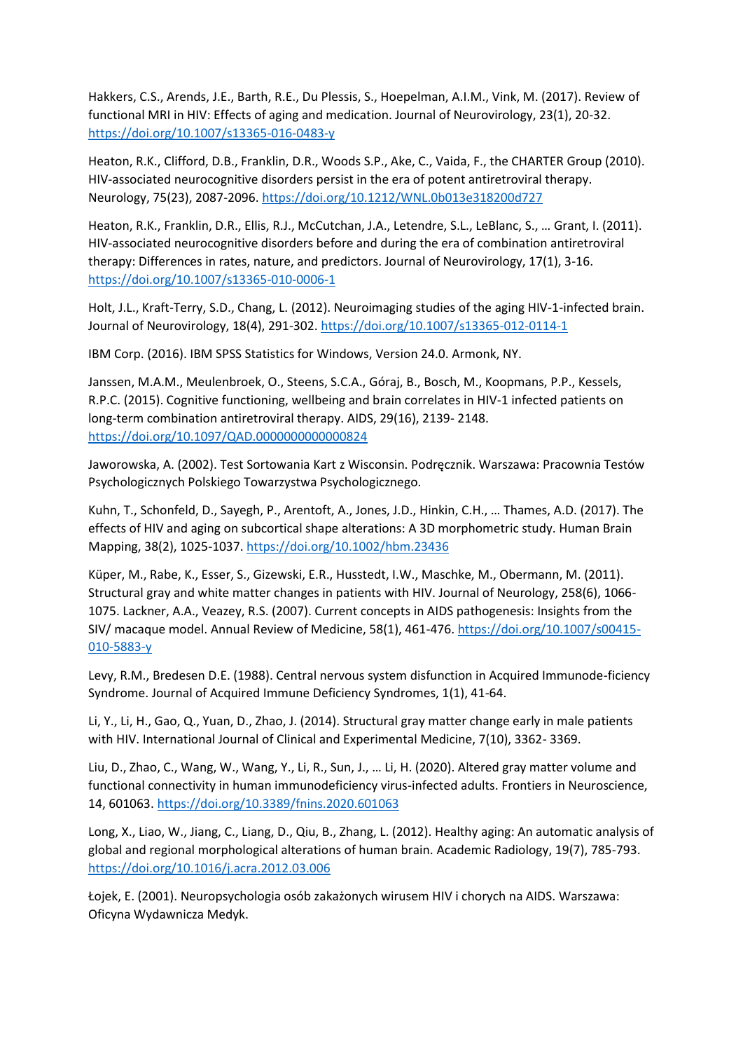Hakkers, C.S., Arends, J.E., Barth, R.E., Du Plessis, S., Hoepelman, A.I.M., Vink, M. (2017). Review of functional MRI in HIV: Effects of aging and medication. Journal of Neurovirology, 23(1), 20-32. https://doi.org/10.1007/s13365-016-0483-y

Heaton, R.K., Clifford, D.B., Franklin, D.R., Woods S.P., Ake, C., Vaida, F., the CHARTER Group (2010). HIV-associated neurocognitive disorders persist in the era of potent antiretroviral therapy. Neurology, 75(23), 2087-2096. https://doi.org/10.1212/WNL.0b013e318200d727

Heaton, R.K., Franklin, D.R., Ellis, R.J., McCutchan, J.A., Letendre, S.L., LeBlanc, S., … Grant, I. (2011). HIV-associated neurocognitive disorders before and during the era of combination antiretroviral therapy: Differences in rates, nature, and predictors. Journal of Neurovirology, 17(1), 3-16. https://doi.org/10.1007/s13365-010-0006-1

Holt, J.L., Kraft-Terry, S.D., Chang, L. (2012). Neuroimaging studies of the aging HIV-1-infected brain. Journal of Neurovirology, 18(4), 291-302. https://doi.org/10.1007/s13365-012-0114-1

IBM Corp. (2016). IBM SPSS Statistics for Windows, Version 24.0. Armonk, NY.

Janssen, M.A.M., Meulenbroek, O., Steens, S.C.A., Góraj, B., Bosch, M., Koopmans, P.P., Kessels, R.P.C. (2015). Cognitive functioning, wellbeing and brain correlates in HIV-1 infected patients on long-term combination antiretroviral therapy. AIDS, 29(16), 2139- 2148. https://doi.org/10.1097/QAD.0000000000000824

Jaworowska, A. (2002). Test Sortowania Kart z Wisconsin. Podręcznik. Warszawa: Pracownia Testów Psychologicznych Polskiego Towarzystwa Psychologicznego.

Kuhn, T., Schonfeld, D., Sayegh, P., Arentoft, A., Jones, J.D., Hinkin, C.H., … Thames, A.D. (2017). The effects of HIV and aging on subcortical shape alterations: A 3D morphometric study. Human Brain Mapping, 38(2), 1025-1037. https://doi.org/10.1002/hbm.23436

Küper, M., Rabe, K., Esser, S., Gizewski, E.R., Husstedt, I.W., Maschke, M., Obermann, M. (2011). Structural gray and white matter changes in patients with HIV. Journal of Neurology, 258(6), 1066-1075. Lackner, A.A., Veazey, R.S. (2007). Current concepts in AIDS pathogenesis: Insights from the SIV/ macaque model. Annual Review of Medicine, 58(1), 461-476. https://doi.org/10.1007/s00415-010-5883-y

Levy, R.M., Bredesen D.E. (1988). Central nervous system disfunction in Acquired Immunode-ficiency Syndrome. Journal of Acquired Immune Deficiency Syndromes, 1(1), 41-64.

Li, Y., Li, H., Gao, Q., Yuan, D., Zhao, J. (2014). Structural gray matter change early in male patients with HIV. International Journal of Clinical and Experimental Medicine, 7(10), 3362- 3369.

Liu, D., Zhao, C., Wang, W., Wang, Y., Li, R., Sun, J., … Li, H. (2020). Altered gray matter volume and functional connectivity in human immunodeficiency virus-infected adults. Frontiers in Neuroscience, 14, 601063. https://doi.org/10.3389/fnins.2020.601063

Long, X., Liao, W., Jiang, C., Liang, D., Qiu, B., Zhang, L. (2012). Healthy aging: An automatic analysis of global and regional morphological alterations of human brain. Academic Radiology, 19(7), 785-793. https://doi.org/10.1016/j.acra.2012.03.006

Łojek, E. (2001). Neuropsychologia osób zakażonych wirusem HIV i chorych na AIDS. Warszawa: Oficyna Wydawnicza Medyk.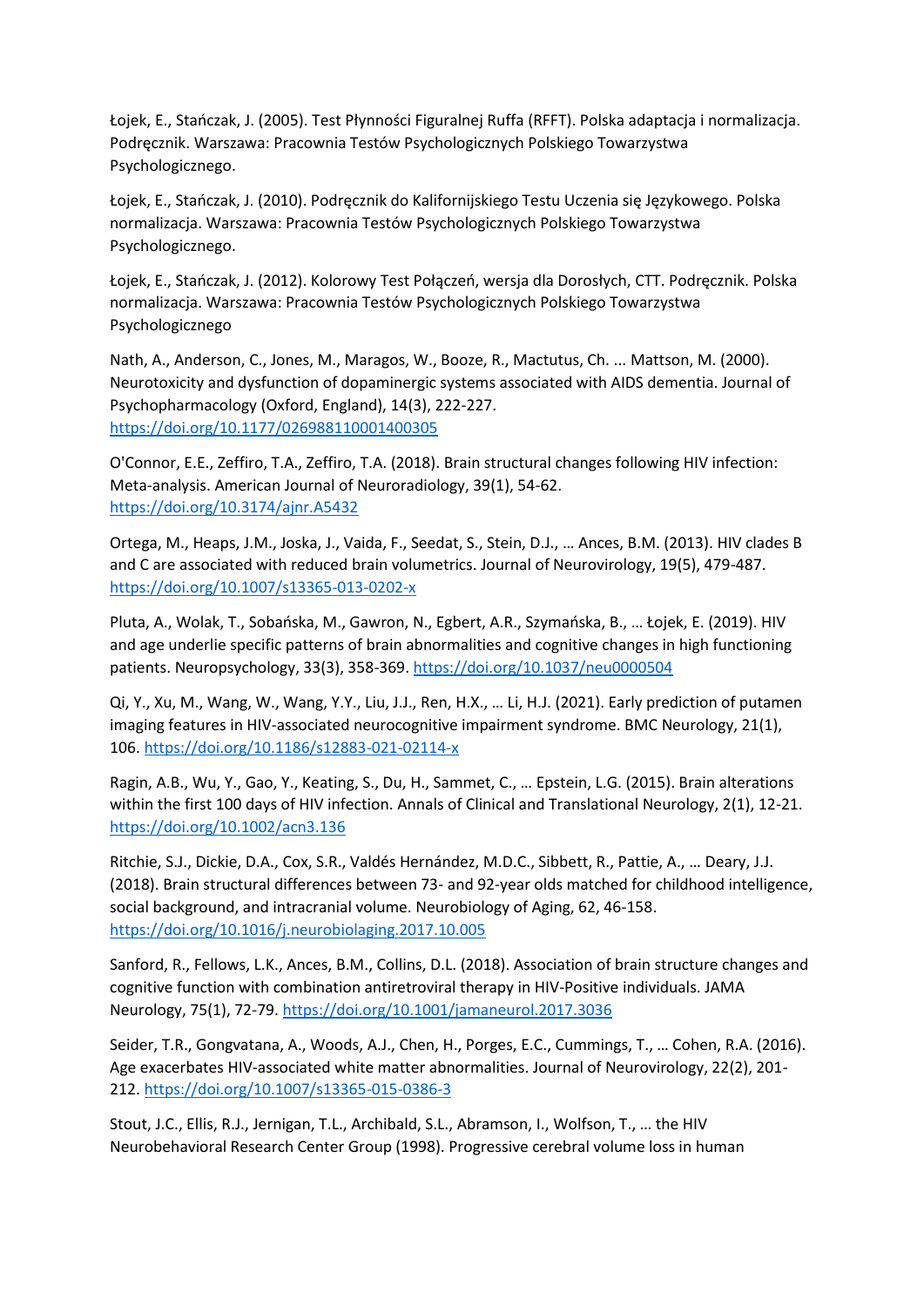Łojek, E., Stańczak, J. (2005). Test Płynności Figuralnej Ruffa (RFFT). Polska adaptacja i normalizacja. Podręcznik. Warszawa: Pracownia Testów Psychologicznych Polskiego Towarzystwa Psychologicznego.

Łojek, E., Stańczak, J. (2010). Podręcznik do Kalifornijskiego Testu Uczenia się Językowego. Polska normalizacja. Warszawa: Pracownia Testów Psychologicznych Polskiego Towarzystwa Psychologicznego.

Łojek, E., Stańczak, J. (2012). Kolorowy Test Połączeń, wersja dla Dorosłych, CTT. Podręcznik. Polska normalizacja. Warszawa: Pracownia Testów Psychologicznych Polskiego Towarzystwa Psychologicznego

Nath, A., Anderson, C., Jones, M., Maragos, W., Booze, R., Mactutus, Ch. ... Mattson, M. (2000). Neurotoxicity and dysfunction of dopaminergic systems associated with AIDS dementia. Journal of Psychopharmacology (Oxford, England), 14(3), 222-227. https://doi.org/10.1177/026988110001400305

O'Connor, E.E., Zeffiro, T.A., Zeffiro, T.A. (2018). Brain structural changes following HIV infection: Meta-analysis. American Journal of Neuroradiology, 39(1), 54-62. https://doi.org/10.3174/ajnr.A5432

Ortega, M., Heaps, J.M., Joska, J., Vaida, F., Seedat, S., Stein, D.J., … Ances, B.M. (2013). HIV clades B and C are associated with reduced brain volumetrics. Journal of Neurovirology, 19(5), 479-487. https://doi.org/10.1007/s13365-013-0202-x

Pluta, A., Wolak, T., Sobańska, M., Gawron, N., Egbert, A.R., Szymańska, B., … Łojek, E. (2019). HIV and age underlie specific patterns of brain abnormalities and cognitive changes in high functioning patients. Neuropsychology, 33(3), 358-369. https://doi.org/10.1037/neu0000504

Qi, Y., Xu, M., Wang, W., Wang, Y.Y., Liu, J.J., Ren, H.X., … Li, H.J. (2021). Early prediction of putamen imaging features in HIV-associated neurocognitive impairment syndrome. BMC Neurology, 21(1), 106. https://doi.org/10.1186/s12883-021-02114-x

Ragin, A.B., Wu, Y., Gao, Y., Keating, S., Du, H., Sammet, C., … Epstein, L.G. (2015). Brain alterations within the first 100 days of HIV infection. Annals of Clinical and Translational Neurology, 2(1), 12-21. https://doi.org/10.1002/acn3.136

Ritchie, S.J., Dickie, D.A., Cox, S.R., Valdés Hernández, M.D.C., Sibbett, R., Pattie, A., … Deary, J.J. (2018). Brain structural differences between 73- and 92-year olds matched for childhood intelligence, social background, and intracranial volume. Neurobiology of Aging, 62, 46-158. https://doi.org/10.1016/j.neurobiolaging.2017.10.005

Sanford, R., Fellows, L.K., Ances, B.M., Collins, D.L. (2018). Association of brain structure changes and cognitive function with combination antiretroviral therapy in HIV-Positive individuals. JAMA Neurology, 75(1), 72-79. https://doi.org/10.1001/jamaneurol.2017.3036

Seider, T.R., Gongvatana, A., Woods, A.J., Chen, H., Porges, E.C., Cummings, T., … Cohen, R.A. (2016). Age exacerbates HIV-associated white matter abnormalities. Journal of Neurovirology, 22(2), 201-212. https://doi.org/10.1007/s13365-015-0386-3

Stout, J.C., Ellis, R.J., Jernigan, T.L., Archibald, S.L., Abramson, I., Wolfson, T., … the HIV Neurobehavioral Research Center Group (1998). Progressive cerebral volume loss in human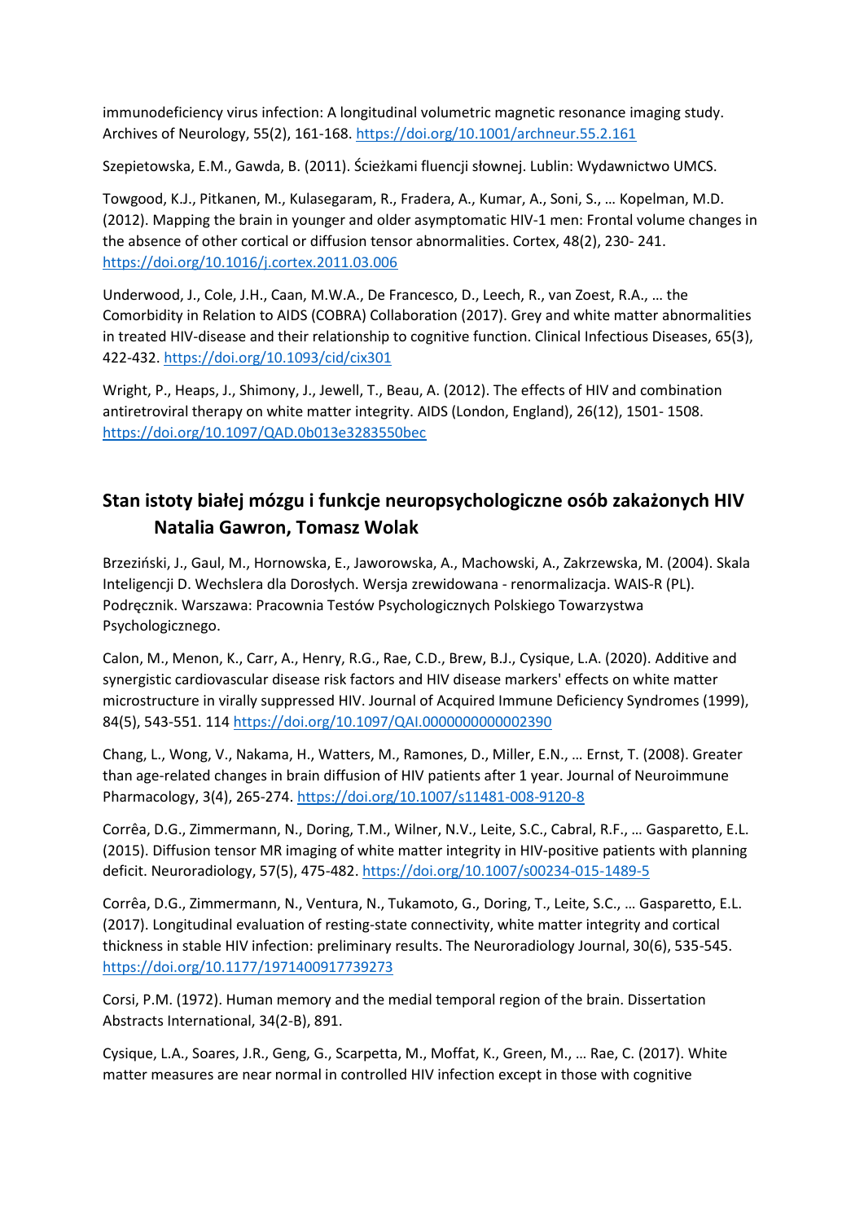immunodeficiency virus infection: A longitudinal volumetric magnetic resonance imaging study. Archives of Neurology, 55(2), 161-168. https://doi.org/10.1001/archneur.55.2.161

Szepietowska, E.M., Gawda, B. (2011). Ścieżkami fluencji słownej. Lublin: Wydawnictwo UMCS.

Towgood, K.J., Pitkanen, M., Kulasegaram, R., Fradera, A., Kumar, A., Soni, S., … Kopelman, M.D. (2012). Mapping the brain in younger and older asymptomatic HIV-1 men: Frontal volume changes in the absence of other cortical or diffusion tensor abnormalities. Cortex, 48(2), 230- 241. https://doi.org/10.1016/j.cortex.2011.03.006

Underwood, J., Cole, J.H., Caan, M.W.A., De Francesco, D., Leech, R., van Zoest, R.A., … the Comorbidity in Relation to AIDS (COBRA) Collaboration (2017). Grey and white matter abnormalities in treated HIV-disease and their relationship to cognitive function. Clinical Infectious Diseases, 65(3), 422-432. https://doi.org/10.1093/cid/cix301

Wright, P., Heaps, J., Shimony, J., Jewell, T., Beau, A. (2012). The effects of HIV and combination antiretroviral therapy on white matter integrity. AIDS (London, England), 26(12), 1501- 1508. https://doi.org/10.1097/QAD.0b013e3283550bec

## Stan istoty białej mózgu i funkcje neuropsychologiczne osób zakażonych HIV Natalia Gawron, Tomasz Wolak

Brzeziński, J., Gaul, M., Hornowska, E., Jaworowska, A., Machowski, A., Zakrzewska, M. (2004). Skala Inteligencji D. Wechslera dla Dorosłych. Wersja zrewidowana - renormalizacja. WAIS-R (PL). Podręcznik. Warszawa: Pracownia Testów Psychologicznych Polskiego Towarzystwa Psychologicznego.

Calon, M., Menon, K., Carr, A., Henry, R.G., Rae, C.D., Brew, B.J., Cysique, L.A. (2020). Additive and synergistic cardiovascular disease risk factors and HIV disease markers' effects on white matter microstructure in virally suppressed HIV. Journal of Acquired Immune Deficiency Syndromes (1999), 84(5), 543-551. 114 https://doi.org/10.1097/QAI.0000000000002390

Chang, L., Wong, V., Nakama, H., Watters, M., Ramones, D., Miller, E.N., … Ernst, T. (2008). Greater than age-related changes in brain diffusion of HIV patients after 1 year. Journal of Neuroimmune Pharmacology, 3(4), 265-274. https://doi.org/10.1007/s11481-008-9120-8

Corrêa, D.G., Zimmermann, N., Doring, T.M., Wilner, N.V., Leite, S.C., Cabral, R.F., … Gasparetto, E.L. (2015). Diffusion tensor MR imaging of white matter integrity in HIV-positive patients with planning deficit. Neuroradiology, 57(5), 475-482. https://doi.org/10.1007/s00234-015-1489-5

Corrêa, D.G., Zimmermann, N., Ventura, N., Tukamoto, G., Doring, T., Leite, S.C., … Gasparetto, E.L. (2017). Longitudinal evaluation of resting-state connectivity, white matter integrity and cortical thickness in stable HIV infection: preliminary results. The Neuroradiology Journal, 30(6), 535-545. https://doi.org/10.1177/1971400917739273

Corsi, P.M. (1972). Human memory and the medial temporal region of the brain. Dissertation Abstracts International, 34(2-B), 891.

Cysique, L.A., Soares, J.R., Geng, G., Scarpetta, M., Moffat, K., Green, M., … Rae, C. (2017). White matter measures are near normal in controlled HIV infection except in those with cognitive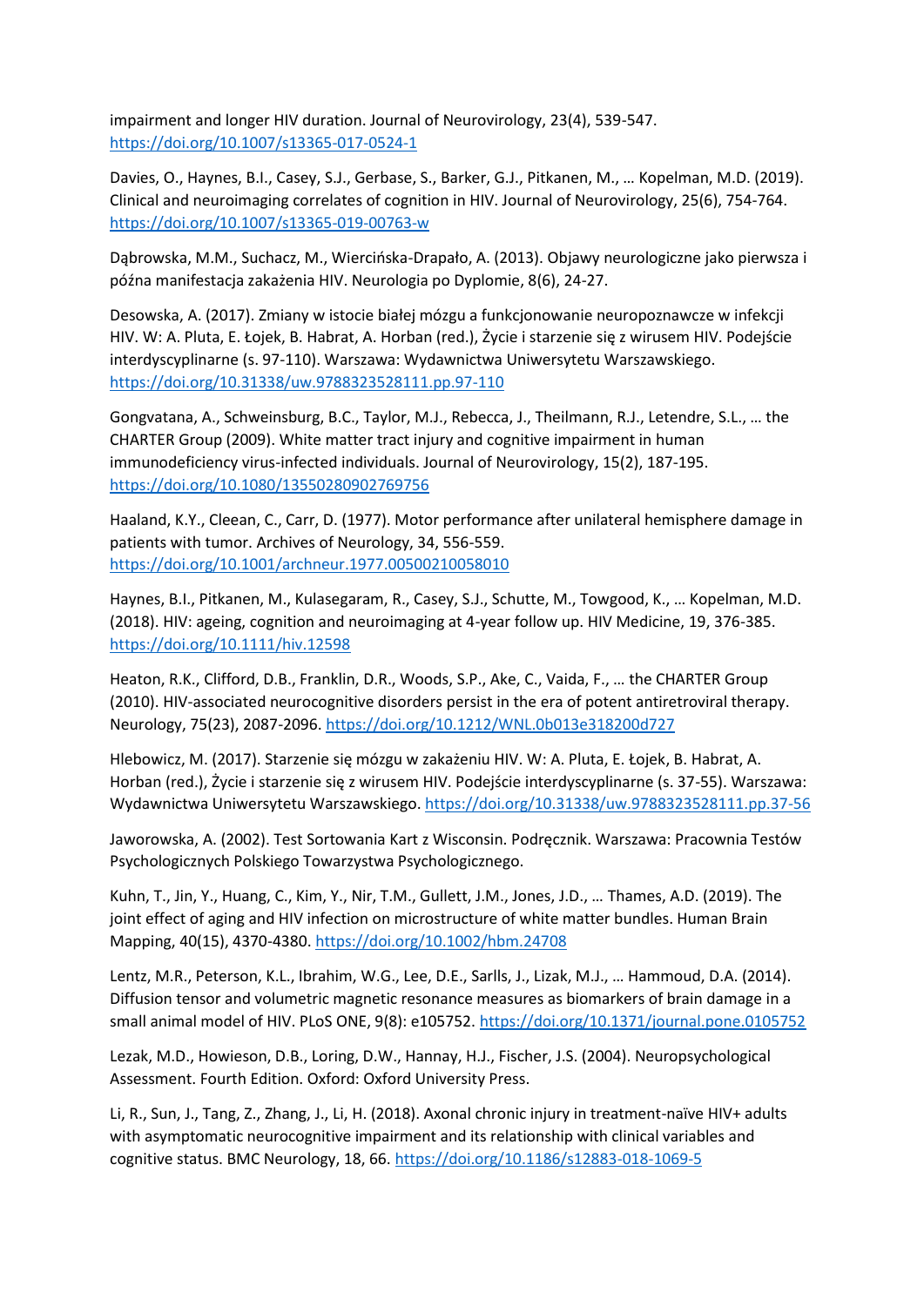impairment and longer HIV duration. Journal of Neurovirology, 23(4), 539-547. https://doi.org/10.1007/s13365-017-0524-1

Davies, O., Haynes, B.I., Casey, S.J., Gerbase, S., Barker, G.J., Pitkanen, M., … Kopelman, M.D. (2019). Clinical and neuroimaging correlates of cognition in HIV. Journal of Neurovirology, 25(6), 754-764. https://doi.org/10.1007/s13365-019-00763-w

Dąbrowska, M.M., Suchacz, M., Wiercińska-Drapało, A. (2013). Objawy neurologiczne jako pierwsza i późna manifestacja zakażenia HIV. Neurologia po Dyplomie, 8(6), 24-27.

Desowska, A. (2017). Zmiany w istocie białej mózgu a funkcjonowanie neuropoznawcze w infekcji HIV. W: A. Pluta, E. Łojek, B. Habrat, A. Horban (red.), Życie i starzenie się z wirusem HIV. Podejście interdyscyplinarne (s. 97-110). Warszawa: Wydawnictwa Uniwersytetu Warszawskiego. https://doi.org/10.31338/uw.9788323528111.pp.97-110

Gongvatana, A., Schweinsburg, B.C., Taylor, M.J., Rebecca, J., Theilmann, R.J., Letendre, S.L., … the CHARTER Group (2009). White matter tract injury and cognitive impairment in human immunodeficiency virus-infected individuals. Journal of Neurovirology, 15(2), 187-195. https://doi.org/10.1080/13550280902769756

Haaland, K.Y., Cleean, C., Carr, D. (1977). Motor performance after unilateral hemisphere damage in patients with tumor. Archives of Neurology, 34, 556-559. https://doi.org/10.1001/archneur.1977.00500210058010

Haynes, B.I., Pitkanen, M., Kulasegaram, R., Casey, S.J., Schutte, M., Towgood, K., … Kopelman, M.D. (2018). HIV: ageing, cognition and neuroimaging at 4-year follow up. HIV Medicine, 19, 376-385. https://doi.org/10.1111/hiv.12598

Heaton, R.K., Clifford, D.B., Franklin, D.R., Woods, S.P., Ake, C., Vaida, F., … the CHARTER Group (2010). HIV-associated neurocognitive disorders persist in the era of potent antiretroviral therapy. Neurology, 75(23), 2087-2096. https://doi.org/10.1212/WNL.0b013e318200d727

Hlebowicz, M. (2017). Starzenie się mózgu w zakażeniu HIV. W: A. Pluta, E. Łojek, B. Habrat, A. Horban (red.), Życie i starzenie się z wirusem HIV. Podejście interdyscyplinarne (s. 37-55). Warszawa: Wydawnictwa Uniwersytetu Warszawskiego. https://doi.org/10.31338/uw.9788323528111.pp.37-56

Jaworowska, A. (2002). Test Sortowania Kart z Wisconsin. Podręcznik. Warszawa: Pracownia Testów Psychologicznych Polskiego Towarzystwa Psychologicznego.

Kuhn, T., Jin, Y., Huang, C., Kim, Y., Nir, T.M., Gullett, J.M., Jones, J.D., … Thames, A.D. (2019). The joint effect of aging and HIV infection on microstructure of white matter bundles. Human Brain Mapping, 40(15), 4370-4380. https://doi.org/10.1002/hbm.24708

Lentz, M.R., Peterson, K.L., Ibrahim, W.G., Lee, D.E., Sarlls, J., Lizak, M.J., … Hammoud, D.A. (2014). Diffusion tensor and volumetric magnetic resonance measures as biomarkers of brain damage in a small animal model of HIV. PLoS ONE, 9(8): e105752. https://doi.org/10.1371/journal.pone.0105752

Lezak, M.D., Howieson, D.B., Loring, D.W., Hannay, H.J., Fischer, J.S. (2004). Neuropsychological Assessment. Fourth Edition. Oxford: Oxford University Press.

Li, R., Sun, J., Tang, Z., Zhang, J., Li, H. (2018). Axonal chronic injury in treatment-naïve HIV+ adults with asymptomatic neurocognitive impairment and its relationship with clinical variables and cognitive status. BMC Neurology, 18, 66. https://doi.org/10.1186/s12883-018-1069-5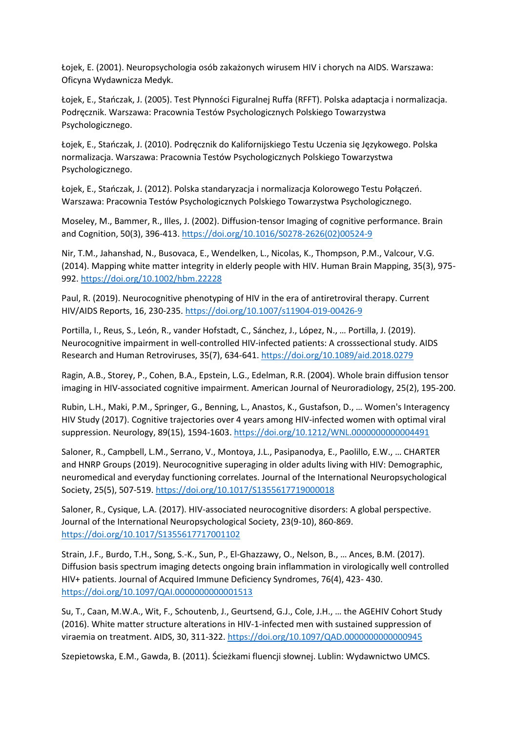Łojek, E. (2001). Neuropsychologia osób zakażonych wirusem HIV i chorych na AIDS. Warszawa: Oficyna Wydawnicza Medyk.

Łojek, E., Stańczak, J. (2005). Test Płynności Figuralnej Ruffa (RFFT). Polska adaptacja i normalizacja. Podręcznik. Warszawa: Pracownia Testów Psychologicznych Polskiego Towarzystwa Psychologicznego.

Łojek, E., Stańczak, J. (2010). Podręcznik do Kalifornijskiego Testu Uczenia się Językowego. Polska normalizacja. Warszawa: Pracownia Testów Psychologicznych Polskiego Towarzystwa Psychologicznego.

Łojek, E., Stańczak, J. (2012). Polska standaryzacja i normalizacja Kolorowego Testu Połączeń. Warszawa: Pracownia Testów Psychologicznych Polskiego Towarzystwa Psychologicznego.

Moseley, M., Bammer, R., Illes, J. (2002). Diffusion-tensor Imaging of cognitive performance. Brain and Cognition, 50(3), 396-413. https://doi.org/10.1016/S0278-2626(02)00524-9

Nir, T.M., Jahanshad, N., Busovaca, E., Wendelken, L., Nicolas, K., Thompson, P.M., Valcour, V.G. (2014). Mapping white matter integrity in elderly people with HIV. Human Brain Mapping, 35(3), 975-992. https://doi.org/10.1002/hbm.22228

Paul, R. (2019). Neurocognitive phenotyping of HIV in the era of antiretroviral therapy. Current HIV/AIDS Reports, 16, 230-235. https://doi.org/10.1007/s11904-019-00426-9

Portilla, I., Reus, S., León, R., vander Hofstadt, C., Sánchez, J., López, N., … Portilla, J. (2019). Neurocognitive impairment in well-controlled HIV-infected patients: A crosssectional study. AIDS Research and Human Retroviruses, 35(7), 634-641. https://doi.org/10.1089/aid.2018.0279

Ragin, A.B., Storey, P., Cohen, B.A., Epstein, L.G., Edelman, R.R. (2004). Whole brain diffusion tensor imaging in HIV-associated cognitive impairment. American Journal of Neuroradiology, 25(2), 195-200.

Rubin, L.H., Maki, P.M., Springer, G., Benning, L., Anastos, K., Gustafson, D., … Women's Interagency HIV Study (2017). Cognitive trajectories over 4 years among HIV-infected women with optimal viral suppression. Neurology, 89(15), 1594-1603. https://doi.org/10.1212/WNL.0000000000004491

Saloner, R., Campbell, L.M., Serrano, V., Montoya, J.L., Pasipanodya, E., Paolillo, E.W., … CHARTER and HNRP Groups (2019). Neurocognitive superaging in older adults living with HIV: Demographic, neuromedical and everyday functioning correlates. Journal of the International Neuropsychological Society, 25(5), 507-519. https://doi.org/10.1017/S1355617719000018

Saloner, R., Cysique, L.A. (2017). HIV-associated neurocognitive disorders: A global perspective. Journal of the International Neuropsychological Society, 23(9-10), 860-869. https://doi.org/10.1017/S1355617717001102

Strain, J.F., Burdo, T.H., Song, S.-K., Sun, P., El-Ghazzawy, O., Nelson, B., … Ances, B.M. (2017). Diffusion basis spectrum imaging detects ongoing brain inflammation in virologically well controlled HIV+ patients. Journal of Acquired Immune Deficiency Syndromes, 76(4), 423- 430. https://doi.org/10.1097/QAI.0000000000001513

Su, T., Caan, M.W.A., Wit, F., Schoutenb, J., Geurtsend, G.J., Cole, J.H., … the AGEHIV Cohort Study (2016). White matter structure alterations in HIV-1-infected men with sustained suppression of viraemia on treatment. AIDS, 30, 311-322. https://doi.org/10.1097/QAD.0000000000000945

Szepietowska, E.M., Gawda, B. (2011). Ścieżkami fluencji słownej. Lublin: Wydawnictwo UMCS.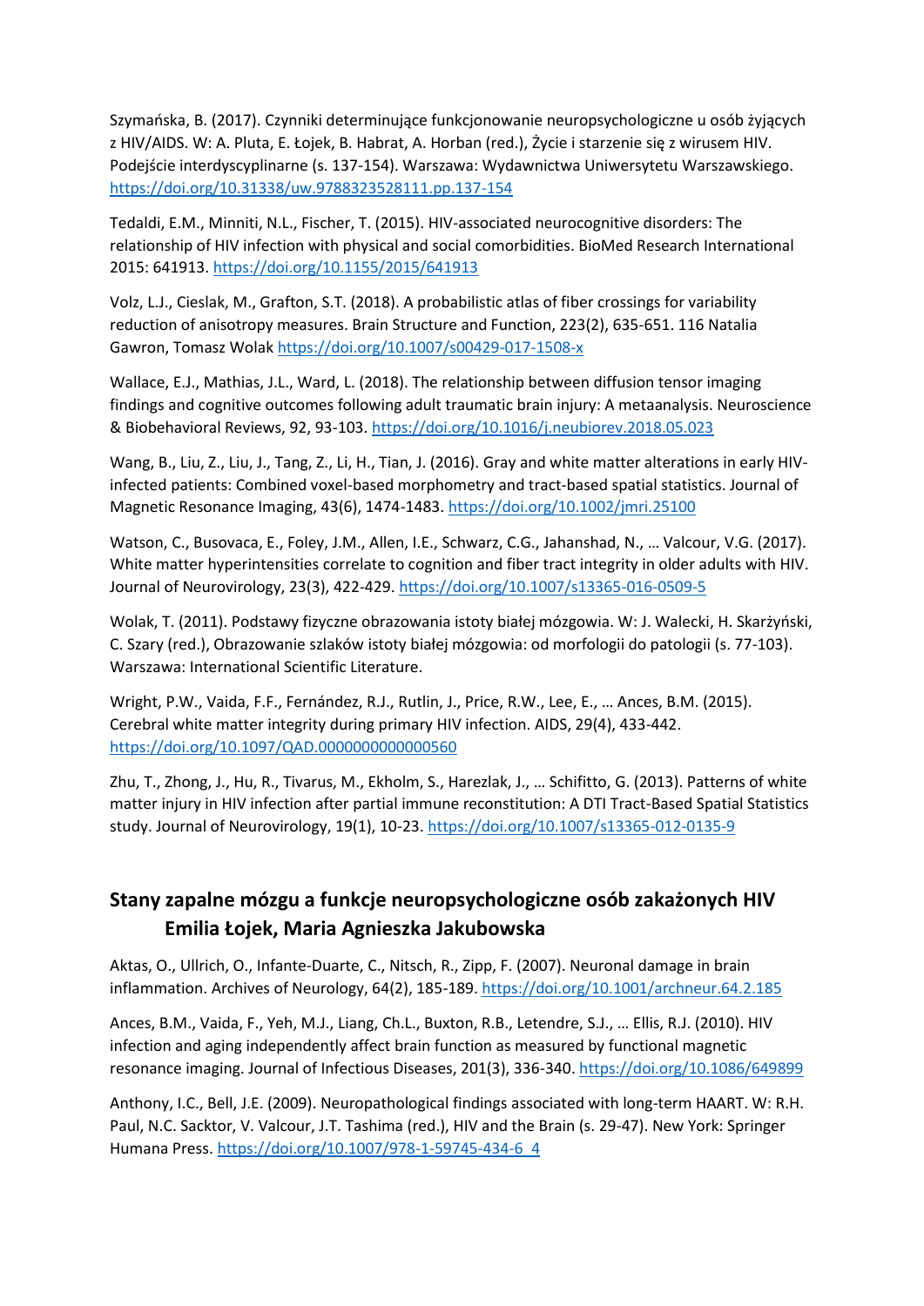Szymańska, B. (2017). Czynniki determinujące funkcjonowanie neuropsychologiczne u osób żyjących z HIV/AIDS. W: A. Pluta, E. Łojek, B. Habrat, A. Horban (red.), Życie i starzenie się z wirusem HIV. Podejście interdyscyplinarne (s. 137-154). Warszawa: Wydawnictwa Uniwersytetu Warszawskiego. https://doi.org/10.31338/uw.9788323528111.pp.137-154

Tedaldi, E.M., Minniti, N.L., Fischer, T. (2015). HIV-associated neurocognitive disorders: The relationship of HIV infection with physical and social comorbidities. BioMed Research International 2015: 641913. https://doi.org/10.1155/2015/641913

Volz, L.J., Cieslak, M., Grafton, S.T. (2018). A probabilistic atlas of fiber crossings for variability reduction of anisotropy measures. Brain Structure and Function, 223(2), 635-651. 116 Natalia Gawron, Tomasz Wolak https://doi.org/10.1007/s00429-017-1508-x

Wallace, E.J., Mathias, J.L., Ward, L. (2018). The relationship between diffusion tensor imaging findings and cognitive outcomes following adult traumatic brain injury: A metaanalysis. Neuroscience & Biobehavioral Reviews, 92, 93-103. https://doi.org/10.1016/j.neubiorev.2018.05.023

Wang, B., Liu, Z., Liu, J., Tang, Z., Li, H., Tian, J. (2016). Gray and white matter alterations in early HIV-infected patients: Combined voxel-based morphometry and tract-based spatial statistics. Journal of Magnetic Resonance Imaging, 43(6), 1474-1483. https://doi.org/10.1002/jmri.25100

Watson, C., Busovaca, E., Foley, J.M., Allen, I.E., Schwarz, C.G., Jahanshad, N., … Valcour, V.G. (2017). White matter hyperintensities correlate to cognition and fiber tract integrity in older adults with HIV. Journal of Neurovirology, 23(3), 422-429. https://doi.org/10.1007/s13365-016-0509-5

Wolak, T. (2011). Podstawy fizyczne obrazowania istoty białej mózgowia. W: J. Walecki, H. Skarżyński, C. Szary (red.), Obrazowanie szlaków istoty białej mózgowia: od morfologii do patologii (s. 77-103). Warszawa: International Scientific Literature.

Wright, P.W., Vaida, F.F., Fernández, R.J., Rutlin, J., Price, R.W., Lee, E., … Ances, B.M. (2015). Cerebral white matter integrity during primary HIV infection. AIDS, 29(4), 433-442. https://doi.org/10.1097/QAD.0000000000000560

Zhu, T., Zhong, J., Hu, R., Tivarus, M., Ekholm, S., Harezlak, J., … Schifitto, G. (2013). Patterns of white matter injury in HIV infection after partial immune reconstitution: A DTI Tract-Based Spatial Statistics study. Journal of Neurovirology, 19(1), 10-23. https://doi.org/10.1007/s13365-012-0135-9

## Stany zapalne mózgu a funkcje neuropsychologiczne osób zakażonych HIV Emilia Łojek, Maria Agnieszka Jakubowska

Aktas, O., Ullrich, O., Infante-Duarte, C., Nitsch, R., Zipp, F. (2007). Neuronal damage in brain inflammation. Archives of Neurology, 64(2), 185-189. https://doi.org/10.1001/archneur.64.2.185

Ances, B.M., Vaida, F., Yeh, M.J., Liang, Ch.L., Buxton, R.B., Letendre, S.J., … Ellis, R.J. (2010). HIV infection and aging independently affect brain function as measured by functional magnetic resonance imaging. Journal of Infectious Diseases, 201(3), 336-340. https://doi.org/10.1086/649899

Anthony, I.C., Bell, J.E. (2009). Neuropathological findings associated with long-term HAART. W: R.H. Paul, N.C. Sacktor, V. Valcour, J.T. Tashima (red.), HIV and the Brain (s. 29-47). New York: Springer Humana Press. https://doi.org/10.1007/978-1-59745-434-6_4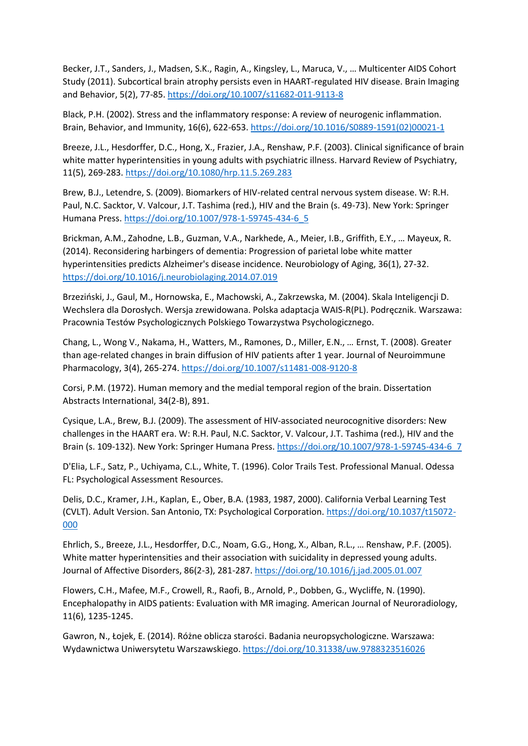Becker, J.T., Sanders, J., Madsen, S.K., Ragin, A., Kingsley, L., Maruca, V., … Multicenter AIDS Cohort Study (2011). Subcortical brain atrophy persists even in HAART-regulated HIV disease. Brain Imaging and Behavior, 5(2), 77-85. https://doi.org/10.1007/s11682-011-9113-8

Black, P.H. (2002). Stress and the inflammatory response: A review of neurogenic inflammation. Brain, Behavior, and Immunity, 16(6), 622-653. https://doi.org/10.1016/S0889-1591(02)00021-1

Breeze, J.L., Hesdorffer, D.C., Hong, X., Frazier, J.A., Renshaw, P.F. (2003). Clinical significance of brain white matter hyperintensities in young adults with psychiatric illness. Harvard Review of Psychiatry, 11(5), 269-283. https://doi.org/10.1080/hrp.11.5.269.283

Brew, B.J., Letendre, S. (2009). Biomarkers of HIV-related central nervous system disease. W: R.H. Paul, N.C. Sacktor, V. Valcour, J.T. Tashima (red.), HIV and the Brain (s. 49-73). New York: Springer Humana Press. https://doi.org/10.1007/978-1-59745-434-6_5

Brickman, A.M., Zahodne, L.B., Guzman, V.A., Narkhede, A., Meier, I.B., Griffith, E.Y., … Mayeux, R. (2014). Reconsidering harbingers of dementia: Progression of parietal lobe white matter hyperintensities predicts Alzheimer's disease incidence. Neurobiology of Aging, 36(1), 27-32. https://doi.org/10.1016/j.neurobiolaging.2014.07.019

Brzeziński, J., Gaul, M., Hornowska, E., Machowski, A., Zakrzewska, M. (2004). Skala Inteligencji D. Wechslera dla Dorosłych. Wersja zrewidowana. Polska adaptacja WAIS-R(PL). Podręcznik. Warszawa: Pracownia Testów Psychologicznych Polskiego Towarzystwa Psychologicznego.

Chang, L., Wong V., Nakama, H., Watters, M., Ramones, D., Miller, E.N., … Ernst, T. (2008). Greater than age-related changes in brain diffusion of HIV patients after 1 year. Journal of Neuroimmune Pharmacology, 3(4), 265-274. https://doi.org/10.1007/s11481-008-9120-8

Corsi, P.M. (1972). Human memory and the medial temporal region of the brain. Dissertation Abstracts International, 34(2-B), 891.

Cysique, L.A., Brew, B.J. (2009). The assessment of HIV-associated neurocognitive disorders: New challenges in the HAART era. W: R.H. Paul, N.C. Sacktor, V. Valcour, J.T. Tashima (red.), HIV and the Brain (s. 109-132). New York: Springer Humana Press. https://doi.org/10.1007/978-1-59745-434-6_7

D'Elia, L.F., Satz, P., Uchiyama, C.L., White, T. (1996). Color Trails Test. Professional Manual. Odessa FL: Psychological Assessment Resources.

Delis, D.C., Kramer, J.H., Kaplan, E., Ober, B.A. (1983, 1987, 2000). California Verbal Learning Test (CVLT). Adult Version. San Antonio, TX: Psychological Corporation. https://doi.org/10.1037/t15072-000

Ehrlich, S., Breeze, J.L., Hesdorffer, D.C., Noam, G.G., Hong, X., Alban, R.L., … Renshaw, P.F. (2005). White matter hyperintensities and their association with suicidality in depressed young adults. Journal of Affective Disorders, 86(2-3), 281-287. https://doi.org/10.1016/j.jad.2005.01.007

Flowers, C.H., Mafee, M.F., Crowell, R., Raofi, B., Arnold, P., Dobben, G., Wycliffe, N. (1990). Encephalopathy in AIDS patients: Evaluation with MR imaging. American Journal of Neuroradiology, 11(6), 1235-1245.

Gawron, N., Łojek, E. (2014). Różne oblicza starości. Badania neuropsychologiczne. Warszawa: Wydawnictwa Uniwersytetu Warszawskiego. https://doi.org/10.31338/uw.9788323516026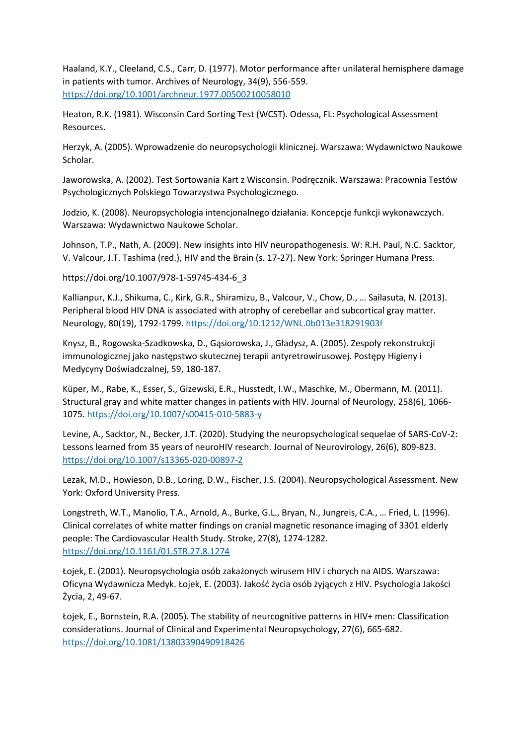Haaland, K.Y., Cleeland, C.S., Carr, D. (1977). Motor performance after unilateral hemisphere damage in patients with tumor. Archives of Neurology, 34(9), 556-559. https://doi.org/10.1001/archneur.1977.00500210058010

Heaton, R.K. (1981). Wisconsin Card Sorting Test (WCST). Odessa, FL: Psychological Assessment Resources.

Herzyk, A. (2005). Wprowadzenie do neuropsychologii klinicznej. Warszawa: Wydawnictwo Naukowe Scholar.

Jaworowska, A. (2002). Test Sortowania Kart z Wisconsin. Podręcznik. Warszawa: Pracownia Testów Psychologicznych Polskiego Towarzystwa Psychologicznego.

Jodzio, K. (2008). Neuropsychologia intencjonalnego działania. Koncepcje funkcji wykonawczych. Warszawa: Wydawnictwo Naukowe Scholar.

Johnson, T.P., Nath, A. (2009). New insights into HIV neuropathogenesis. W: R.H. Paul, N.C. Sacktor, V. Valcour, J.T. Tashima (red.), HIV and the Brain (s. 17-27). New York: Springer Humana Press.

https://doi.org/10.1007/978-1-59745-434-6_3

Kallianpur, K.J., Shikuma, C., Kirk, G.R., Shiramizu, B., Valcour, V., Chow, D., … Sailasuta, N. (2013). Peripheral blood HIV DNA is associated with atrophy of cerebellar and subcortical gray matter. Neurology, 80(19), 1792-1799. https://doi.org/10.1212/WNL.0b013e318291903f

Knysz, B., Rogowska-Szadkowska, D., Gąsiorowska, J., Gładysz, A. (2005). Zespoły rekonstrukcji immunologicznej jako następstwo skutecznej terapii antyretrowirusowej. Postępy Higieny i Medycyny Doświadczalnej, 59, 180-187.

Küper, M., Rabe, K., Esser, S., Gizewski, E.R., Husstedt, I.W., Maschke, M., Obermann, M. (2011). Structural gray and white matter changes in patients with HIV. Journal of Neurology, 258(6), 1066-1075. https://doi.org/10.1007/s00415-010-5883-y

Levine, A., Sacktor, N., Becker, J.T. (2020). Studying the neuropsychological sequelae of SARS-CoV-2: Lessons learned from 35 years of neuroHIV research. Journal of Neurovirology, 26(6), 809-823. https://doi.org/10.1007/s13365-020-00897-2

Lezak, M.D., Howieson, D.B., Loring, D.W., Fischer, J.S. (2004). Neuropsychological Assessment. New York: Oxford University Press.

Longstreth, W.T., Manolio, T.A., Arnold, A., Burke, G.L., Bryan, N., Jungreis, C.A., … Fried, L. (1996). Clinical correlates of white matter findings on cranial magnetic resonance imaging of 3301 elderly people: The Cardiovascular Health Study. Stroke, 27(8), 1274-1282. https://doi.org/10.1161/01.STR.27.8.1274

Łojek, E. (2001). Neuropsychologia osób zakażonych wirusem HIV i chorych na AIDS. Warszawa: Oficyna Wydawnicza Medyk. Łojek, E. (2003). Jakość życia osób żyjących z HIV. Psychologia Jakości Życia, 2, 49-67.

Łojek, E., Bornstein, R.A. (2005). The stability of neurcognitive patterns in HIV+ men: Classification considerations. Journal of Clinical and Experimental Neuropsychology, 27(6), 665-682. https://doi.org/10.1081/13803390490918426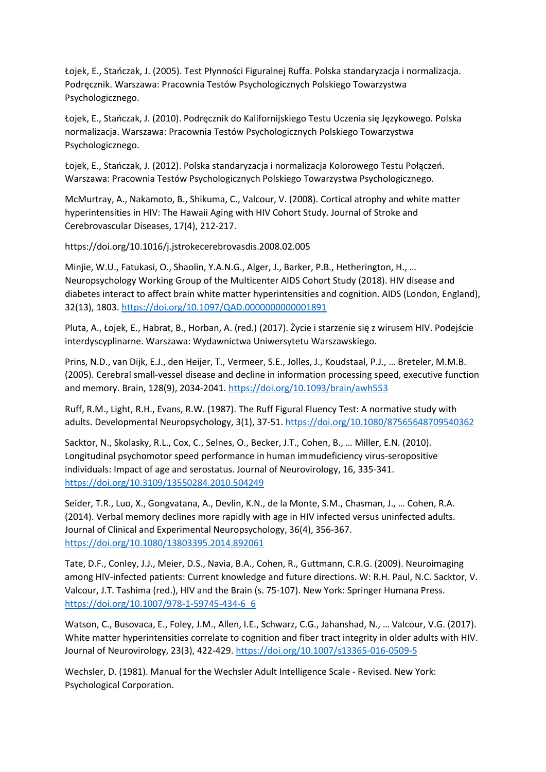Łojek, E., Stańczak, J. (2005). Test Płynności Figuralnej Ruffa. Polska standaryzacja i normalizacja. Podręcznik. Warszawa: Pracownia Testów Psychologicznych Polskiego Towarzystwa Psychologicznego.

Łojek, E., Stańczak, J. (2010). Podręcznik do Kalifornijskiego Testu Uczenia się Językowego. Polska normalizacja. Warszawa: Pracownia Testów Psychologicznych Polskiego Towarzystwa Psychologicznego.

Łojek, E., Stańczak, J. (2012). Polska standaryzacja i normalizacja Kolorowego Testu Połączeń. Warszawa: Pracownia Testów Psychologicznych Polskiego Towarzystwa Psychologicznego.

McMurtray, A., Nakamoto, B., Shikuma, C., Valcour, V. (2008). Cortical atrophy and white matter hyperintensities in HIV: The Hawaii Aging with HIV Cohort Study. Journal of Stroke and Cerebrovascular Diseases, 17(4), 212-217.

https://doi.org/10.1016/j.jstrokecerebrovasdis.2008.02.005

Minjie, W.U., Fatukasi, O., Shaolin, Y.A.N.G., Alger, J., Barker, P.B., Hetherington, H., … Neuropsychology Working Group of the Multicenter AIDS Cohort Study (2018). HIV disease and diabetes interact to affect brain white matter hyperintensities and cognition. AIDS (London, England), 32(13), 1803. https://doi.org/10.1097/QAD.0000000000001891

Pluta, A., Łojek, E., Habrat, B., Horban, A. (red.) (2017). Życie i starzenie się z wirusem HIV. Podejście interdyscyplinarne. Warszawa: Wydawnictwa Uniwersytetu Warszawskiego.

Prins, N.D., van Dijk, E.J., den Heijer, T., Vermeer, S.E., Jolles, J., Koudstaal, P.J., … Breteler, M.M.B. (2005). Cerebral small-vessel disease and decline in information processing speed, executive function and memory. Brain, 128(9), 2034-2041. https://doi.org/10.1093/brain/awh553

Ruff, R.M., Light, R.H., Evans, R.W. (1987). The Ruff Figural Fluency Test: A normative study with adults. Developmental Neuropsychology, 3(1), 37-51. https://doi.org/10.1080/87565648709540362

Sacktor, N., Skolasky, R.L., Cox, C., Selnes, O., Becker, J.T., Cohen, B., … Miller, E.N. (2010). Longitudinal psychomotor speed performance in human immudeficiency virus-seropositive individuals: Impact of age and serostatus. Journal of Neurovirology, 16, 335-341. https://doi.org/10.3109/13550284.2010.504249

Seider, T.R., Luo, X., Gongvatana, A., Devlin, K.N., de la Monte, S.M., Chasman, J., … Cohen, R.A. (2014). Verbal memory declines more rapidly with age in HIV infected versus uninfected adults. Journal of Clinical and Experimental Neuropsychology, 36(4), 356-367. https://doi.org/10.1080/13803395.2014.892061

Tate, D.F., Conley, J.J., Meier, D.S., Navia, B.A., Cohen, R., Guttmann, C.R.G. (2009). Neuroimaging among HIV-infected patients: Current knowledge and future directions. W: R.H. Paul, N.C. Sacktor, V. Valcour, J.T. Tashima (red.), HIV and the Brain (s. 75-107). New York: Springer Humana Press. https://doi.org/10.1007/978-1-59745-434-6_6

Watson, C., Busovaca, E., Foley, J.M., Allen, I.E., Schwarz, C.G., Jahanshad, N., … Valcour, V.G. (2017). White matter hyperintensities correlate to cognition and fiber tract integrity in older adults with HIV. Journal of Neurovirology, 23(3), 422-429. https://doi.org/10.1007/s13365-016-0509-5

Wechsler, D. (1981). Manual for the Wechsler Adult Intelligence Scale - Revised. New York: Psychological Corporation.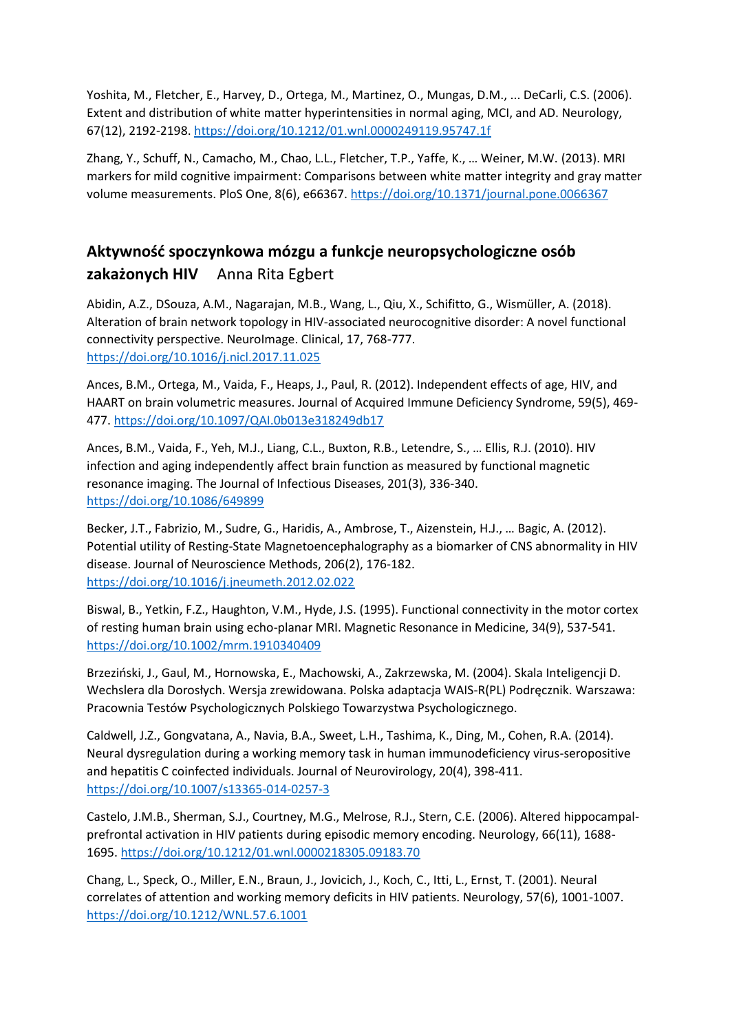Yoshita, M., Fletcher, E., Harvey, D., Ortega, M., Martinez, O., Mungas, D.M., ... DeCarli, C.S. (2006). Extent and distribution of white matter hyperintensities in normal aging, MCI, and AD. Neurology, 67(12), 2192-2198. https://doi.org/10.1212/01.wnl.0000249119.95747.1f

Zhang, Y., Schuff, N., Camacho, M., Chao, L.L., Fletcher, T.P., Yaffe, K., … Weiner, M.W. (2013). MRI markers for mild cognitive impairment: Comparisons between white matter integrity and gray matter volume measurements. PloS One, 8(6), e66367. https://doi.org/10.1371/journal.pone.0066367

## **Aktywność spoczynkowa mózgu a funkcje neuropsychologiczne osób zakażonych HIV** Anna Rita Egbert

Abidin, A.Z., DSouza, A.M., Nagarajan, M.B., Wang, L., Qiu, X., Schifitto, G., Wismüller, A. (2018). Alteration of brain network topology in HIV-associated neurocognitive disorder: A novel functional connectivity perspective. NeuroImage. Clinical, 17, 768-777. https://doi.org/10.1016/j.nicl.2017.11.025

Ances, B.M., Ortega, M., Vaida, F., Heaps, J., Paul, R. (2012). Independent effects of age, HIV, and HAART on brain volumetric measures. Journal of Acquired Immune Deficiency Syndrome, 59(5), 469-477. https://doi.org/10.1097/QAI.0b013e318249db17

Ances, B.M., Vaida, F., Yeh, M.J., Liang, C.L., Buxton, R.B., Letendre, S., … Ellis, R.J. (2010). HIV infection and aging independently affect brain function as measured by functional magnetic resonance imaging. The Journal of Infectious Diseases, 201(3), 336-340. https://doi.org/10.1086/649899

Becker, J.T., Fabrizio, M., Sudre, G., Haridis, A., Ambrose, T., Aizenstein, H.J., … Bagic, A. (2012). Potential utility of Resting-State Magnetoencephalography as a biomarker of CNS abnormality in HIV disease. Journal of Neuroscience Methods, 206(2), 176-182. https://doi.org/10.1016/j.jneumeth.2012.02.022

Biswal, B., Yetkin, F.Z., Haughton, V.M., Hyde, J.S. (1995). Functional connectivity in the motor cortex of resting human brain using echo-planar MRI. Magnetic Resonance in Medicine, 34(9), 537-541. https://doi.org/10.1002/mrm.1910340409

Brzeziński, J., Gaul, M., Hornowska, E., Machowski, A., Zakrzewska, M. (2004). Skala Inteligencji D. Wechslera dla Dorosłych. Wersja zrewidowana. Polska adaptacja WAIS-R(PL) Podręcznik. Warszawa: Pracownia Testów Psychologicznych Polskiego Towarzystwa Psychologicznego.

Caldwell, J.Z., Gongvatana, A., Navia, B.A., Sweet, L.H., Tashima, K., Ding, M., Cohen, R.A. (2014). Neural dysregulation during a working memory task in human immunodeficiency virus-seropositive and hepatitis C coinfected individuals. Journal of Neurovirology, 20(4), 398-411. https://doi.org/10.1007/s13365-014-0257-3

Castelo, J.M.B., Sherman, S.J., Courtney, M.G., Melrose, R.J., Stern, C.E. (2006). Altered hippocampal-prefrontal activation in HIV patients during episodic memory encoding. Neurology, 66(11), 1688-1695. https://doi.org/10.1212/01.wnl.0000218305.09183.70

Chang, L., Speck, O., Miller, E.N., Braun, J., Jovicich, J., Koch, C., Itti, L., Ernst, T. (2001). Neural correlates of attention and working memory deficits in HIV patients. Neurology, 57(6), 1001-1007. https://doi.org/10.1212/WNL.57.6.1001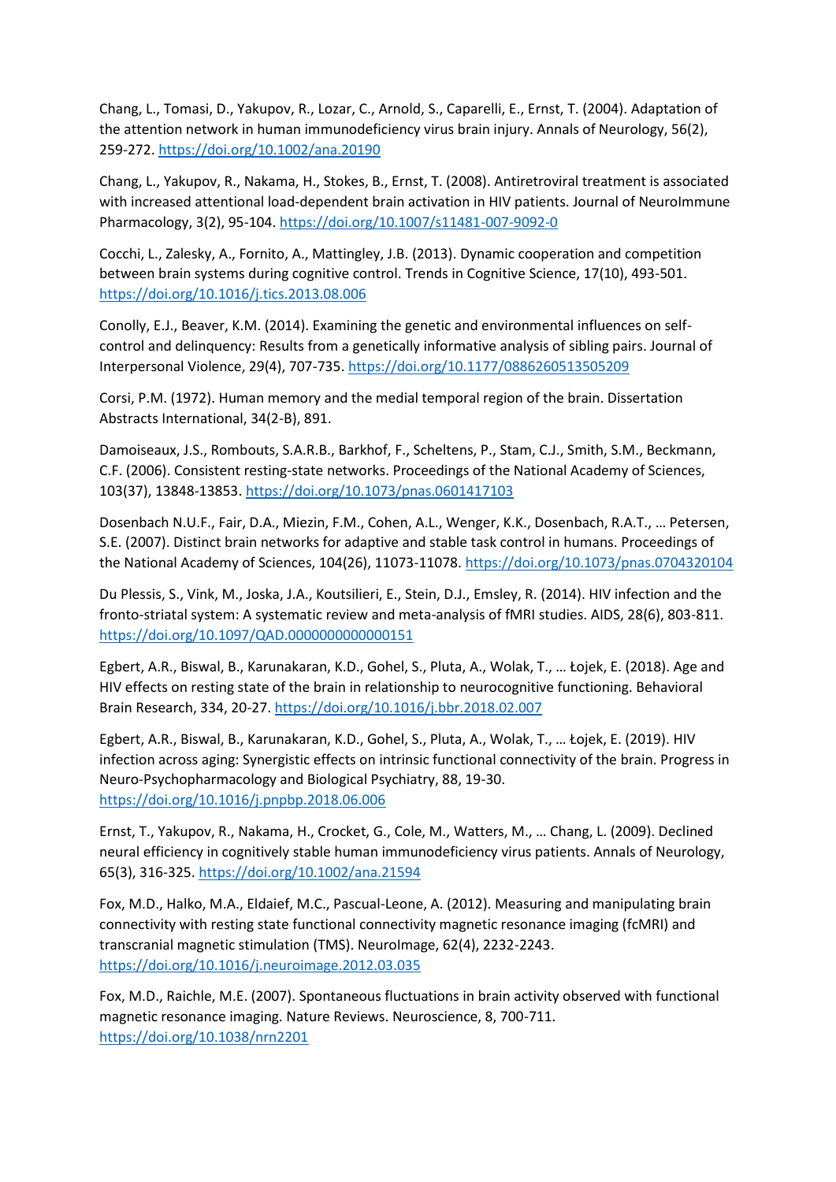Chang, L., Tomasi, D., Yakupov, R., Lozar, C., Arnold, S., Caparelli, E., Ernst, T. (2004). Adaptation of the attention network in human immunodeficiency virus brain injury. Annals of Neurology, 56(2), 259-272. https://doi.org/10.1002/ana.20190

Chang, L., Yakupov, R., Nakama, H., Stokes, B., Ernst, T. (2008). Antiretroviral treatment is associated with increased attentional load-dependent brain activation in HIV patients. Journal of NeuroImmune Pharmacology, 3(2), 95-104. https://doi.org/10.1007/s11481-007-9092-0

Cocchi, L., Zalesky, A., Fornito, A., Mattingley, J.B. (2013). Dynamic cooperation and competition between brain systems during cognitive control. Trends in Cognitive Science, 17(10), 493-501. https://doi.org/10.1016/j.tics.2013.08.006

Conolly, E.J., Beaver, K.M. (2014). Examining the genetic and environmental influences on self-control and delinquency: Results from a genetically informative analysis of sibling pairs. Journal of Interpersonal Violence, 29(4), 707-735. https://doi.org/10.1177/0886260513505209

Corsi, P.M. (1972). Human memory and the medial temporal region of the brain. Dissertation Abstracts International, 34(2-B), 891.

Damoiseaux, J.S., Rombouts, S.A.R.B., Barkhof, F., Scheltens, P., Stam, C.J., Smith, S.M., Beckmann, C.F. (2006). Consistent resting-state networks. Proceedings of the National Academy of Sciences, 103(37), 13848-13853. https://doi.org/10.1073/pnas.0601417103

Dosenbach N.U.F., Fair, D.A., Miezin, F.M., Cohen, A.L., Wenger, K.K., Dosenbach, R.A.T., … Petersen, S.E. (2007). Distinct brain networks for adaptive and stable task control in humans. Proceedings of the National Academy of Sciences, 104(26), 11073-11078. https://doi.org/10.1073/pnas.0704320104

Du Plessis, S., Vink, M., Joska, J.A., Koutsilieri, E., Stein, D.J., Emsley, R. (2014). HIV infection and the fronto-striatal system: A systematic review and meta-analysis of fMRI studies. AIDS, 28(6), 803-811. https://doi.org/10.1097/QAD.0000000000000151

Egbert, A.R., Biswal, B., Karunakaran, K.D., Gohel, S., Pluta, A., Wolak, T., … Łojek, E. (2018). Age and HIV effects on resting state of the brain in relationship to neurocognitive functioning. Behavioral Brain Research, 334, 20-27. https://doi.org/10.1016/j.bbr.2018.02.007

Egbert, A.R., Biswal, B., Karunakaran, K.D., Gohel, S., Pluta, A., Wolak, T., … Łojek, E. (2019). HIV infection across aging: Synergistic effects on intrinsic functional connectivity of the brain. Progress in Neuro-Psychopharmacology and Biological Psychiatry, 88, 19-30. https://doi.org/10.1016/j.pnpbp.2018.06.006

Ernst, T., Yakupov, R., Nakama, H., Crocket, G., Cole, M., Watters, M., … Chang, L. (2009). Declined neural efficiency in cognitively stable human immunodeficiency virus patients. Annals of Neurology, 65(3), 316-325. https://doi.org/10.1002/ana.21594

Fox, M.D., Halko, M.A., Eldaief, M.C., Pascual-Leone, A. (2012). Measuring and manipulating brain connectivity with resting state functional connectivity magnetic resonance imaging (fcMRI) and transcranial magnetic stimulation (TMS). NeuroImage, 62(4), 2232-2243. https://doi.org/10.1016/j.neuroimage.2012.03.035

Fox, M.D., Raichle, M.E. (2007). Spontaneous fluctuations in brain activity observed with functional magnetic resonance imaging. Nature Reviews. Neuroscience, 8, 700-711. https://doi.org/10.1038/nrn2201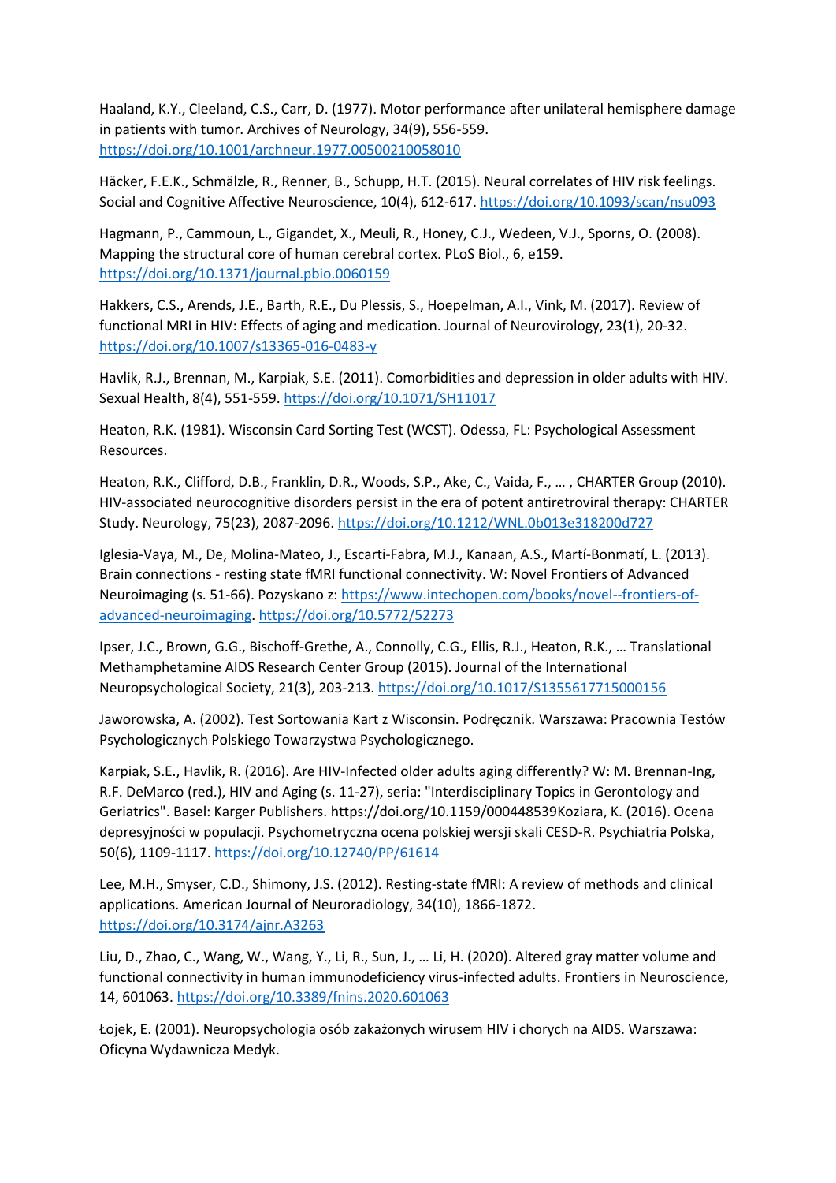Haaland, K.Y., Cleeland, C.S., Carr, D. (1977). Motor performance after unilateral hemisphere damage in patients with tumor. Archives of Neurology, 34(9), 556-559. https://doi.org/10.1001/archneur.1977.00500210058010

Häcker, F.E.K., Schmälzle, R., Renner, B., Schupp, H.T. (2015). Neural correlates of HIV risk feelings. Social and Cognitive Affective Neuroscience, 10(4), 612-617. https://doi.org/10.1093/scan/nsu093

Hagmann, P., Cammoun, L., Gigandet, X., Meuli, R., Honey, C.J., Wedeen, V.J., Sporns, O. (2008). Mapping the structural core of human cerebral cortex. PLoS Biol., 6, e159. https://doi.org/10.1371/journal.pbio.0060159

Hakkers, C.S., Arends, J.E., Barth, R.E., Du Plessis, S., Hoepelman, A.I., Vink, M. (2017). Review of functional MRI in HIV: Effects of aging and medication. Journal of Neurovirology, 23(1), 20-32. https://doi.org/10.1007/s13365-016-0483-y

Havlik, R.J., Brennan, M., Karpiak, S.E. (2011). Comorbidities and depression in older adults with HIV. Sexual Health, 8(4), 551-559. https://doi.org/10.1071/SH11017

Heaton, R.K. (1981). Wisconsin Card Sorting Test (WCST). Odessa, FL: Psychological Assessment Resources.

Heaton, R.K., Clifford, D.B., Franklin, D.R., Woods, S.P., Ake, C., Vaida, F., … , CHARTER Group (2010). HIV-associated neurocognitive disorders persist in the era of potent antiretroviral therapy: CHARTER Study. Neurology, 75(23), 2087-2096. https://doi.org/10.1212/WNL.0b013e318200d727

Iglesia-Vaya, M., De, Molina-Mateo, J., Escarti-Fabra, M.J., Kanaan, A.S., Martí-Bonmatí, L. (2013). Brain connections - resting state fMRI functional connectivity. W: Novel Frontiers of Advanced Neuroimaging (s. 51-66). Pozyskano z: https://www.intechopen.com/books/novel--frontiers-of-advanced-neuroimaging. https://doi.org/10.5772/52273

Ipser, J.C., Brown, G.G., Bischoff-Grethe, A., Connolly, C.G., Ellis, R.J., Heaton, R.K., … Translational Methamphetamine AIDS Research Center Group (2015). Journal of the International Neuropsychological Society, 21(3), 203-213. https://doi.org/10.1017/S1355617715000156

Jaworowska, A. (2002). Test Sortowania Kart z Wisconsin. Podręcznik. Warszawa: Pracownia Testów Psychologicznych Polskiego Towarzystwa Psychologicznego.

Karpiak, S.E., Havlik, R. (2016). Are HIV-Infected older adults aging differently? W: M. Brennan-Ing, R.F. DeMarco (red.), HIV and Aging (s. 11-27), seria: "Interdisciplinary Topics in Gerontology and Geriatrics". Basel: Karger Publishers. https://doi.org/10.1159/000448539Koziara, K. (2016). Ocena depresyjności w populacji. Psychometryczna ocena polskiej wersji skali CESD-R. Psychiatria Polska, 50(6), 1109-1117. https://doi.org/10.12740/PP/61614

Lee, M.H., Smyser, C.D., Shimony, J.S. (2012). Resting-state fMRI: A review of methods and clinical applications. American Journal of Neuroradiology, 34(10), 1866-1872. https://doi.org/10.3174/ajnr.A3263

Liu, D., Zhao, C., Wang, W., Wang, Y., Li, R., Sun, J., … Li, H. (2020). Altered gray matter volume and functional connectivity in human immunodeficiency virus-infected adults. Frontiers in Neuroscience, 14, 601063. https://doi.org/10.3389/fnins.2020.601063

Łojek, E. (2001). Neuropsychologia osób zakażonych wirusem HIV i chorych na AIDS. Warszawa: Oficyna Wydawnicza Medyk.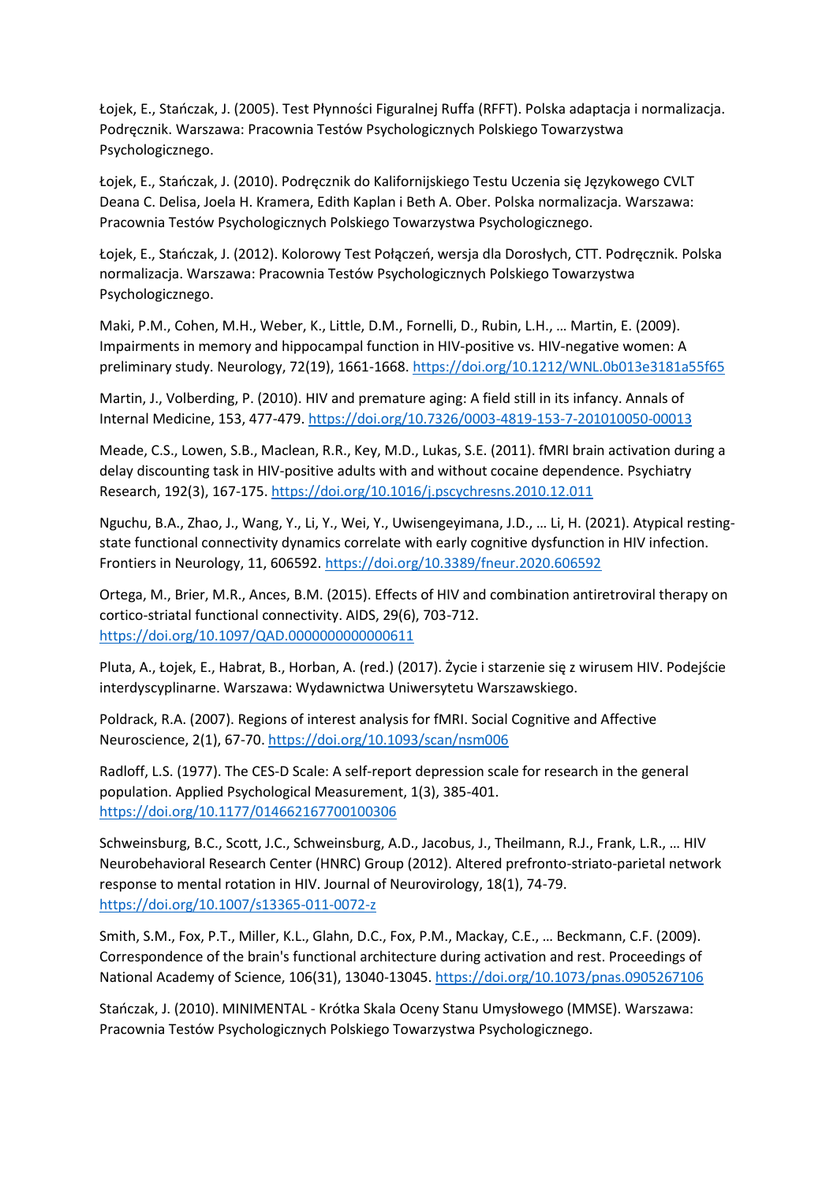Łojek, E., Stańczak, J. (2005). Test Płynności Figuralnej Ruffa (RFFT). Polska adaptacja i normalizacja. Podręcznik. Warszawa: Pracownia Testów Psychologicznych Polskiego Towarzystwa Psychologicznego.

Łojek, E., Stańczak, J. (2010). Podręcznik do Kalifornijskiego Testu Uczenia się Językowego CVLT Deana C. Delisa, Joela H. Kramera, Edith Kaplan i Beth A. Ober. Polska normalizacja. Warszawa: Pracownia Testów Psychologicznych Polskiego Towarzystwa Psychologicznego.

Łojek, E., Stańczak, J. (2012). Kolorowy Test Połączeń, wersja dla Dorosłych, CTT. Podręcznik. Polska normalizacja. Warszawa: Pracownia Testów Psychologicznych Polskiego Towarzystwa Psychologicznego.

Maki, P.M., Cohen, M.H., Weber, K., Little, D.M., Fornelli, D., Rubin, L.H., … Martin, E. (2009). Impairments in memory and hippocampal function in HIV-positive vs. HIV-negative women: A preliminary study. Neurology, 72(19), 1661-1668. https://doi.org/10.1212/WNL.0b013e3181a55f65

Martin, J., Volberding, P. (2010). HIV and premature aging: A field still in its infancy. Annals of Internal Medicine, 153, 477-479. https://doi.org/10.7326/0003-4819-153-7-201010050-00013

Meade, C.S., Lowen, S.B., Maclean, R.R., Key, M.D., Lukas, S.E. (2011). fMRI brain activation during a delay discounting task in HIV-positive adults with and without cocaine dependence. Psychiatry Research, 192(3), 167-175. https://doi.org/10.1016/j.pscychresns.2010.12.011

Nguchu, B.A., Zhao, J., Wang, Y., Li, Y., Wei, Y., Uwisengeyimana, J.D., … Li, H. (2021). Atypical resting-state functional connectivity dynamics correlate with early cognitive dysfunction in HIV infection. Frontiers in Neurology, 11, 606592. https://doi.org/10.3389/fneur.2020.606592

Ortega, M., Brier, M.R., Ances, B.M. (2015). Effects of HIV and combination antiretroviral therapy on cortico-striatal functional connectivity. AIDS, 29(6), 703-712. https://doi.org/10.1097/QAD.0000000000000611

Pluta, A., Łojek, E., Habrat, B., Horban, A. (red.) (2017). Życie i starzenie się z wirusem HIV. Podejście interdyscyplinarne. Warszawa: Wydawnictwa Uniwersytetu Warszawskiego.

Poldrack, R.A. (2007). Regions of interest analysis for fMRI. Social Cognitive and Affective Neuroscience, 2(1), 67-70. https://doi.org/10.1093/scan/nsm006

Radloff, L.S. (1977). The CES-D Scale: A self-report depression scale for research in the general population. Applied Psychological Measurement, 1(3), 385-401. https://doi.org/10.1177/014662167700100306

Schweinsburg, B.C., Scott, J.C., Schweinsburg, A.D., Jacobus, J., Theilmann, R.J., Frank, L.R., … HIV Neurobehavioral Research Center (HNRC) Group (2012). Altered prefronto-striato-parietal network response to mental rotation in HIV. Journal of Neurovirology, 18(1), 74-79. https://doi.org/10.1007/s13365-011-0072-z

Smith, S.M., Fox, P.T., Miller, K.L., Glahn, D.C., Fox, P.M., Mackay, C.E., … Beckmann, C.F. (2009). Correspondence of the brain's functional architecture during activation and rest. Proceedings of National Academy of Science, 106(31), 13040-13045. https://doi.org/10.1073/pnas.0905267106

Stańczak, J. (2010). MINIMENTAL - Krótka Skala Oceny Stanu Umysłowego (MMSE). Warszawa: Pracownia Testów Psychologicznych Polskiego Towarzystwa Psychologicznego.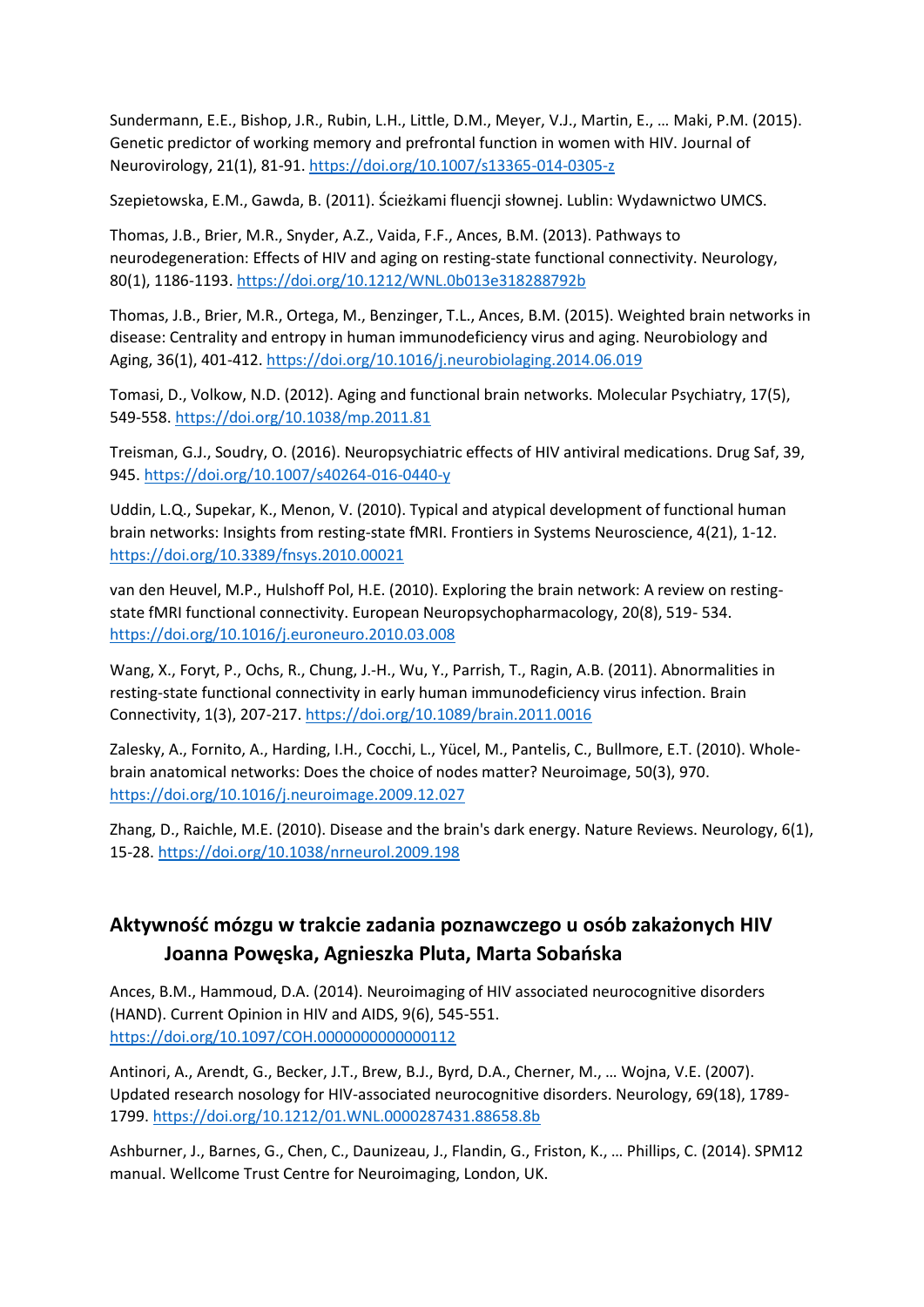Sundermann, E.E., Bishop, J.R., Rubin, L.H., Little, D.M., Meyer, V.J., Martin, E., … Maki, P.M. (2015). Genetic predictor of working memory and prefrontal function in women with HIV. Journal of Neurovirology, 21(1), 81-91. https://doi.org/10.1007/s13365-014-0305-z

Szepietowska, E.M., Gawda, B. (2011). Ścieżkami fluencji słownej. Lublin: Wydawnictwo UMCS.

Thomas, J.B., Brier, M.R., Snyder, A.Z., Vaida, F.F., Ances, B.M. (2013). Pathways to neurodegeneration: Effects of HIV and aging on resting-state functional connectivity. Neurology, 80(1), 1186-1193. https://doi.org/10.1212/WNL.0b013e318288792b

Thomas, J.B., Brier, M.R., Ortega, M., Benzinger, T.L., Ances, B.M. (2015). Weighted brain networks in disease: Centrality and entropy in human immunodeficiency virus and aging. Neurobiology and Aging, 36(1), 401-412. https://doi.org/10.1016/j.neurobiolaging.2014.06.019

Tomasi, D., Volkow, N.D. (2012). Aging and functional brain networks. Molecular Psychiatry, 17(5), 549-558. https://doi.org/10.1038/mp.2011.81

Treisman, G.J., Soudry, O. (2016). Neuropsychiatric effects of HIV antiviral medications. Drug Saf, 39, 945. https://doi.org/10.1007/s40264-016-0440-y

Uddin, L.Q., Supekar, K., Menon, V. (2010). Typical and atypical development of functional human brain networks: Insights from resting-state fMRI. Frontiers in Systems Neuroscience, 4(21), 1-12. https://doi.org/10.3389/fnsys.2010.00021

van den Heuvel, M.P., Hulshoff Pol, H.E. (2010). Exploring the brain network: A review on resting-state fMRI functional connectivity. European Neuropsychopharmacology, 20(8), 519- 534. https://doi.org/10.1016/j.euroneuro.2010.03.008

Wang, X., Foryt, P., Ochs, R., Chung, J.-H., Wu, Y., Parrish, T., Ragin, A.B. (2011). Abnormalities in resting-state functional connectivity in early human immunodeficiency virus infection. Brain Connectivity, 1(3), 207-217. https://doi.org/10.1089/brain.2011.0016

Zalesky, A., Fornito, A., Harding, I.H., Cocchi, L., Yücel, M., Pantelis, C., Bullmore, E.T. (2010). Whole-brain anatomical networks: Does the choice of nodes matter? Neuroimage, 50(3), 970. https://doi.org/10.1016/j.neuroimage.2009.12.027

Zhang, D., Raichle, M.E. (2010). Disease and the brain's dark energy. Nature Reviews. Neurology, 6(1), 15-28. https://doi.org/10.1038/nrneurol.2009.198

## Aktywność mózgu w trakcie zadania poznawczego u osób zakażonych HIV

**Joanna Powęska, Agnieszka Pluta, Marta Sobańska**

Ances, B.M., Hammoud, D.A. (2014). Neuroimaging of HIV associated neurocognitive disorders (HAND). Current Opinion in HIV and AIDS, 9(6), 545-551. https://doi.org/10.1097/COH.0000000000000112

Antinori, A., Arendt, G., Becker, J.T., Brew, B.J., Byrd, D.A., Cherner, M., … Wojna, V.E. (2007). Updated research nosology for HIV-associated neurocognitive disorders. Neurology, 69(18), 1789-1799. https://doi.org/10.1212/01.WNL.0000287431.88658.8b

Ashburner, J., Barnes, G., Chen, C., Daunizeau, J., Flandin, G., Friston, K., … Phillips, C. (2014). SPM12 manual. Wellcome Trust Centre for Neuroimaging, London, UK.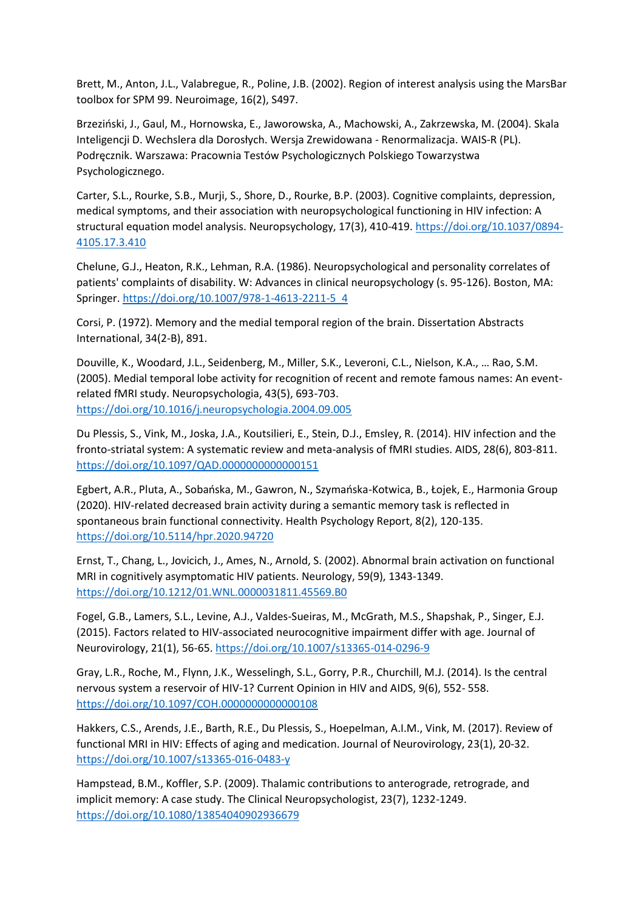Brett, M., Anton, J.L., Valabregue, R., Poline, J.B. (2002). Region of interest analysis using the MarsBar toolbox for SPM 99. Neuroimage, 16(2), S497.

Brzeziński, J., Gaul, M., Hornowska, E., Jaworowska, A., Machowski, A., Zakrzewska, M. (2004). Skala Inteligencji D. Wechslera dla Dorosłych. Wersja Zrewidowana - Renormalizacja. WAIS-R (PL). Podręcznik. Warszawa: Pracownia Testów Psychologicznych Polskiego Towarzystwa Psychologicznego.

Carter, S.L., Rourke, S.B., Murji, S., Shore, D., Rourke, B.P. (2003). Cognitive complaints, depression, medical symptoms, and their association with neuropsychological functioning in HIV infection: A structural equation model analysis. Neuropsychology, 17(3), 410-419. https://doi.org/10.1037/0894-4105.17.3.410

Chelune, G.J., Heaton, R.K., Lehman, R.A. (1986). Neuropsychological and personality correlates of patients' complaints of disability. W: Advances in clinical neuropsychology (s. 95-126). Boston, MA: Springer. https://doi.org/10.1007/978-1-4613-2211-5_4

Corsi, P. (1972). Memory and the medial temporal region of the brain. Dissertation Abstracts International, 34(2-B), 891.

Douville, K., Woodard, J.L., Seidenberg, M., Miller, S.K., Leveroni, C.L., Nielson, K.A., … Rao, S.M. (2005). Medial temporal lobe activity for recognition of recent and remote famous names: An event-related fMRI study. Neuropsychologia, 43(5), 693-703. https://doi.org/10.1016/j.neuropsychologia.2004.09.005

Du Plessis, S., Vink, M., Joska, J.A., Koutsilieri, E., Stein, D.J., Emsley, R. (2014). HIV infection and the fronto-striatal system: A systematic review and meta-analysis of fMRI studies. AIDS, 28(6), 803-811. https://doi.org/10.1097/QAD.0000000000000151

Egbert, A.R., Pluta, A., Sobańska, M., Gawron, N., Szymańska-Kotwica, B., Łojek, E., Harmonia Group (2020). HIV-related decreased brain activity during a semantic memory task is reflected in spontaneous brain functional connectivity. Health Psychology Report, 8(2), 120-135. https://doi.org/10.5114/hpr.2020.94720

Ernst, T., Chang, L., Jovicich, J., Ames, N., Arnold, S. (2002). Abnormal brain activation on functional MRI in cognitively asymptomatic HIV patients. Neurology, 59(9), 1343-1349. https://doi.org/10.1212/01.WNL.0000031811.45569.B0

Fogel, G.B., Lamers, S.L., Levine, A.J., Valdes-Sueiras, M., McGrath, M.S., Shapshak, P., Singer, E.J. (2015). Factors related to HIV-associated neurocognitive impairment differ with age. Journal of Neurovirology, 21(1), 56-65. https://doi.org/10.1007/s13365-014-0296-9

Gray, L.R., Roche, M., Flynn, J.K., Wesselingh, S.L., Gorry, P.R., Churchill, M.J. (2014). Is the central nervous system a reservoir of HIV-1? Current Opinion in HIV and AIDS, 9(6), 552- 558. https://doi.org/10.1097/COH.0000000000000108

Hakkers, C.S., Arends, J.E., Barth, R.E., Du Plessis, S., Hoepelman, A.I.M., Vink, M. (2017). Review of functional MRI in HIV: Effects of aging and medication. Journal of Neurovirology, 23(1), 20-32. https://doi.org/10.1007/s13365-016-0483-y

Hampstead, B.M., Koffler, S.P. (2009). Thalamic contributions to anterograde, retrograde, and implicit memory: A case study. The Clinical Neuropsychologist, 23(7), 1232-1249. https://doi.org/10.1080/13854040902936679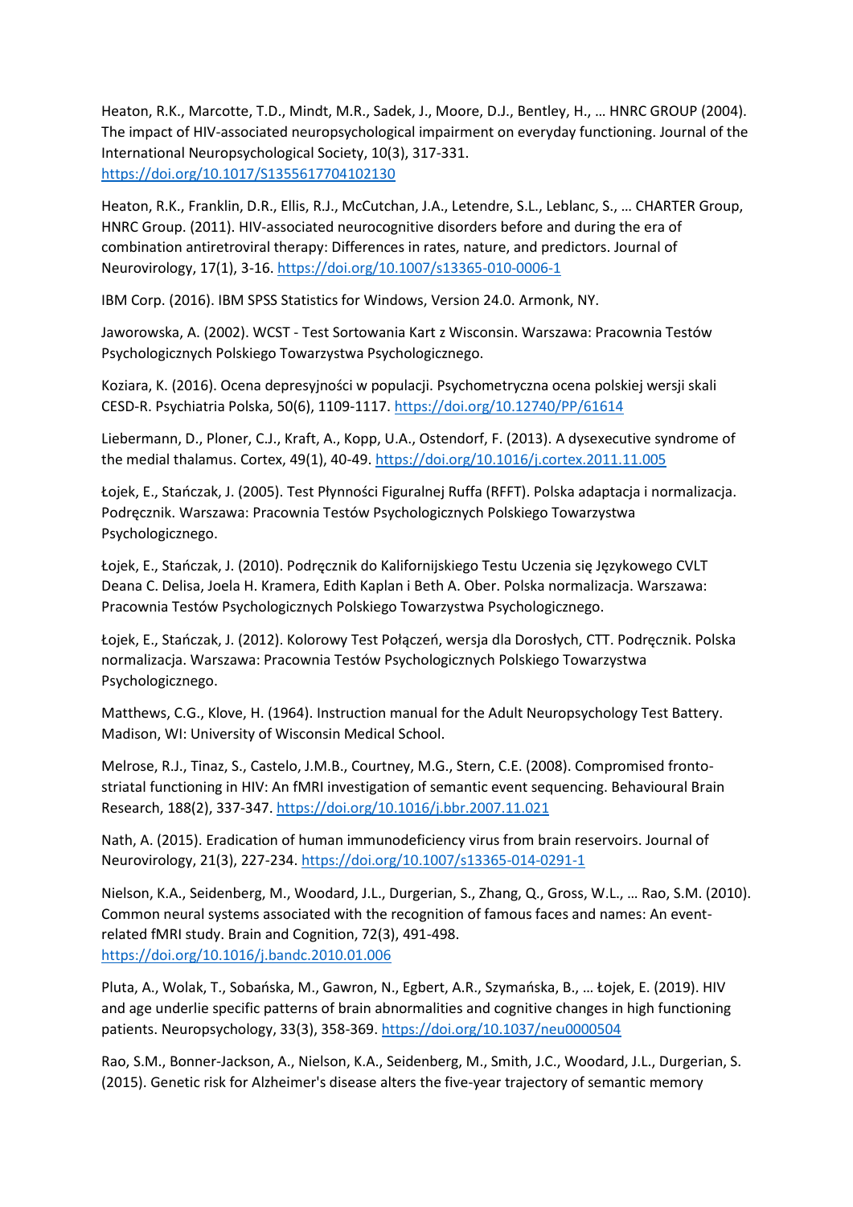Heaton, R.K., Marcotte, T.D., Mindt, M.R., Sadek, J., Moore, D.J., Bentley, H., … HNRC GROUP (2004). The impact of HIV-associated neuropsychological impairment on everyday functioning. Journal of the International Neuropsychological Society, 10(3), 317-331. https://doi.org/10.1017/S1355617704102130

Heaton, R.K., Franklin, D.R., Ellis, R.J., McCutchan, J.A., Letendre, S.L., Leblanc, S., … CHARTER Group, HNRC Group. (2011). HIV-associated neurocognitive disorders before and during the era of combination antiretroviral therapy: Differences in rates, nature, and predictors. Journal of Neurovirology, 17(1), 3-16. https://doi.org/10.1007/s13365-010-0006-1

IBM Corp. (2016). IBM SPSS Statistics for Windows, Version 24.0. Armonk, NY.

Jaworowska, A. (2002). WCST - Test Sortowania Kart z Wisconsin. Warszawa: Pracownia Testów Psychologicznych Polskiego Towarzystwa Psychologicznego.

Koziara, K. (2016). Ocena depresyjności w populacji. Psychometryczna ocena polskiej wersji skali CESD-R. Psychiatria Polska, 50(6), 1109-1117. https://doi.org/10.12740/PP/61614

Liebermann, D., Ploner, C.J., Kraft, A., Kopp, U.A., Ostendorf, F. (2013). A dysexecutive syndrome of the medial thalamus. Cortex, 49(1), 40-49. https://doi.org/10.1016/j.cortex.2011.11.005

Łojek, E., Stańczak, J. (2005). Test Płynności Figuralnej Ruffa (RFFT). Polska adaptacja i normalizacja. Podręcznik. Warszawa: Pracownia Testów Psychologicznych Polskiego Towarzystwa Psychologicznego.

Łojek, E., Stańczak, J. (2010). Podręcznik do Kalifornijskiego Testu Uczenia się Językowego CVLT Deana C. Delisa, Joela H. Kramera, Edith Kaplan i Beth A. Ober. Polska normalizacja. Warszawa: Pracownia Testów Psychologicznych Polskiego Towarzystwa Psychologicznego.

Łojek, E., Stańczak, J. (2012). Kolorowy Test Połączeń, wersja dla Dorosłych, CTT. Podręcznik. Polska normalizacja. Warszawa: Pracownia Testów Psychologicznych Polskiego Towarzystwa Psychologicznego.

Matthews, C.G., Klove, H. (1964). Instruction manual for the Adult Neuropsychology Test Battery. Madison, WI: University of Wisconsin Medical School.

Melrose, R.J., Tinaz, S., Castelo, J.M.B., Courtney, M.G., Stern, C.E. (2008). Compromised fronto-striatal functioning in HIV: An fMRI investigation of semantic event sequencing. Behavioural Brain Research, 188(2), 337-347. https://doi.org/10.1016/j.bbr.2007.11.021

Nath, A. (2015). Eradication of human immunodeficiency virus from brain reservoirs. Journal of Neurovirology, 21(3), 227-234. https://doi.org/10.1007/s13365-014-0291-1

Nielson, K.A., Seidenberg, M., Woodard, J.L., Durgerian, S., Zhang, Q., Gross, W.L., … Rao, S.M. (2010). Common neural systems associated with the recognition of famous faces and names: An event-related fMRI study. Brain and Cognition, 72(3), 491-498. https://doi.org/10.1016/j.bandc.2010.01.006

Pluta, A., Wolak, T., Sobańska, M., Gawron, N., Egbert, A.R., Szymańska, B., … Łojek, E. (2019). HIV and age underlie specific patterns of brain abnormalities and cognitive changes in high functioning patients. Neuropsychology, 33(3), 358-369. https://doi.org/10.1037/neu0000504

Rao, S.M., Bonner-Jackson, A., Nielson, K.A., Seidenberg, M., Smith, J.C., Woodard, J.L., Durgerian, S. (2015). Genetic risk for Alzheimer's disease alters the five-year trajectory of semantic memory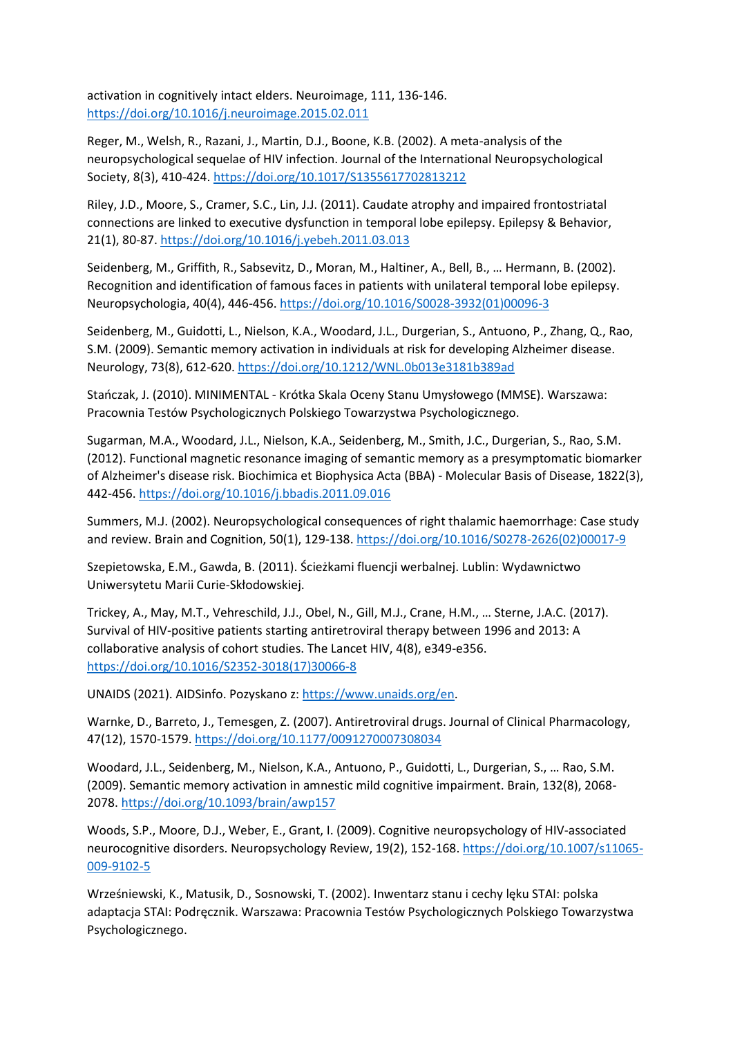activation in cognitively intact elders. Neuroimage, 111, 136-146. https://doi.org/10.1016/j.neuroimage.2015.02.011

Reger, M., Welsh, R., Razani, J., Martin, D.J., Boone, K.B. (2002). A meta-analysis of the neuropsychological sequelae of HIV infection. Journal of the International Neuropsychological Society, 8(3), 410-424. https://doi.org/10.1017/S1355617702813212

Riley, J.D., Moore, S., Cramer, S.C., Lin, J.J. (2011). Caudate atrophy and impaired frontostriatal connections are linked to executive dysfunction in temporal lobe epilepsy. Epilepsy & Behavior, 21(1), 80-87. https://doi.org/10.1016/j.yebeh.2011.03.013

Seidenberg, M., Griffith, R., Sabsevitz, D., Moran, M., Haltiner, A., Bell, B., … Hermann, B. (2002). Recognition and identification of famous faces in patients with unilateral temporal lobe epilepsy. Neuropsychologia, 40(4), 446-456. https://doi.org/10.1016/S0028-3932(01)00096-3

Seidenberg, M., Guidotti, L., Nielson, K.A., Woodard, J.L., Durgerian, S., Antuono, P., Zhang, Q., Rao, S.M. (2009). Semantic memory activation in individuals at risk for developing Alzheimer disease. Neurology, 73(8), 612-620. https://doi.org/10.1212/WNL.0b013e3181b389ad

Stańczak, J. (2010). MINIMENTAL - Krótka Skala Oceny Stanu Umysłowego (MMSE). Warszawa: Pracownia Testów Psychologicznych Polskiego Towarzystwa Psychologicznego.

Sugarman, M.A., Woodard, J.L., Nielson, K.A., Seidenberg, M., Smith, J.C., Durgerian, S., Rao, S.M. (2012). Functional magnetic resonance imaging of semantic memory as a presymptomatic biomarker of Alzheimer's disease risk. Biochimica et Biophysica Acta (BBA) - Molecular Basis of Disease, 1822(3), 442-456. https://doi.org/10.1016/j.bbadis.2011.09.016

Summers, M.J. (2002). Neuropsychological consequences of right thalamic haemorrhage: Case study and review. Brain and Cognition, 50(1), 129-138. https://doi.org/10.1016/S0278-2626(02)00017-9

Szepietowska, E.M., Gawda, B. (2011). Ścieżkami fluencji werbalnej. Lublin: Wydawnictwo Uniwersytetu Marii Curie-Skłodowskiej.

Trickey, A., May, M.T., Vehreschild, J.J., Obel, N., Gill, M.J., Crane, H.M., … Sterne, J.A.C. (2017). Survival of HIV-positive patients starting antiretroviral therapy between 1996 and 2013: A collaborative analysis of cohort studies. The Lancet HIV, 4(8), e349-e356. https://doi.org/10.1016/S2352-3018(17)30066-8

UNAIDS (2021). AIDSinfo. Pozyskano z: https://www.unaids.org/en.

Warnke, D., Barreto, J., Temesgen, Z. (2007). Antiretroviral drugs. Journal of Clinical Pharmacology, 47(12), 1570-1579. https://doi.org/10.1177/0091270007308034

Woodard, J.L., Seidenberg, M., Nielson, K.A., Antuono, P., Guidotti, L., Durgerian, S., … Rao, S.M. (2009). Semantic memory activation in amnestic mild cognitive impairment. Brain, 132(8), 2068-2078. https://doi.org/10.1093/brain/awp157

Woods, S.P., Moore, D.J., Weber, E., Grant, I. (2009). Cognitive neuropsychology of HIV-associated neurocognitive disorders. Neuropsychology Review, 19(2), 152-168. https://doi.org/10.1007/s11065-009-9102-5

Wrześniewski, K., Matusik, D., Sosnowski, T. (2002). Inwentarz stanu i cechy lęku STAI: polska adaptacja STAI: Podręcznik. Warszawa: Pracownia Testów Psychologicznych Polskiego Towarzystwa Psychologicznego.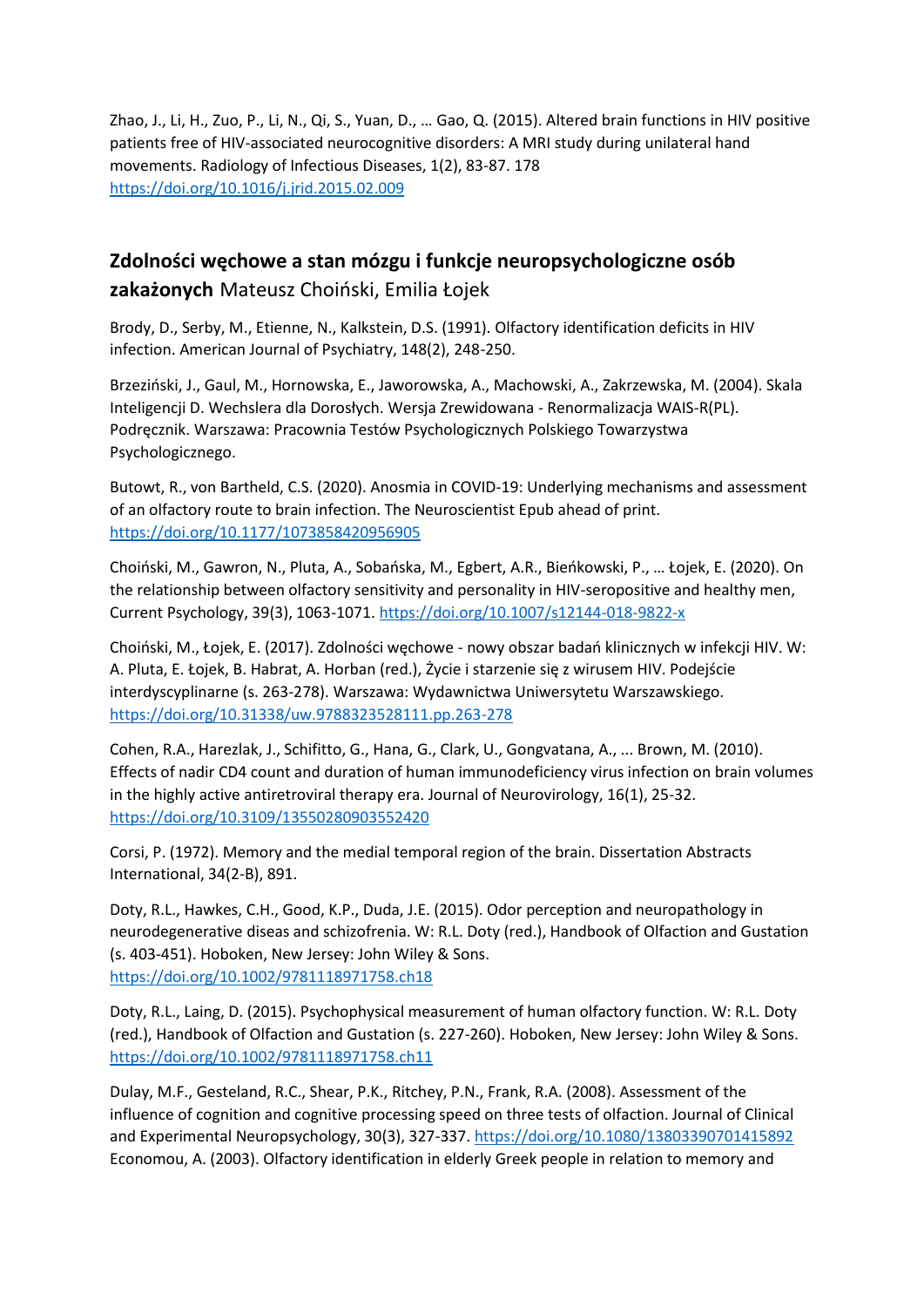Zhao, J., Li, H., Zuo, P., Li, N., Qi, S., Yuan, D., … Gao, Q. (2015). Altered brain functions in HIV positive patients free of HIV-associated neurocognitive disorders: A MRI study during unilateral hand movements. Radiology of Infectious Diseases, 1(2), 83-87. 178 https://doi.org/10.1016/j.jrid.2015.02.009

## **Zdolności węchowe a stan mózgu i funkcje neuropsychologiczne osób zakażonych** Mateusz Choiński, Emilia Łojek

Brody, D., Serby, M., Etienne, N., Kalkstein, D.S. (1991). Olfactory identification deficits in HIV infection. American Journal of Psychiatry, 148(2), 248-250.

Brzeziński, J., Gaul, M., Hornowska, E., Jaworowska, A., Machowski, A., Zakrzewska, M. (2004). Skala Inteligencji D. Wechslera dla Dorosłych. Wersja Zrewidowana - Renormalizacja WAIS-R(PL). Podręcznik. Warszawa: Pracownia Testów Psychologicznych Polskiego Towarzystwa Psychologicznego.

Butowt, R., von Bartheld, C.S. (2020). Anosmia in COVID-19: Underlying mechanisms and assessment of an olfactory route to brain infection. The Neuroscientist Epub ahead of print. https://doi.org/10.1177/1073858420956905

Choiński, M., Gawron, N., Pluta, A., Sobańska, M., Egbert, A.R., Bieńkowski, P., … Łojek, E. (2020). On the relationship between olfactory sensitivity and personality in HIV-seropositive and healthy men, Current Psychology, 39(3), 1063-1071. https://doi.org/10.1007/s12144-018-9822-x

Choiński, M., Łojek, E. (2017). Zdolności węchowe - nowy obszar badań klinicznych w infekcji HIV. W: A. Pluta, E. Łojek, B. Habrat, A. Horban (red.), Życie i starzenie się z wirusem HIV. Podejście interdyscyplinarne (s. 263-278). Warszawa: Wydawnictwa Uniwersytetu Warszawskiego. https://doi.org/10.31338/uw.9788323528111.pp.263-278

Cohen, R.A., Harezlak, J., Schifitto, G., Hana, G., Clark, U., Gongvatana, A., ... Brown, M. (2010). Effects of nadir CD4 count and duration of human immunodeficiency virus infection on brain volumes in the highly active antiretroviral therapy era. Journal of Neurovirology, 16(1), 25-32. https://doi.org/10.3109/13550280903552420

Corsi, P. (1972). Memory and the medial temporal region of the brain. Dissertation Abstracts International, 34(2-B), 891.

Doty, R.L., Hawkes, C.H., Good, K.P., Duda, J.E. (2015). Odor perception and neuropathology in neurodegenerative diseas and schizofrenia. W: R.L. Doty (red.), Handbook of Olfaction and Gustation (s. 403-451). Hoboken, New Jersey: John Wiley & Sons. https://doi.org/10.1002/9781118971758.ch18

Doty, R.L., Laing, D. (2015). Psychophysical measurement of human olfactory function. W: R.L. Doty (red.), Handbook of Olfaction and Gustation (s. 227-260). Hoboken, New Jersey: John Wiley & Sons. https://doi.org/10.1002/9781118971758.ch11

Dulay, M.F., Gesteland, R.C., Shear, P.K., Ritchey, P.N., Frank, R.A. (2008). Assessment of the influence of cognition and cognitive processing speed on three tests of olfaction. Journal of Clinical and Experimental Neuropsychology, 30(3), 327-337. https://doi.org/10.1080/13803390701415892

Economou, A. (2003). Olfactory identification in elderly Greek people in relation to memory and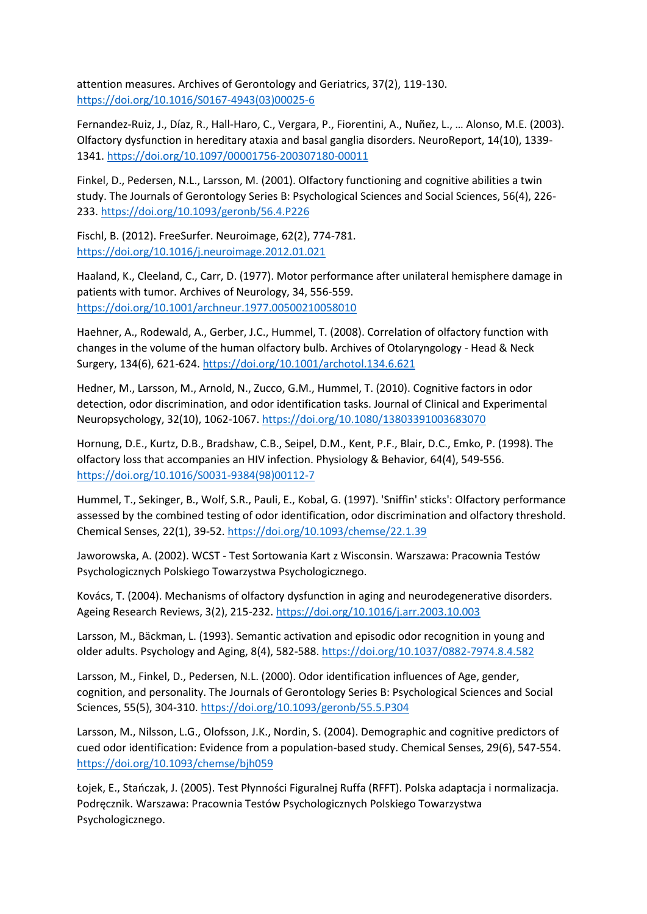attention measures. Archives of Gerontology and Geriatrics, 37(2), 119-130. https://doi.org/10.1016/S0167-4943(03)00025-6

Fernandez-Ruiz, J., Díaz, R., Hall-Haro, C., Vergara, P., Fiorentini, A., Nuñez, L., … Alonso, M.E. (2003). Olfactory dysfunction in hereditary ataxia and basal ganglia disorders. NeuroReport, 14(10), 1339-1341. https://doi.org/10.1097/00001756-200307180-00011

Finkel, D., Pedersen, N.L., Larsson, M. (2001). Olfactory functioning and cognitive abilities a twin study. The Journals of Gerontology Series B: Psychological Sciences and Social Sciences, 56(4), 226-233. https://doi.org/10.1093/geronb/56.4.P226

Fischl, B. (2012). FreeSurfer. Neuroimage, 62(2), 774-781. https://doi.org/10.1016/j.neuroimage.2012.01.021

Haaland, K., Cleeland, C., Carr, D. (1977). Motor performance after unilateral hemisphere damage in patients with tumor. Archives of Neurology, 34, 556-559. https://doi.org/10.1001/archneur.1977.00500210058010

Haehner, A., Rodewald, A., Gerber, J.C., Hummel, T. (2008). Correlation of olfactory function with changes in the volume of the human olfactory bulb. Archives of Otolaryngology - Head & Neck Surgery, 134(6), 621-624. https://doi.org/10.1001/archotol.134.6.621

Hedner, M., Larsson, M., Arnold, N., Zucco, G.M., Hummel, T. (2010). Cognitive factors in odor detection, odor discrimination, and odor identification tasks. Journal of Clinical and Experimental Neuropsychology, 32(10), 1062-1067. https://doi.org/10.1080/13803391003683070

Hornung, D.E., Kurtz, D.B., Bradshaw, C.B., Seipel, D.M., Kent, P.F., Blair, D.C., Emko, P. (1998). The olfactory loss that accompanies an HIV infection. Physiology & Behavior, 64(4), 549-556. https://doi.org/10.1016/S0031-9384(98)00112-7

Hummel, T., Sekinger, B., Wolf, S.R., Pauli, E., Kobal, G. (1997). 'Sniffin' sticks': Olfactory performance assessed by the combined testing of odor identification, odor discrimination and olfactory threshold. Chemical Senses, 22(1), 39-52. https://doi.org/10.1093/chemse/22.1.39

Jaworowska, A. (2002). WCST - Test Sortowania Kart z Wisconsin. Warszawa: Pracownia Testów Psychologicznych Polskiego Towarzystwa Psychologicznego.

Kovács, T. (2004). Mechanisms of olfactory dysfunction in aging and neurodegenerative disorders. Ageing Research Reviews, 3(2), 215-232. https://doi.org/10.1016/j.arr.2003.10.003

Larsson, M., Bäckman, L. (1993). Semantic activation and episodic odor recognition in young and older adults. Psychology and Aging, 8(4), 582-588. https://doi.org/10.1037/0882-7974.8.4.582

Larsson, M., Finkel, D., Pedersen, N.L. (2000). Odor identification influences of Age, gender, cognition, and personality. The Journals of Gerontology Series B: Psychological Sciences and Social Sciences, 55(5), 304-310. https://doi.org/10.1093/geronb/55.5.P304

Larsson, M., Nilsson, L.G., Olofsson, J.K., Nordin, S. (2004). Demographic and cognitive predictors of cued odor identification: Evidence from a population-based study. Chemical Senses, 29(6), 547-554. https://doi.org/10.1093/chemse/bjh059

Łojek, E., Stańczak, J. (2005). Test Płynności Figuralnej Ruffa (RFFT). Polska adaptacja i normalizacja. Podręcznik. Warszawa: Pracownia Testów Psychologicznych Polskiego Towarzystwa Psychologicznego.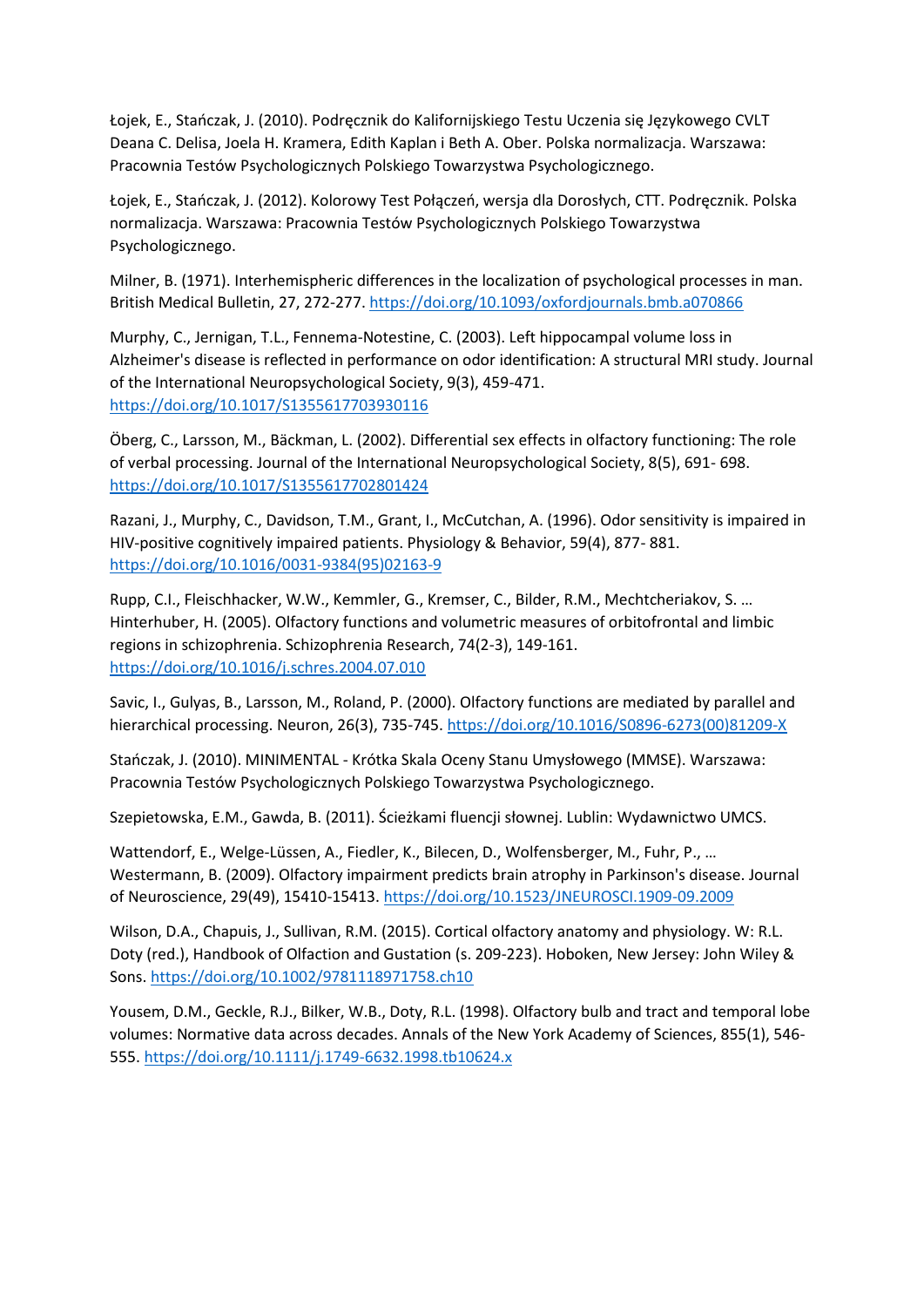Łojek, E., Stańczak, J. (2010). Podręcznik do Kalifornijskiego Testu Uczenia się Językowego CVLT Deana C. Delisa, Joela H. Kramera, Edith Kaplan i Beth A. Ober. Polska normalizacja. Warszawa: Pracownia Testów Psychologicznych Polskiego Towarzystwa Psychologicznego.

Łojek, E., Stańczak, J. (2012). Kolorowy Test Połączeń, wersja dla Dorosłych, CTT. Podręcznik. Polska normalizacja. Warszawa: Pracownia Testów Psychologicznych Polskiego Towarzystwa Psychologicznego.

Milner, B. (1971). Interhemispheric differences in the localization of psychological processes in man. British Medical Bulletin, 27, 272-277. https://doi.org/10.1093/oxfordjournals.bmb.a070866

Murphy, C., Jernigan, T.L., Fennema-Notestine, C. (2003). Left hippocampal volume loss in Alzheimer's disease is reflected in performance on odor identification: A structural MRI study. Journal of the International Neuropsychological Society, 9(3), 459-471. https://doi.org/10.1017/S1355617703930116

Öberg, C., Larsson, M., Bäckman, L. (2002). Differential sex effects in olfactory functioning: The role of verbal processing. Journal of the International Neuropsychological Society, 8(5), 691- 698. https://doi.org/10.1017/S1355617702801424

Razani, J., Murphy, C., Davidson, T.M., Grant, I., McCutchan, A. (1996). Odor sensitivity is impaired in HIV-positive cognitively impaired patients. Physiology & Behavior, 59(4), 877- 881. https://doi.org/10.1016/0031-9384(95)02163-9

Rupp, C.I., Fleischhacker, W.W., Kemmler, G., Kremser, C., Bilder, R.M., Mechtcheriakov, S. … Hinterhuber, H. (2005). Olfactory functions and volumetric measures of orbitofrontal and limbic regions in schizophrenia. Schizophrenia Research, 74(2-3), 149-161. https://doi.org/10.1016/j.schres.2004.07.010

Savic, I., Gulyas, B., Larsson, M., Roland, P. (2000). Olfactory functions are mediated by parallel and hierarchical processing. Neuron, 26(3), 735-745. https://doi.org/10.1016/S0896-6273(00)81209-X

Stańczak, J. (2010). MINIMENTAL - Krótka Skala Oceny Stanu Umysłowego (MMSE). Warszawa: Pracownia Testów Psychologicznych Polskiego Towarzystwa Psychologicznego.

Szepietowska, E.M., Gawda, B. (2011). Ścieżkami fluencji słownej. Lublin: Wydawnictwo UMCS.

Wattendorf, E., Welge-Lüssen, A., Fiedler, K., Bilecen, D., Wolfensberger, M., Fuhr, P., … Westermann, B. (2009). Olfactory impairment predicts brain atrophy in Parkinson's disease. Journal of Neuroscience, 29(49), 15410-15413. https://doi.org/10.1523/JNEUROSCI.1909-09.2009

Wilson, D.A., Chapuis, J., Sullivan, R.M. (2015). Cortical olfactory anatomy and physiology. W: R.L. Doty (red.), Handbook of Olfaction and Gustation (s. 209-223). Hoboken, New Jersey: John Wiley & Sons. https://doi.org/10.1002/9781118971758.ch10

Yousem, D.M., Geckle, R.J., Bilker, W.B., Doty, R.L. (1998). Olfactory bulb and tract and temporal lobe volumes: Normative data across decades. Annals of the New York Academy of Sciences, 855(1), 546-555. https://doi.org/10.1111/j.1749-6632.1998.tb10624.x